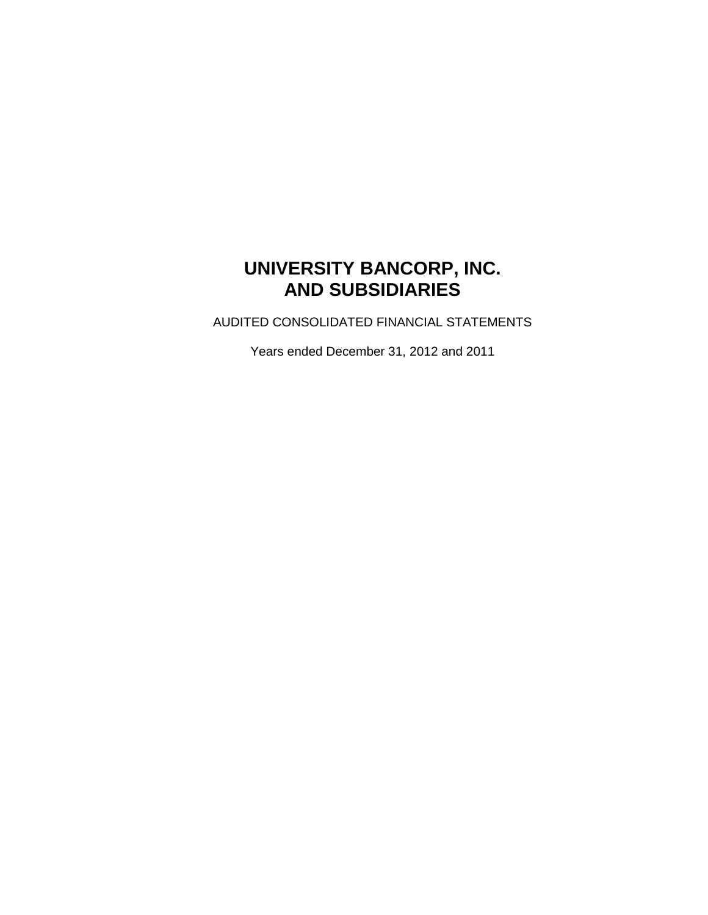# UNIVERSITY BANCORP, INC.
# AND SUBSIDIARIES

AUDITED CONSOLIDATED FINANCIAL STATEMENTS

Years ended December 31, 2012 and 2011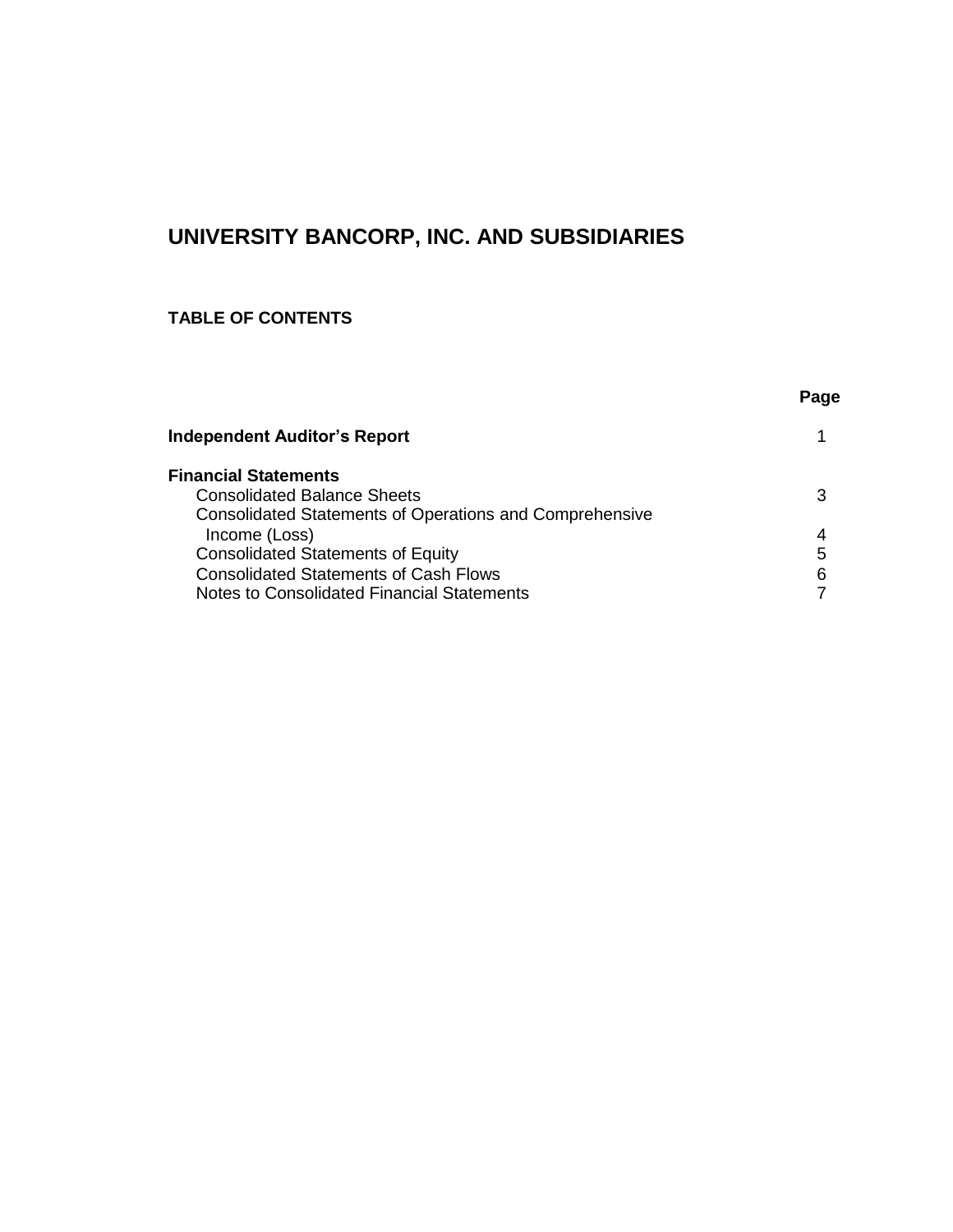# UNIVERSITY BANCORP, INC. AND SUBSIDIARIES

## TABLE OF CONTENTS

| | Page |
|---|---|
| **Independent Auditor's Report** | 1 |
| **Financial Statements** | |
| Consolidated Balance Sheets | 3 |
| Consolidated Statements of Operations and Comprehensive Income (Loss) | 4 |
| Consolidated Statements of Equity | 5 |
| Consolidated Statements of Cash Flows | 6 |
| Notes to Consolidated Financial Statements | 7 |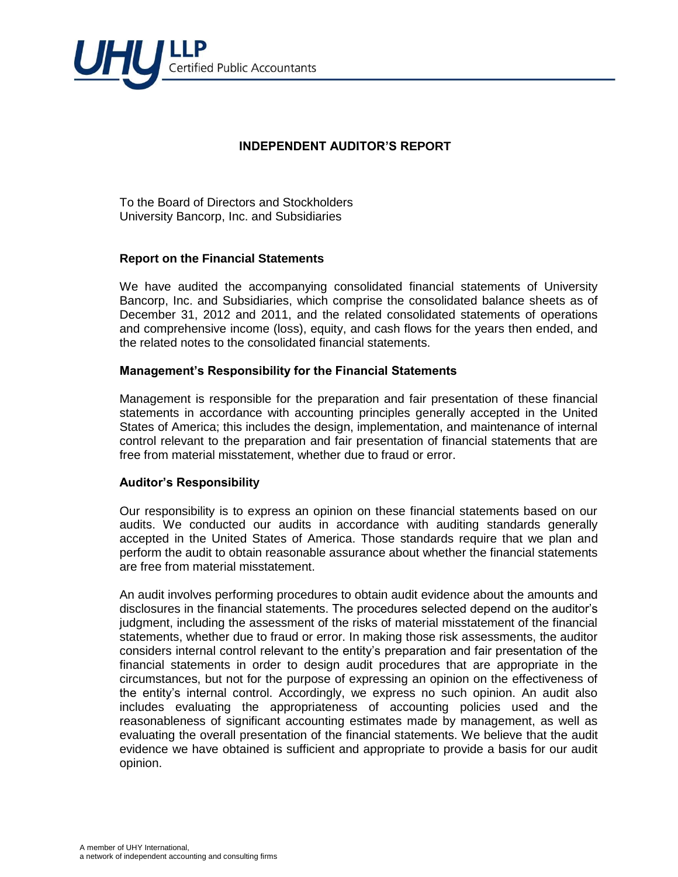UHY LLP Certified Public Accountants

# INDEPENDENT AUDITOR'S REPORT

To the Board of Directors and Stockholders
University Bancorp, Inc. and Subsidiaries

## Report on the Financial Statements

We have audited the accompanying consolidated financial statements of University Bancorp, Inc. and Subsidiaries, which comprise the consolidated balance sheets as of December 31, 2012 and 2011, and the related consolidated statements of operations and comprehensive income (loss), equity, and cash flows for the years then ended, and the related notes to the consolidated financial statements.

## Management's Responsibility for the Financial Statements

Management is responsible for the preparation and fair presentation of these financial statements in accordance with accounting principles generally accepted in the United States of America; this includes the design, implementation, and maintenance of internal control relevant to the preparation and fair presentation of financial statements that are free from material misstatement, whether due to fraud or error.

## Auditor's Responsibility

Our responsibility is to express an opinion on these financial statements based on our audits. We conducted our audits in accordance with auditing standards generally accepted in the United States of America. Those standards require that we plan and perform the audit to obtain reasonable assurance about whether the financial statements are free from material misstatement.

An audit involves performing procedures to obtain audit evidence about the amounts and disclosures in the financial statements. The procedures selected depend on the auditor's judgment, including the assessment of the risks of material misstatement of the financial statements, whether due to fraud or error. In making those risk assessments, the auditor considers internal control relevant to the entity's preparation and fair presentation of the financial statements in order to design audit procedures that are appropriate in the circumstances, but not for the purpose of expressing an opinion on the effectiveness of the entity's internal control. Accordingly, we express no such opinion. An audit also includes evaluating the appropriateness of accounting policies used and the reasonableness of significant accounting estimates made by management, as well as evaluating the overall presentation of the financial statements. We believe that the audit evidence we have obtained is sufficient and appropriate to provide a basis for our audit opinion.

A member of UHY International,
a network of independent accounting and consulting firms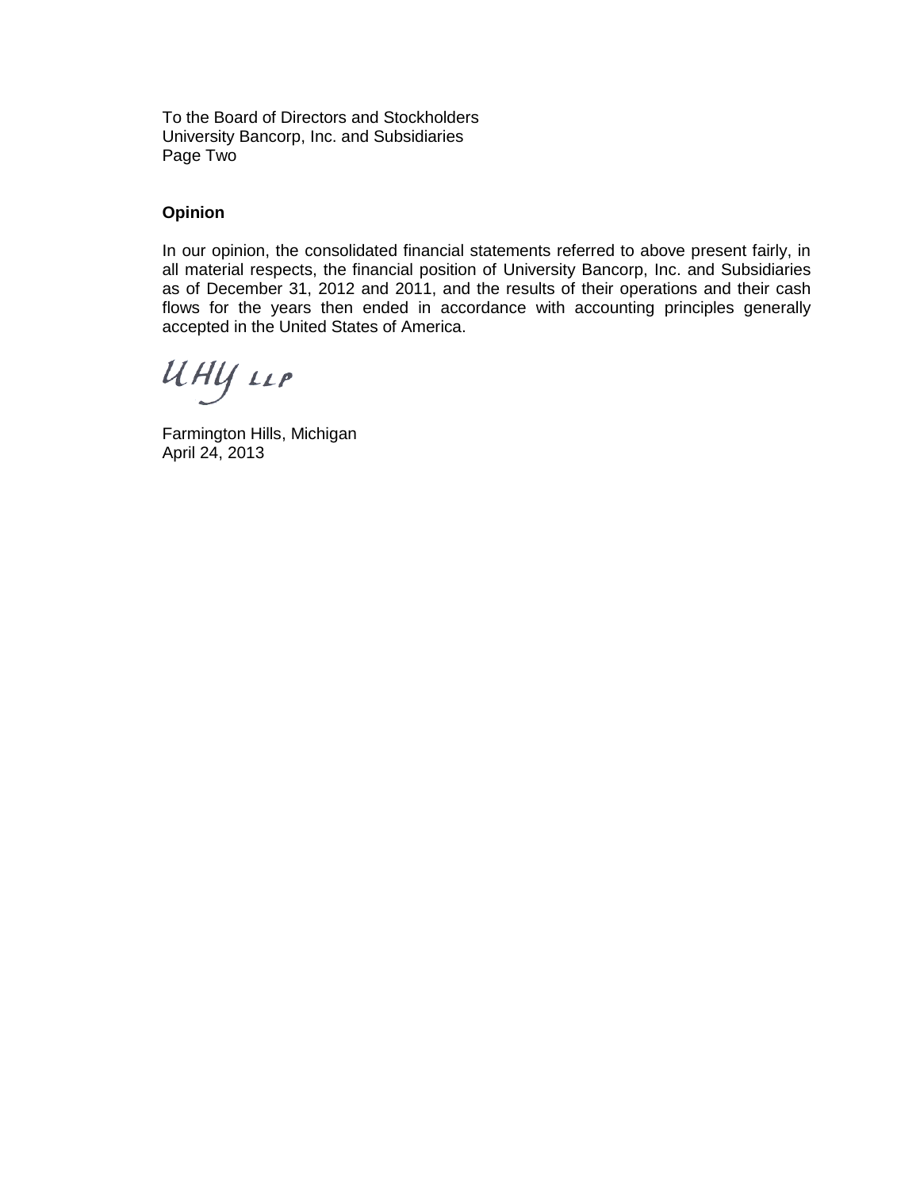To the Board of Directors and Stockholders
University Bancorp, Inc. and Subsidiaries
Page Two

**Opinion**

In our opinion, the consolidated financial statements referred to above present fairly, in all material respects, the financial position of University Bancorp, Inc. and Subsidiaries as of December 31, 2012 and 2011, and the results of their operations and their cash flows for the years then ended in accordance with accounting principles generally accepted in the United States of America.

UHY LLP

Farmington Hills, Michigan
April 24, 2013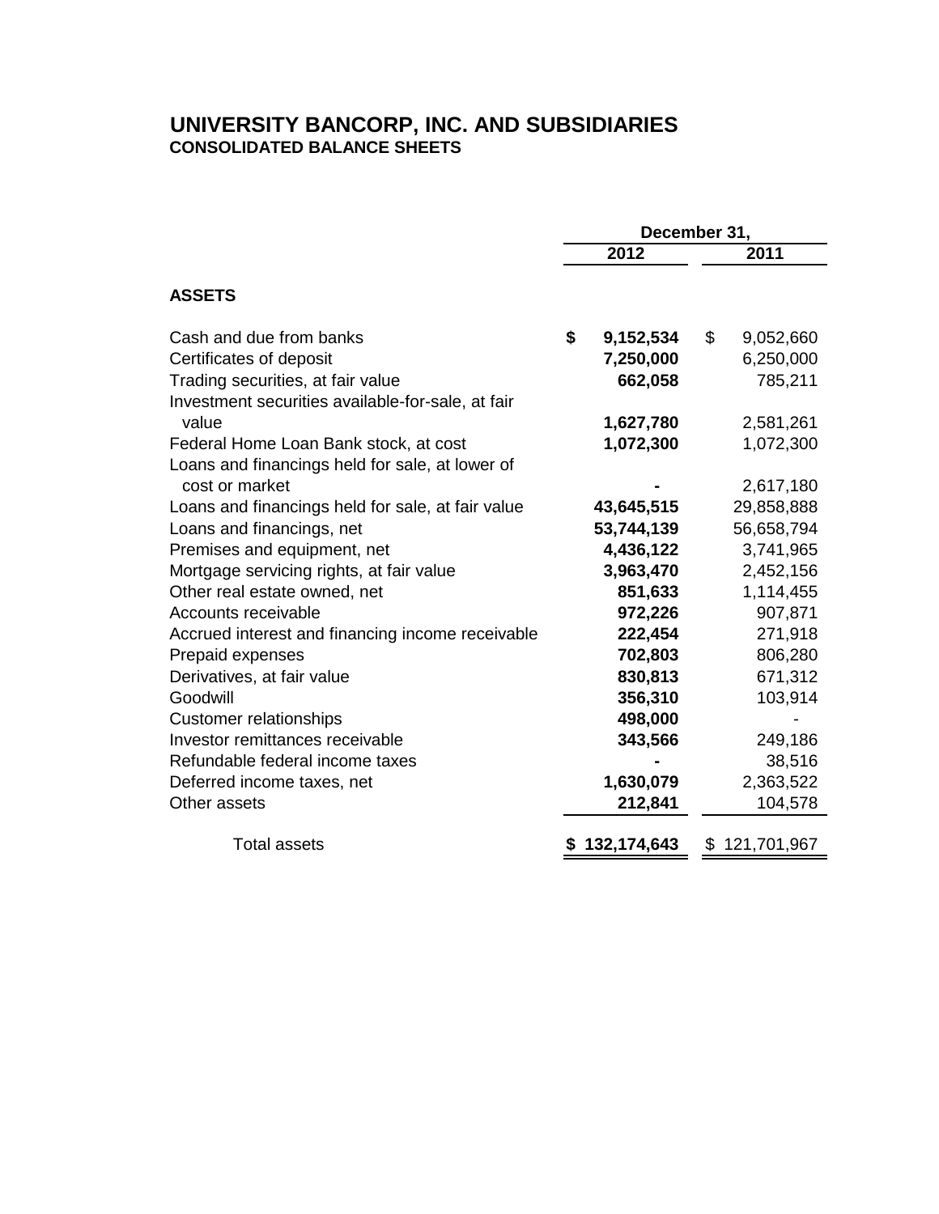# UNIVERSITY BANCORP, INC. AND SUBSIDIARIES
## CONSOLIDATED BALANCE SHEETS

| | December 31, 2012 | December 31, 2011 |
|---|---|---|
| **ASSETS** | | |
| Cash and due from banks | **$ 9,152,534** | $ 9,052,660 |
| Certificates of deposit | **7,250,000** | 6,250,000 |
| Trading securities, at fair value | **662,058** | 785,211 |
| Investment securities available-for-sale, at fair value | **1,627,780** | 2,581,261 |
| Federal Home Loan Bank stock, at cost | **1,072,300** | 1,072,300 |
| Loans and financings held for sale, at lower of cost or market | **-** | 2,617,180 |
| Loans and financings held for sale, at fair value | **43,645,515** | 29,858,888 |
| Loans and financings, net | **53,744,139** | 56,658,794 |
| Premises and equipment, net | **4,436,122** | 3,741,965 |
| Mortgage servicing rights, at fair value | **3,963,470** | 2,452,156 |
| Other real estate owned, net | **851,633** | 1,114,455 |
| Accounts receivable | **972,226** | 907,871 |
| Accrued interest and financing income receivable | **222,454** | 271,918 |
| Prepaid expenses | **702,803** | 806,280 |
| Derivatives, at fair value | **830,813** | 671,312 |
| Goodwill | **356,310** | 103,914 |
| Customer relationships | **498,000** | - |
| Investor remittances receivable | **343,566** | 249,186 |
| Refundable federal income taxes | **-** | 38,516 |
| Deferred income taxes, net | **1,630,079** | 2,363,522 |
| Other assets | **212,841** | 104,578 |
| Total assets | **$ 132,174,643** | $ 121,701,967 |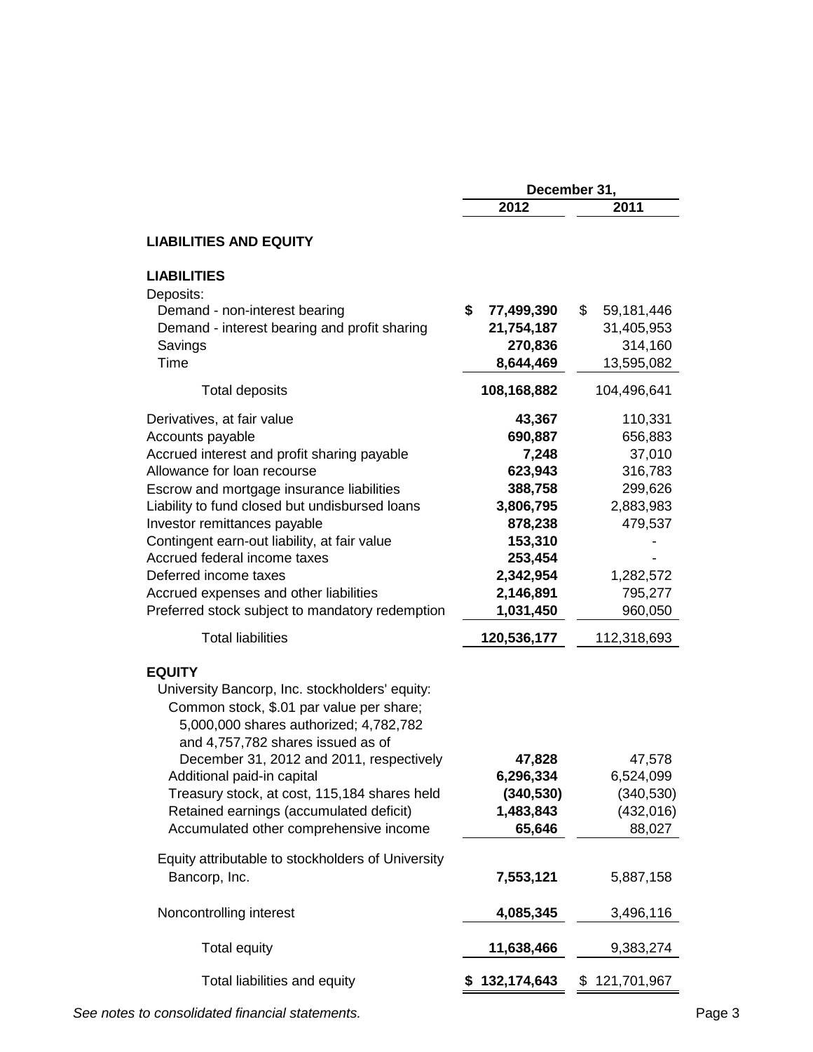| | December 31, | |
|---|---|---|
| | **2012** | **2011** |
| **LIABILITIES AND EQUITY** | | |
| **LIABILITIES** | | |
| Deposits: | | |
| Demand - non-interest bearing | **$ 77,499,390** | $ 59,181,446 |
| Demand - interest bearing and profit sharing | **21,754,187** | 31,405,953 |
| Savings | **270,836** | 314,160 |
| Time | **8,644,469** | 13,595,082 |
| Total deposits | **108,168,882** | 104,496,641 |
| Derivatives, at fair value | **43,367** | 110,331 |
| Accounts payable | **690,887** | 656,883 |
| Accrued interest and profit sharing payable | **7,248** | 37,010 |
| Allowance for loan recourse | **623,943** | 316,783 |
| Escrow and mortgage insurance liabilities | **388,758** | 299,626 |
| Liability to fund closed but undisbursed loans | **3,806,795** | 2,883,983 |
| Investor remittances payable | **878,238** | 479,537 |
| Contingent earn-out liability, at fair value | **153,310** | - |
| Accrued federal income taxes | **253,454** | - |
| Deferred income taxes | **2,342,954** | 1,282,572 |
| Accrued expenses and other liabilities | **2,146,891** | 795,277 |
| Preferred stock subject to mandatory redemption | **1,031,450** | 960,050 |
| Total liabilities | **120,536,177** | 112,318,693 |
| **EQUITY** | | |
| University Bancorp, Inc. stockholders' equity: | | |
| Common stock, $.01 par value per share; 5,000,000 shares authorized; 4,782,782 and 4,757,782 shares issued as of December 31, 2012 and 2011, respectively | **47,828** | 47,578 |
| Additional paid-in capital | **6,296,334** | 6,524,099 |
| Treasury stock, at cost, 115,184 shares held | **(340,530)** | (340,530) |
| Retained earnings (accumulated deficit) | **1,483,843** | (432,016) |
| Accumulated other comprehensive income | **65,646** | 88,027 |
| Equity attributable to stockholders of University Bancorp, Inc. | **7,553,121** | 5,887,158 |
| Noncontrolling interest | **4,085,345** | 3,496,116 |
| Total equity | **11,638,466** | 9,383,274 |
| Total liabilities and equity | **$ 132,174,643** | $ 121,701,967 |

*See notes to consolidated financial statements.*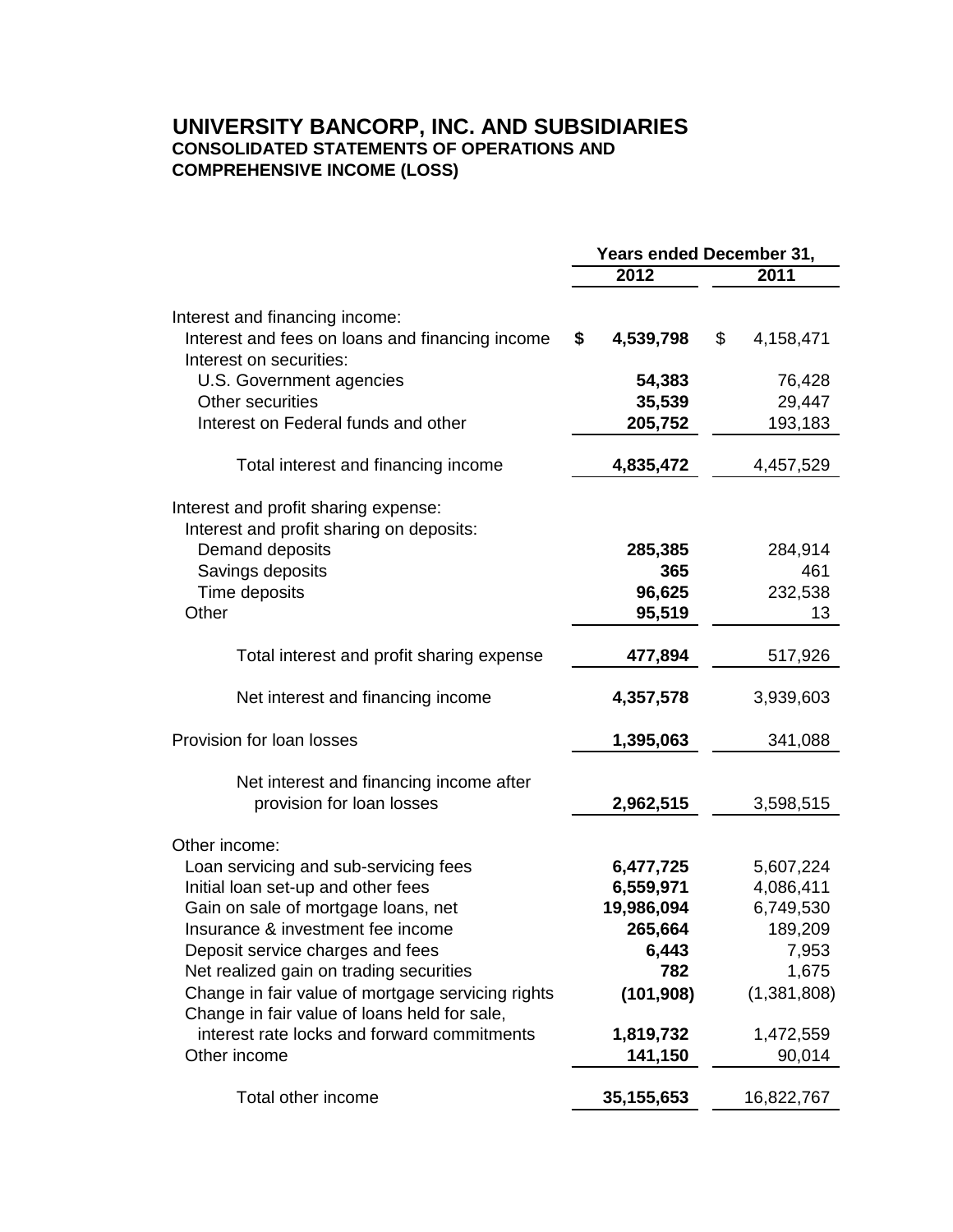# UNIVERSITY BANCORP, INC. AND SUBSIDIARIES
## CONSOLIDATED STATEMENTS OF OPERATIONS AND COMPREHENSIVE INCOME (LOSS)

| | Years ended December 31, | |
|---|---|---|
| | **2012** | **2011** |
| Interest and financing income: | | |
| Interest and fees on loans and financing income | **$ 4,539,798** | $ 4,158,471 |
| Interest on securities: | | |
| U.S. Government agencies | **54,383** | 76,428 |
| Other securities | **35,539** | 29,447 |
| Interest on Federal funds and other | **205,752** | 193,183 |
| Total interest and financing income | **4,835,472** | 4,457,529 |
| Interest and profit sharing expense: | | |
| Interest and profit sharing on deposits: | | |
| Demand deposits | **285,385** | 284,914 |
| Savings deposits | **365** | 461 |
| Time deposits | **96,625** | 232,538 |
| Other | **95,519** | 13 |
| Total interest and profit sharing expense | **477,894** | 517,926 |
| Net interest and financing income | **4,357,578** | 3,939,603 |
| Provision for loan losses | **1,395,063** | 341,088 |
| Net interest and financing income after provision for loan losses | **2,962,515** | 3,598,515 |
| Other income: | | |
| Loan servicing and sub-servicing fees | **6,477,725** | 5,607,224 |
| Initial loan set-up and other fees | **6,559,971** | 4,086,411 |
| Gain on sale of mortgage loans, net | **19,986,094** | 6,749,530 |
| Insurance & investment fee income | **265,664** | 189,209 |
| Deposit service charges and fees | **6,443** | 7,953 |
| Net realized gain on trading securities | **782** | 1,675 |
| Change in fair value of mortgage servicing rights | **(101,908)** | (1,381,808) |
| Change in fair value of loans held for sale, interest rate locks and forward commitments | **1,819,732** | 1,472,559 |
| Other income | **141,150** | 90,014 |
| Total other income | **35,155,653** | 16,822,767 |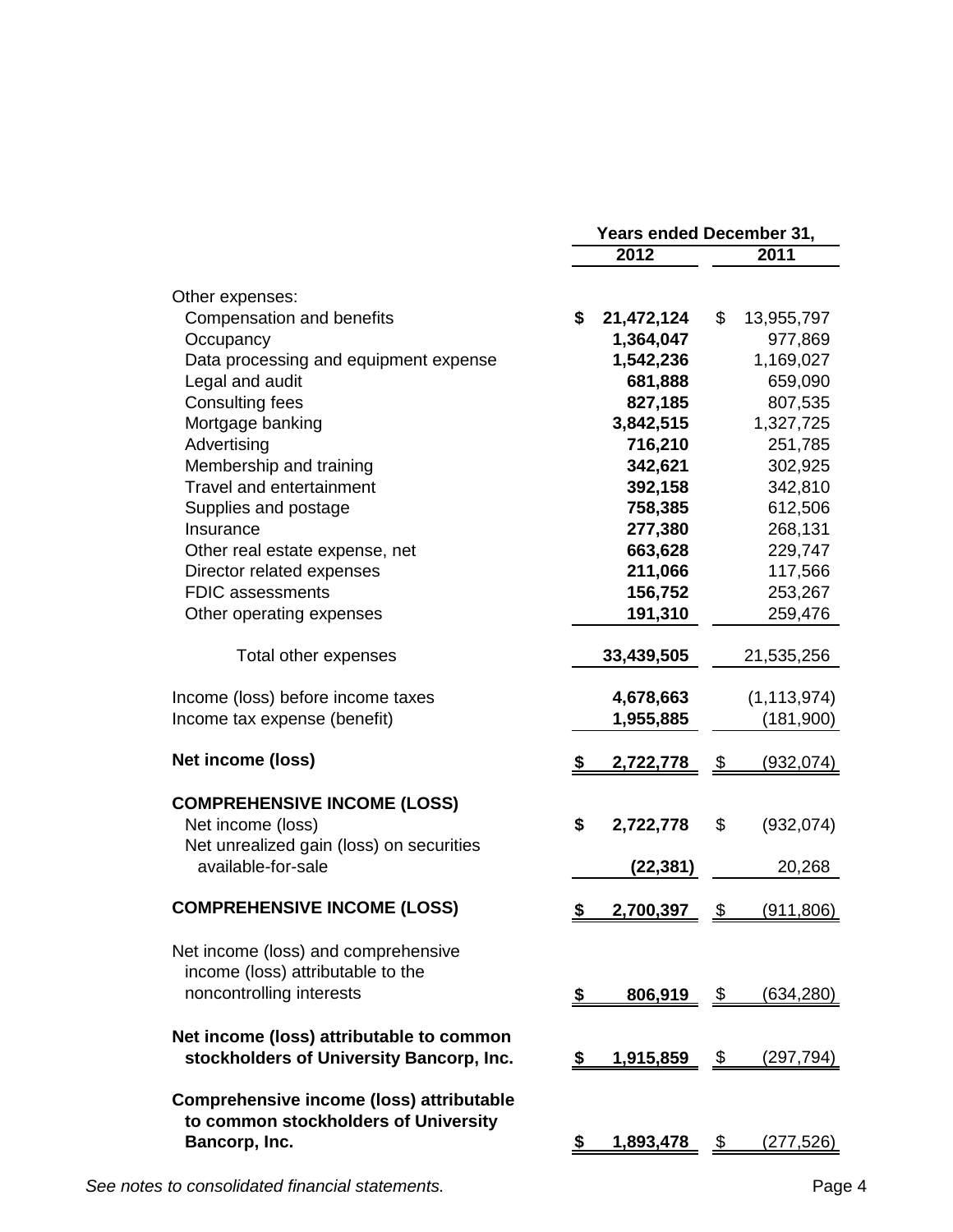| | Years ended December 31, | |
|---|---|---|
| | 2012 | 2011 |
| Other expenses: | | |
| Compensation and benefits | **$ 21,472,124** | $ 13,955,797 |
| Occupancy | **1,364,047** | 977,869 |
| Data processing and equipment expense | **1,542,236** | 1,169,027 |
| Legal and audit | **681,888** | 659,090 |
| Consulting fees | **827,185** | 807,535 |
| Mortgage banking | **3,842,515** | 1,327,725 |
| Advertising | **716,210** | 251,785 |
| Membership and training | **342,621** | 302,925 |
| Travel and entertainment | **392,158** | 342,810 |
| Supplies and postage | **758,385** | 612,506 |
| Insurance | **277,380** | 268,131 |
| Other real estate expense, net | **663,628** | 229,747 |
| Director related expenses | **211,066** | 117,566 |
| FDIC assessments | **156,752** | 253,267 |
| Other operating expenses | **191,310** | 259,476 |
| Total other expenses | **33,439,505** | 21,535,256 |
| Income (loss) before income taxes | **4,678,663** | (1,113,974) |
| Income tax expense (benefit) | **1,955,885** | (181,900) |
| **Net income (loss)** | **$ 2,722,778** | $ (932,074) |
| **COMPREHENSIVE INCOME (LOSS)** | | |
| Net income (loss) | **$ 2,722,778** | $ (932,074) |
| Net unrealized gain (loss) on securities available-for-sale | **(22,381)** | 20,268 |
| **COMPREHENSIVE INCOME (LOSS)** | **$ 2,700,397** | $ (911,806) |
| Net income (loss) and comprehensive income (loss) attributable to the noncontrolling interests | **$ 806,919** | $ (634,280) |
| **Net income (loss) attributable to common stockholders of University Bancorp, Inc.** | **$ 1,915,859** | $ (297,794) |
| **Comprehensive income (loss) attributable to common stockholders of University Bancorp, Inc.** | **$ 1,893,478** | $ (277,526) |

*See notes to consolidated financial statements.*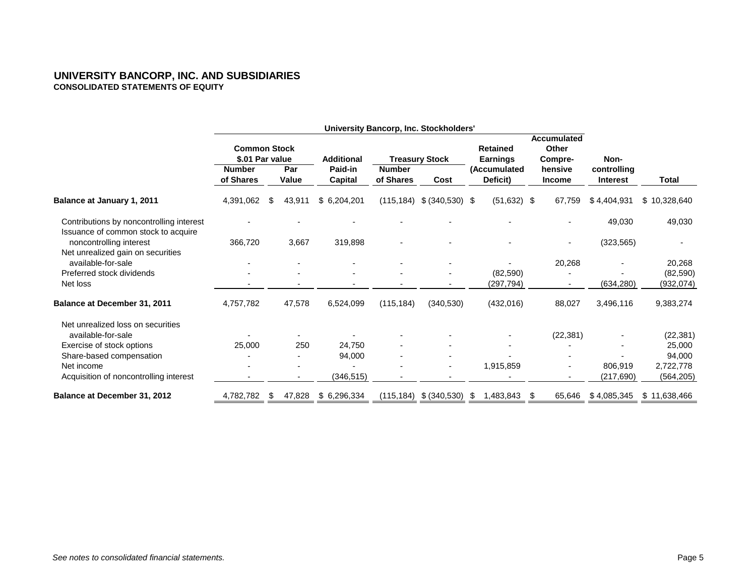# UNIVERSITY BANCORP, INC. AND SUBSIDIARIES

## CONSOLIDATED STATEMENTS OF EQUITY

| | University Bancorp, Inc. Stockholders' | | | | | | | | | |
|---|---|---|---|---|---|---|---|---|---|
| | Common Stock $.01 Par value | | Additional | Treasury Stock | | Retained Earnings | Accumulated Other Compre- | Non- | |
| | Number of Shares | Par Value | Paid-in Capital | Number of Shares | Cost | (Accumulated Deficit) | hensive Income | controlling Interest | Total |
| **Balance at January 1, 2011** | 4,391,062 | $ 43,911 | $ 6,204,201 | (115,184) | $ (340,530) | $ (51,632) | $ 67,759 | $ 4,404,931 | $ 10,328,640 |
| Contributions by noncontrolling interest | - | - | - | - | - | - | - | 49,030 | 49,030 |
| Issuance of common stock to acquire noncontrolling interest | 366,720 | 3,667 | 319,898 | - | - | - | - | (323,565) | - |
| Net unrealized gain on securities available-for-sale | - | - | - | - | - | - | 20,268 | - | 20,268 |
| Preferred stock dividends | - | - | - | - | - | (82,590) | - | - | (82,590) |
| Net loss | - | - | - | - | - | (297,794) | - | (634,280) | (932,074) |
| **Balance at December 31, 2011** | 4,757,782 | 47,578 | 6,524,099 | (115,184) | (340,530) | (432,016) | 88,027 | 3,496,116 | 9,383,274 |
| Net unrealized loss on securities available-for-sale | - | - | - | - | - | - | (22,381) | - | (22,381) |
| Exercise of stock options | 25,000 | 250 | 24,750 | - | - | - | - | - | 25,000 |
| Share-based compensation | - | - | 94,000 | - | - | - | - | - | 94,000 |
| Net income | - | - | - | - | - | 1,915,859 | - | 806,919 | 2,722,778 |
| Acquisition of noncontrolling interest | - | - | (346,515) | - | - | - | - | (217,690) | (564,205) |
| **Balance at December 31, 2012** | 4,782,782 | $ 47,828 | $ 6,296,334 | (115,184) | $ (340,530) | $ 1,483,843 | $ 65,646 | $ 4,085,345 | $ 11,638,466 |

*See notes to consolidated financial statements.*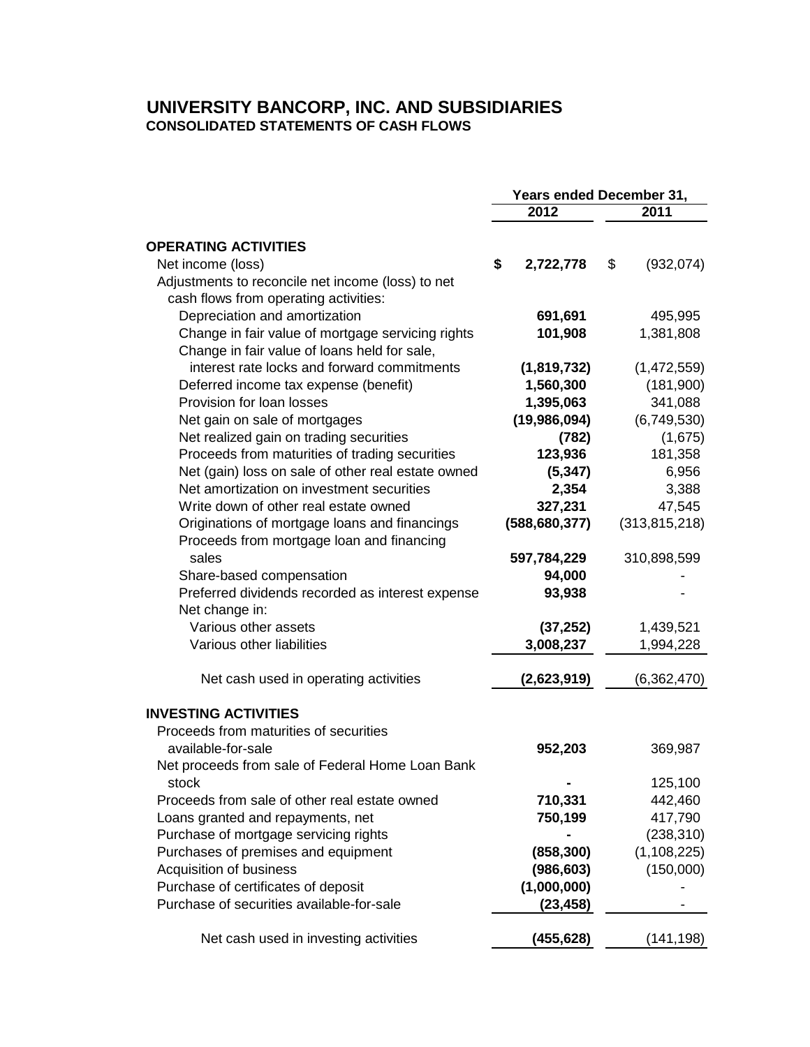# UNIVERSITY BANCORP, INC. AND SUBSIDIARIES
**CONSOLIDATED STATEMENTS OF CASH FLOWS**

| | Years ended December 31, | |
|---|---|---|
| | **2012** | **2011** |
| **OPERATING ACTIVITIES** | | |
| Net income (loss) | **$ 2,722,778** | $ (932,074) |
| Adjustments to reconcile net income (loss) to net cash flows from operating activities: | | |
| Depreciation and amortization | **691,691** | 495,995 |
| Change in fair value of mortgage servicing rights | **101,908** | 1,381,808 |
| Change in fair value of loans held for sale, interest rate locks and forward commitments | **(1,819,732)** | (1,472,559) |
| Deferred income tax expense (benefit) | **1,560,300** | (181,900) |
| Provision for loan losses | **1,395,063** | 341,088 |
| Net gain on sale of mortgages | **(19,986,094)** | (6,749,530) |
| Net realized gain on trading securities | **(782)** | (1,675) |
| Proceeds from maturities of trading securities | **123,936** | 181,358 |
| Net (gain) loss on sale of other real estate owned | **(5,347)** | 6,956 |
| Net amortization on investment securities | **2,354** | 3,388 |
| Write down of other real estate owned | **327,231** | 47,545 |
| Originations of mortgage loans and financings | **(588,680,377)** | (313,815,218) |
| Proceeds from mortgage loan and financing sales | **597,784,229** | 310,898,599 |
| Share-based compensation | **94,000** | - |
| Preferred dividends recorded as interest expense | **93,938** | - |
| Net change in: | | |
| Various other assets | **(37,252)** | 1,439,521 |
| Various other liabilities | **3,008,237** | 1,994,228 |
| Net cash used in operating activities | **(2,623,919)** | (6,362,470) |
| **INVESTING ACTIVITIES** | | |
| Proceeds from maturities of securities available-for-sale | **952,203** | 369,987 |
| Net proceeds from sale of Federal Home Loan Bank stock | **-** | 125,100 |
| Proceeds from sale of other real estate owned | **710,331** | 442,460 |
| Loans granted and repayments, net | **750,199** | 417,790 |
| Purchase of mortgage servicing rights | **-** | (238,310) |
| Purchases of premises and equipment | **(858,300)** | (1,108,225) |
| Acquisition of business | **(986,603)** | (150,000) |
| Purchase of certificates of deposit | **(1,000,000)** | - |
| Purchase of securities available-for-sale | **(23,458)** | - |
| Net cash used in investing activities | **(455,628)** | (141,198) |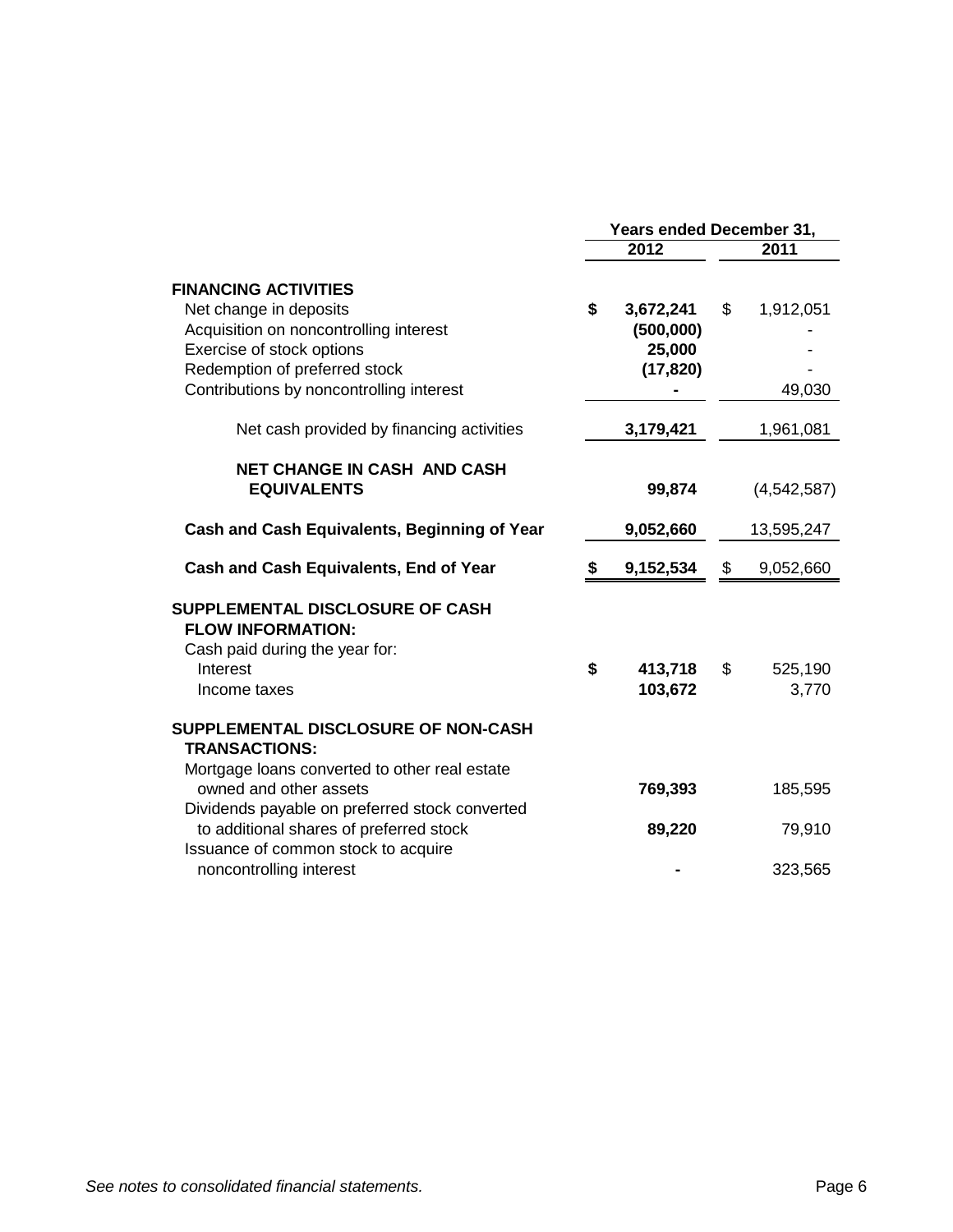| | Years ended December 31, | |
|---|---|---|
| | **2012** | 2011 |
| **FINANCING ACTIVITIES** | | |
| Net change in deposits | **$ 3,672,241** | $ 1,912,051 |
| Acquisition on noncontrolling interest | **(500,000)** | - |
| Exercise of stock options | **25,000** | - |
| Redemption of preferred stock | **(17,820)** | - |
| Contributions by noncontrolling interest | **-** | 49,030 |
| Net cash provided by financing activities | **3,179,421** | 1,961,081 |
| **NET CHANGE IN CASH AND CASH EQUIVALENTS** | **99,874** | (4,542,587) |
| **Cash and Cash Equivalents, Beginning of Year** | **9,052,660** | 13,595,247 |
| **Cash and Cash Equivalents, End of Year** | **$ 9,152,534** | $ 9,052,660 |
| **SUPPLEMENTAL DISCLOSURE OF CASH FLOW INFORMATION:** | | |
| Cash paid during the year for: | | |
| Interest | **$ 413,718** | $ 525,190 |
| Income taxes | **103,672** | 3,770 |
| **SUPPLEMENTAL DISCLOSURE OF NON-CASH TRANSACTIONS:** | | |
| Mortgage loans converted to other real estate owned and other assets | **769,393** | 185,595 |
| Dividends payable on preferred stock converted to additional shares of preferred stock | **89,220** | 79,910 |
| Issuance of common stock to acquire noncontrolling interest | **-** | 323,565 |

*See notes to consolidated financial statements.*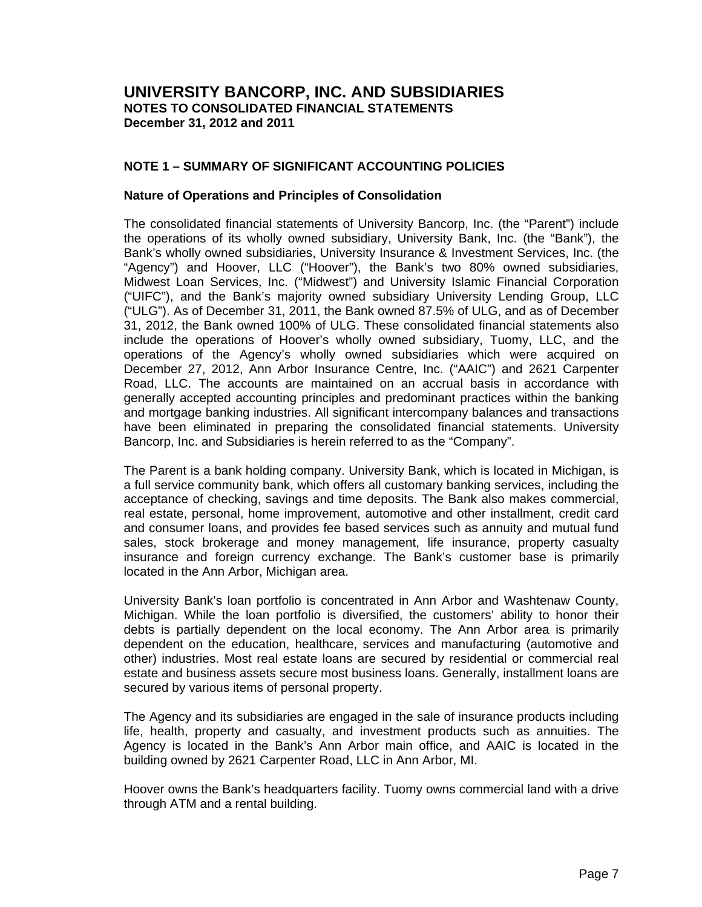# UNIVERSITY BANCORP, INC. AND SUBSIDIARIES

**NOTES TO CONSOLIDATED FINANCIAL STATEMENTS**
**December 31, 2012 and 2011**

## NOTE 1 – SUMMARY OF SIGNIFICANT ACCOUNTING POLICIES

### Nature of Operations and Principles of Consolidation

The consolidated financial statements of University Bancorp, Inc. (the "Parent") include the operations of its wholly owned subsidiary, University Bank, Inc. (the "Bank"), the Bank's wholly owned subsidiaries, University Insurance & Investment Services, Inc. (the "Agency") and Hoover, LLC ("Hoover"), the Bank's two 80% owned subsidiaries, Midwest Loan Services, Inc. ("Midwest") and University Islamic Financial Corporation ("UIFC"), and the Bank's majority owned subsidiary University Lending Group, LLC ("ULG"). As of December 31, 2011, the Bank owned 87.5% of ULG, and as of December 31, 2012, the Bank owned 100% of ULG. These consolidated financial statements also include the operations of Hoover's wholly owned subsidiary, Tuomy, LLC, and the operations of the Agency's wholly owned subsidiaries which were acquired on December 27, 2012, Ann Arbor Insurance Centre, Inc. ("AAIC") and 2621 Carpenter Road, LLC. The accounts are maintained on an accrual basis in accordance with generally accepted accounting principles and predominant practices within the banking and mortgage banking industries. All significant intercompany balances and transactions have been eliminated in preparing the consolidated financial statements. University Bancorp, Inc. and Subsidiaries is herein referred to as the "Company".

The Parent is a bank holding company. University Bank, which is located in Michigan, is a full service community bank, which offers all customary banking services, including the acceptance of checking, savings and time deposits. The Bank also makes commercial, real estate, personal, home improvement, automotive and other installment, credit card and consumer loans, and provides fee based services such as annuity and mutual fund sales, stock brokerage and money management, life insurance, property casualty insurance and foreign currency exchange. The Bank's customer base is primarily located in the Ann Arbor, Michigan area.

University Bank's loan portfolio is concentrated in Ann Arbor and Washtenaw County, Michigan. While the loan portfolio is diversified, the customers' ability to honor their debts is partially dependent on the local economy. The Ann Arbor area is primarily dependent on the education, healthcare, services and manufacturing (automotive and other) industries. Most real estate loans are secured by residential or commercial real estate and business assets secure most business loans. Generally, installment loans are secured by various items of personal property.

The Agency and its subsidiaries are engaged in the sale of insurance products including life, health, property and casualty, and investment products such as annuities. The Agency is located in the Bank's Ann Arbor main office, and AAIC is located in the building owned by 2621 Carpenter Road, LLC in Ann Arbor, MI.

Hoover owns the Bank's headquarters facility. Tuomy owns commercial land with a drive through ATM and a rental building.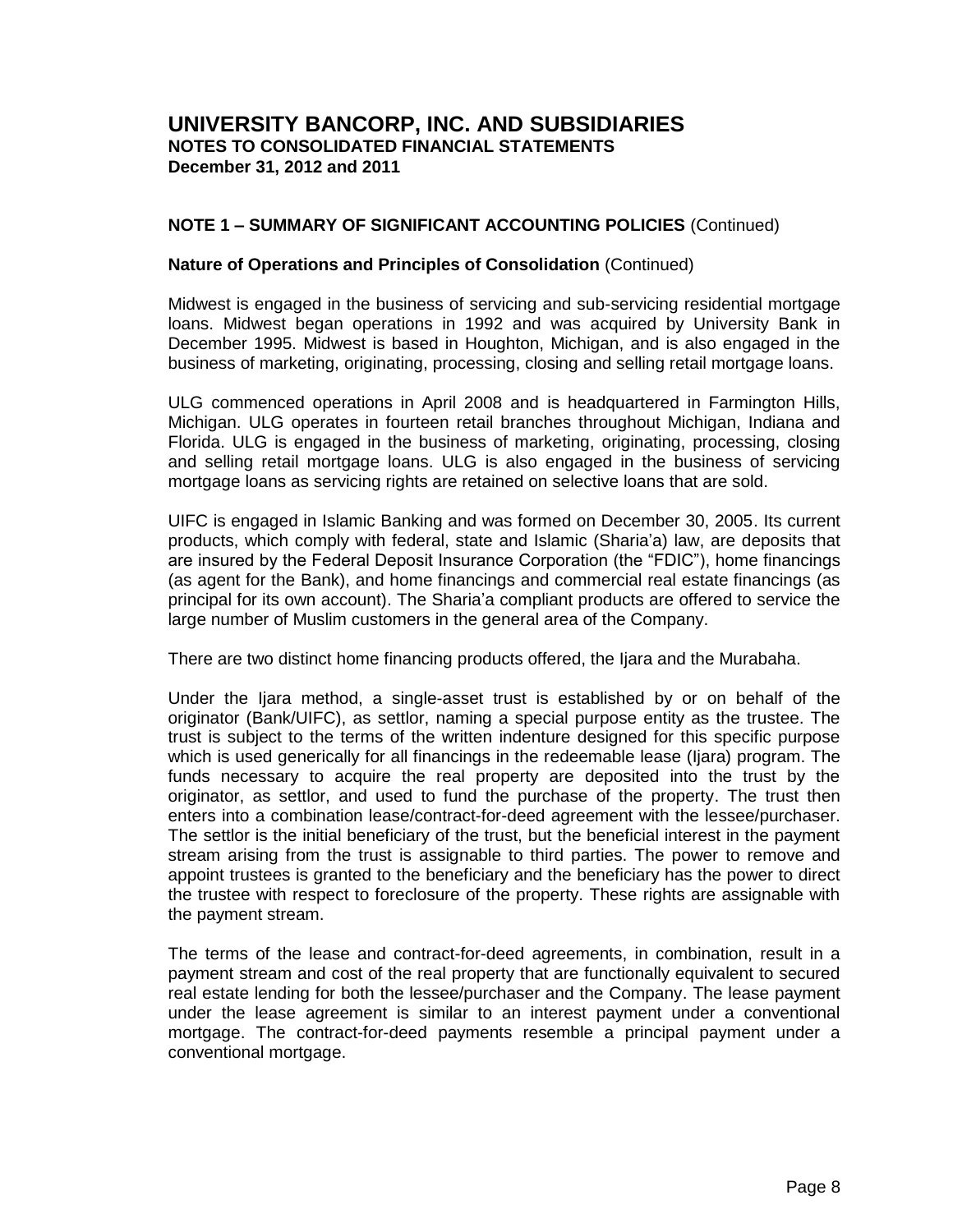# UNIVERSITY BANCORP, INC. AND SUBSIDIARIES
**NOTES TO CONSOLIDATED FINANCIAL STATEMENTS**
**December 31, 2012 and 2011**

## NOTE 1 – SUMMARY OF SIGNIFICANT ACCOUNTING POLICIES (Continued)

### Nature of Operations and Principles of Consolidation (Continued)

Midwest is engaged in the business of servicing and sub-servicing residential mortgage loans. Midwest began operations in 1992 and was acquired by University Bank in December 1995. Midwest is based in Houghton, Michigan, and is also engaged in the business of marketing, originating, processing, closing and selling retail mortgage loans.

ULG commenced operations in April 2008 and is headquartered in Farmington Hills, Michigan. ULG operates in fourteen retail branches throughout Michigan, Indiana and Florida. ULG is engaged in the business of marketing, originating, processing, closing and selling retail mortgage loans. ULG is also engaged in the business of servicing mortgage loans as servicing rights are retained on selective loans that are sold.

UIFC is engaged in Islamic Banking and was formed on December 30, 2005. Its current products, which comply with federal, state and Islamic (Sharia'a) law, are deposits that are insured by the Federal Deposit Insurance Corporation (the "FDIC"), home financings (as agent for the Bank), and home financings and commercial real estate financings (as principal for its own account). The Sharia'a compliant products are offered to service the large number of Muslim customers in the general area of the Company.

There are two distinct home financing products offered, the Ijara and the Murabaha.

Under the Ijara method, a single-asset trust is established by or on behalf of the originator (Bank/UIFC), as settlor, naming a special purpose entity as the trustee. The trust is subject to the terms of the written indenture designed for this specific purpose which is used generically for all financings in the redeemable lease (Ijara) program. The funds necessary to acquire the real property are deposited into the trust by the originator, as settlor, and used to fund the purchase of the property. The trust then enters into a combination lease/contract-for-deed agreement with the lessee/purchaser. The settlor is the initial beneficiary of the trust, but the beneficial interest in the payment stream arising from the trust is assignable to third parties. The power to remove and appoint trustees is granted to the beneficiary and the beneficiary has the power to direct the trustee with respect to foreclosure of the property. These rights are assignable with the payment stream.

The terms of the lease and contract-for-deed agreements, in combination, result in a payment stream and cost of the real property that are functionally equivalent to secured real estate lending for both the lessee/purchaser and the Company. The lease payment under the lease agreement is similar to an interest payment under a conventional mortgage. The contract-for-deed payments resemble a principal payment under a conventional mortgage.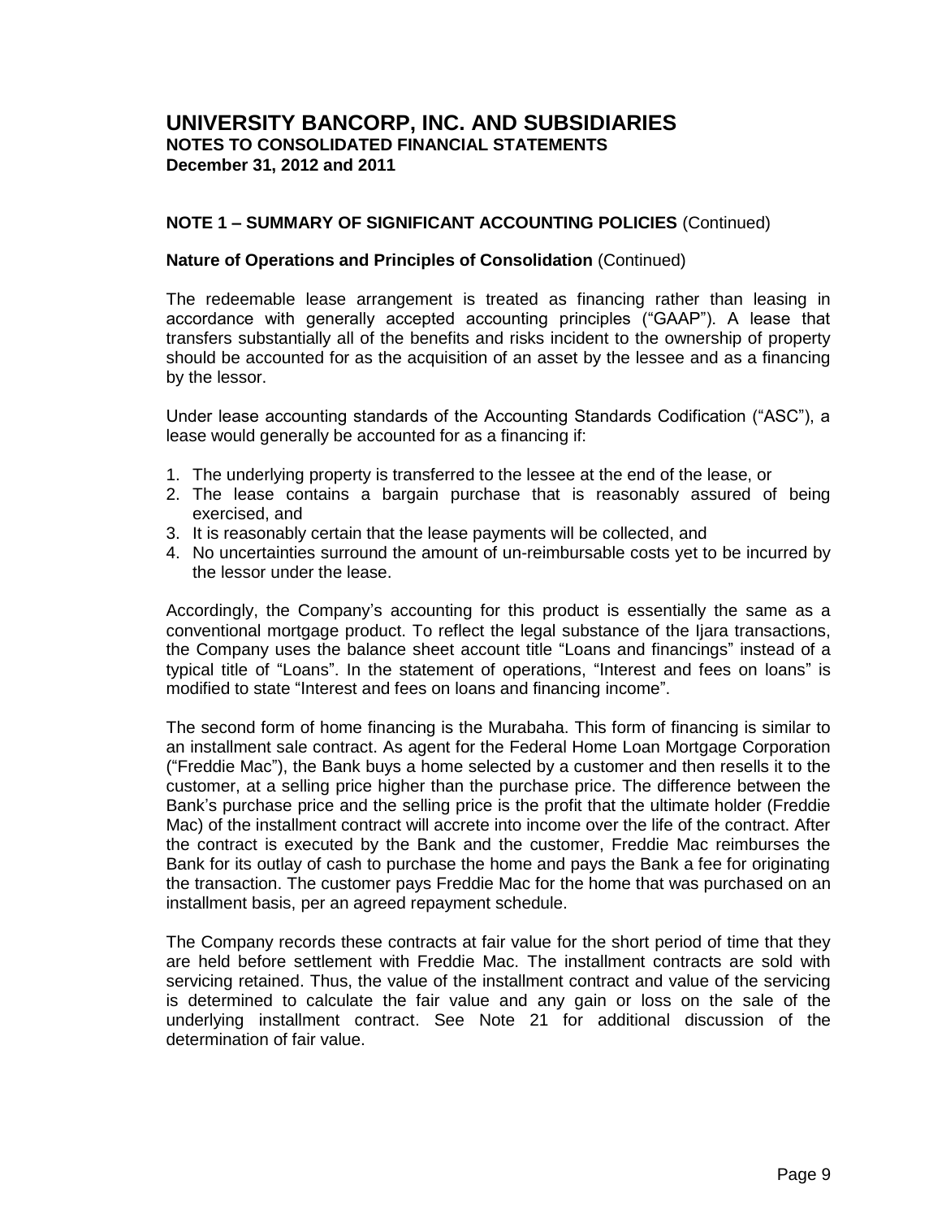## NOTE 1 – SUMMARY OF SIGNIFICANT ACCOUNTING POLICIES (Continued)

**Nature of Operations and Principles of Consolidation** (Continued)

The redeemable lease arrangement is treated as financing rather than leasing in accordance with generally accepted accounting principles ("GAAP"). A lease that transfers substantially all of the benefits and risks incident to the ownership of property should be accounted for as the acquisition of an asset by the lessee and as a financing by the lessor.

Under lease accounting standards of the Accounting Standards Codification ("ASC"), a lease would generally be accounted for as a financing if:

1. The underlying property is transferred to the lessee at the end of the lease, or
2. The lease contains a bargain purchase that is reasonably assured of being exercised, and
3. It is reasonably certain that the lease payments will be collected, and
4. No uncertainties surround the amount of un-reimbursable costs yet to be incurred by the lessor under the lease.

Accordingly, the Company's accounting for this product is essentially the same as a conventional mortgage product. To reflect the legal substance of the Ijara transactions, the Company uses the balance sheet account title "Loans and financings" instead of a typical title of "Loans". In the statement of operations, "Interest and fees on loans" is modified to state "Interest and fees on loans and financing income".

The second form of home financing is the Murabaha. This form of financing is similar to an installment sale contract. As agent for the Federal Home Loan Mortgage Corporation ("Freddie Mac"), the Bank buys a home selected by a customer and then resells it to the customer, at a selling price higher than the purchase price. The difference between the Bank's purchase price and the selling price is the profit that the ultimate holder (Freddie Mac) of the installment contract will accrete into income over the life of the contract. After the contract is executed by the Bank and the customer, Freddie Mac reimburses the Bank for its outlay of cash to purchase the home and pays the Bank a fee for originating the transaction. The customer pays Freddie Mac for the home that was purchased on an installment basis, per an agreed repayment schedule.

The Company records these contracts at fair value for the short period of time that they are held before settlement with Freddie Mac. The installment contracts are sold with servicing retained. Thus, the value of the installment contract and value of the servicing is determined to calculate the fair value and any gain or loss on the sale of the underlying installment contract. See Note 21 for additional discussion of the determination of fair value.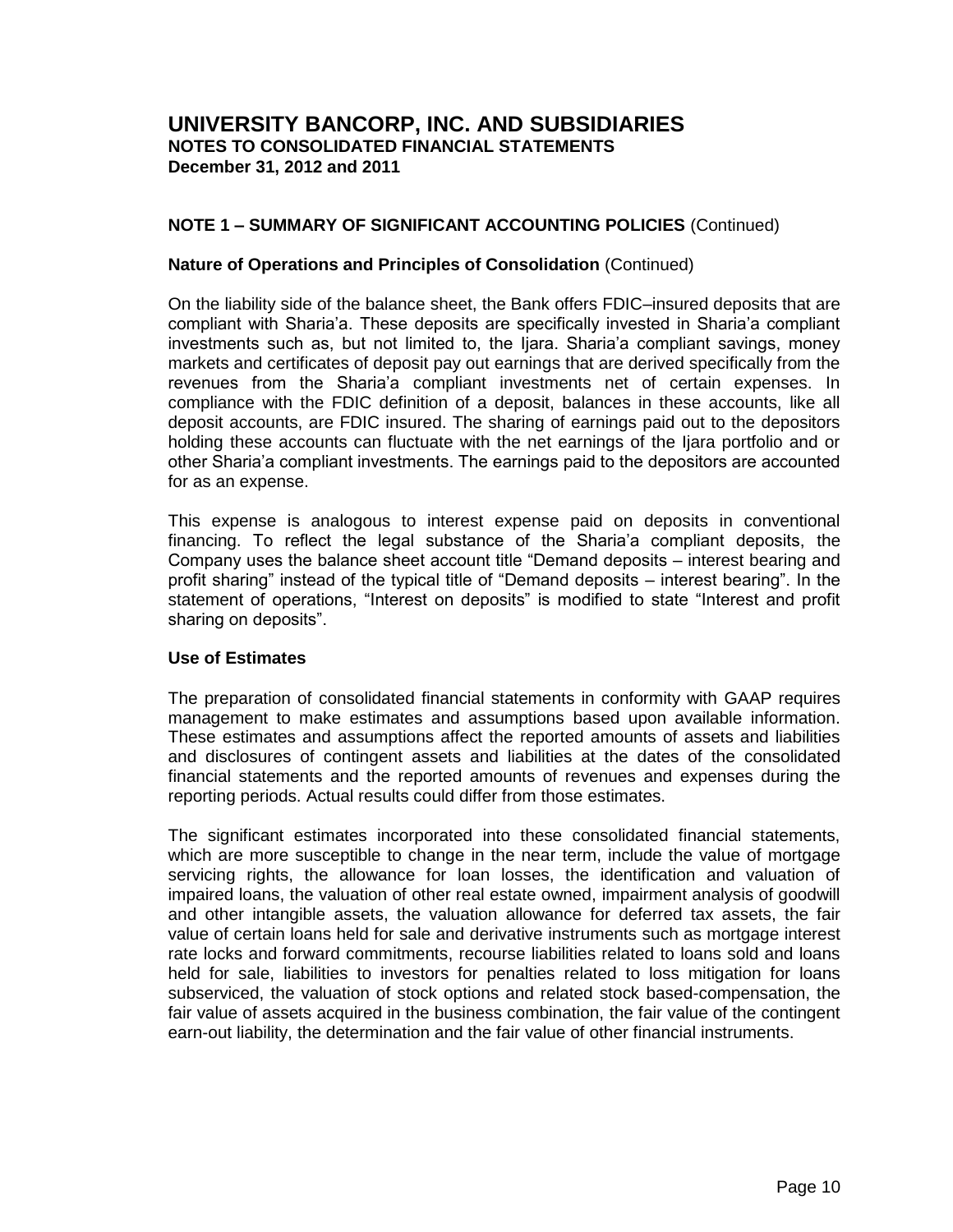## NOTE 1 – SUMMARY OF SIGNIFICANT ACCOUNTING POLICIES (Continued)

### Nature of Operations and Principles of Consolidation (Continued)

On the liability side of the balance sheet, the Bank offers FDIC–insured deposits that are compliant with Sharia'a. These deposits are specifically invested in Sharia'a compliant investments such as, but not limited to, the Ijara. Sharia'a compliant savings, money markets and certificates of deposit pay out earnings that are derived specifically from the revenues from the Sharia'a compliant investments net of certain expenses. In compliance with the FDIC definition of a deposit, balances in these accounts, like all deposit accounts, are FDIC insured. The sharing of earnings paid out to the depositors holding these accounts can fluctuate with the net earnings of the Ijara portfolio and or other Sharia'a compliant investments. The earnings paid to the depositors are accounted for as an expense.

This expense is analogous to interest expense paid on deposits in conventional financing. To reflect the legal substance of the Sharia'a compliant deposits, the Company uses the balance sheet account title "Demand deposits – interest bearing and profit sharing" instead of the typical title of "Demand deposits – interest bearing". In the statement of operations, "Interest on deposits" is modified to state "Interest and profit sharing on deposits".

### Use of Estimates

The preparation of consolidated financial statements in conformity with GAAP requires management to make estimates and assumptions based upon available information. These estimates and assumptions affect the reported amounts of assets and liabilities and disclosures of contingent assets and liabilities at the dates of the consolidated financial statements and the reported amounts of revenues and expenses during the reporting periods. Actual results could differ from those estimates.

The significant estimates incorporated into these consolidated financial statements, which are more susceptible to change in the near term, include the value of mortgage servicing rights, the allowance for loan losses, the identification and valuation of impaired loans, the valuation of other real estate owned, impairment analysis of goodwill and other intangible assets, the valuation allowance for deferred tax assets, the fair value of certain loans held for sale and derivative instruments such as mortgage interest rate locks and forward commitments, recourse liabilities related to loans sold and loans held for sale, liabilities to investors for penalties related to loss mitigation for loans subserviced, the valuation of stock options and related stock based-compensation, the fair value of assets acquired in the business combination, the fair value of the contingent earn-out liability, the determination and the fair value of other financial instruments.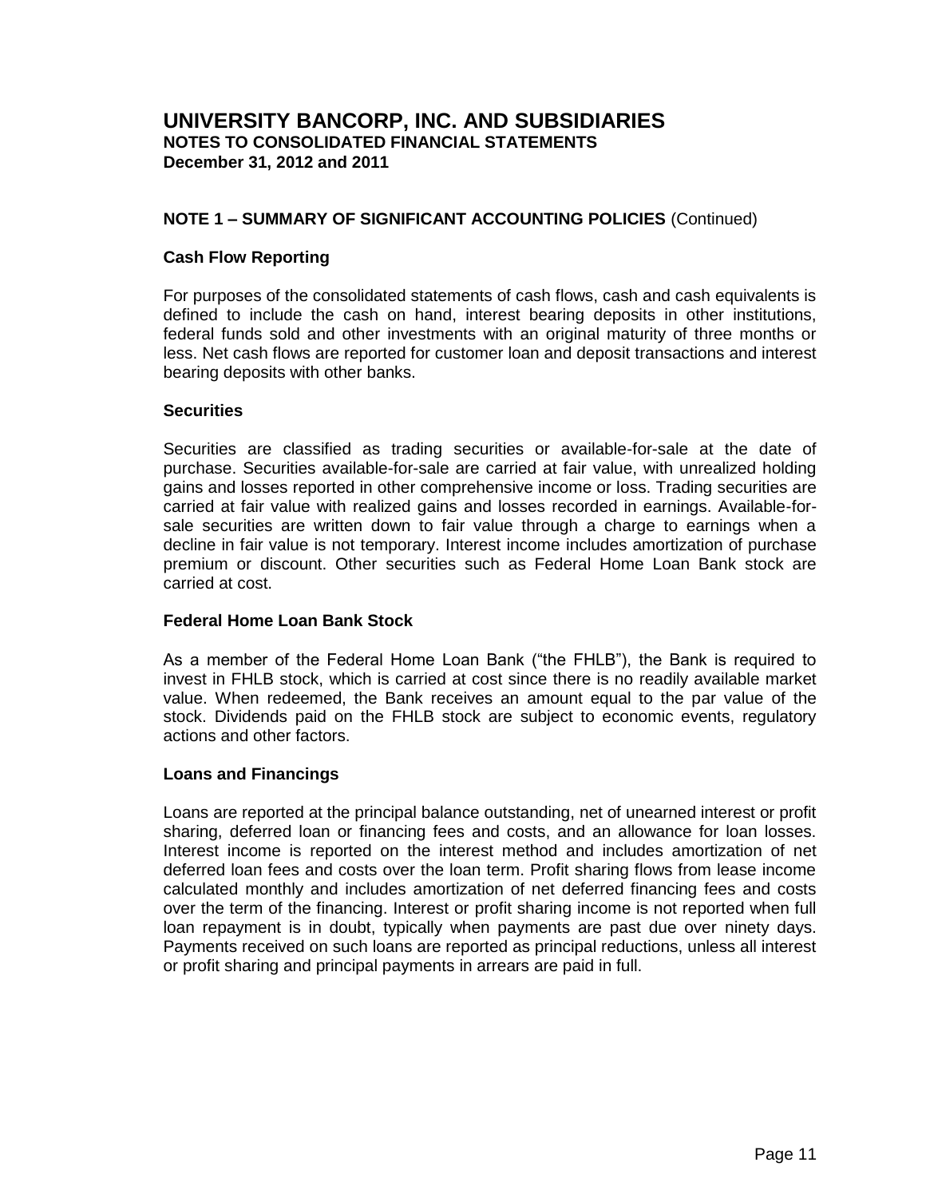# UNIVERSITY BANCORP, INC. AND SUBSIDIARIES
**NOTES TO CONSOLIDATED FINANCIAL STATEMENTS**
**December 31, 2012 and 2011**

## NOTE 1 – SUMMARY OF SIGNIFICANT ACCOUNTING POLICIES (Continued)

### Cash Flow Reporting

For purposes of the consolidated statements of cash flows, cash and cash equivalents is defined to include the cash on hand, interest bearing deposits in other institutions, federal funds sold and other investments with an original maturity of three months or less. Net cash flows are reported for customer loan and deposit transactions and interest bearing deposits with other banks.

### Securities

Securities are classified as trading securities or available-for-sale at the date of purchase. Securities available-for-sale are carried at fair value, with unrealized holding gains and losses reported in other comprehensive income or loss. Trading securities are carried at fair value with realized gains and losses recorded in earnings. Available-for-sale securities are written down to fair value through a charge to earnings when a decline in fair value is not temporary. Interest income includes amortization of purchase premium or discount. Other securities such as Federal Home Loan Bank stock are carried at cost.

### Federal Home Loan Bank Stock

As a member of the Federal Home Loan Bank ("the FHLB"), the Bank is required to invest in FHLB stock, which is carried at cost since there is no readily available market value. When redeemed, the Bank receives an amount equal to the par value of the stock. Dividends paid on the FHLB stock are subject to economic events, regulatory actions and other factors.

### Loans and Financings

Loans are reported at the principal balance outstanding, net of unearned interest or profit sharing, deferred loan or financing fees and costs, and an allowance for loan losses. Interest income is reported on the interest method and includes amortization of net deferred loan fees and costs over the loan term. Profit sharing flows from lease income calculated monthly and includes amortization of net deferred financing fees and costs over the term of the financing. Interest or profit sharing income is not reported when full loan repayment is in doubt, typically when payments are past due over ninety days. Payments received on such loans are reported as principal reductions, unless all interest or profit sharing and principal payments in arrears are paid in full.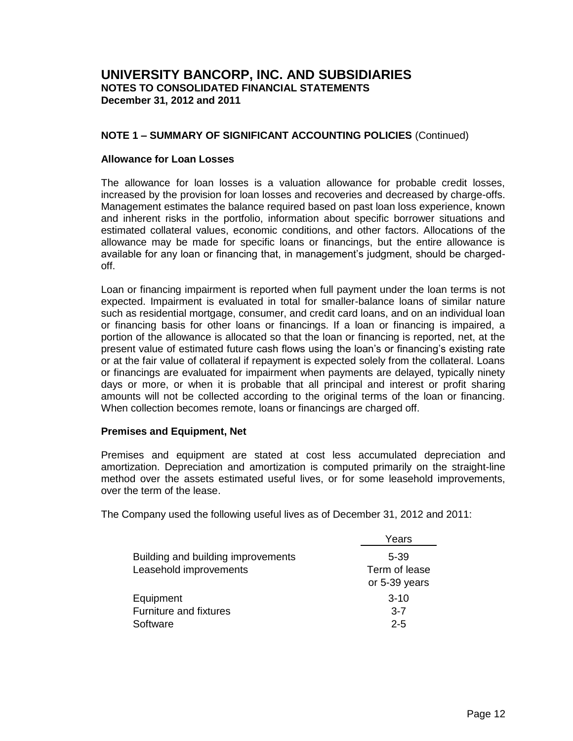# UNIVERSITY BANCORP, INC. AND SUBSIDIARIES
**NOTES TO CONSOLIDATED FINANCIAL STATEMENTS**
**December 31, 2012 and 2011**

## NOTE 1 – SUMMARY OF SIGNIFICANT ACCOUNTING POLICIES (Continued)

### Allowance for Loan Losses

The allowance for loan losses is a valuation allowance for probable credit losses, increased by the provision for loan losses and recoveries and decreased by charge-offs. Management estimates the balance required based on past loan loss experience, known and inherent risks in the portfolio, information about specific borrower situations and estimated collateral values, economic conditions, and other factors. Allocations of the allowance may be made for specific loans or financings, but the entire allowance is available for any loan or financing that, in management's judgment, should be charged-off.

Loan or financing impairment is reported when full payment under the loan terms is not expected. Impairment is evaluated in total for smaller-balance loans of similar nature such as residential mortgage, consumer, and credit card loans, and on an individual loan or financing basis for other loans or financings. If a loan or financing is impaired, a portion of the allowance is allocated so that the loan or financing is reported, net, at the present value of estimated future cash flows using the loan's or financing's existing rate or at the fair value of collateral if repayment is expected solely from the collateral. Loans or financings are evaluated for impairment when payments are delayed, typically ninety days or more, or when it is probable that all principal and interest or profit sharing amounts will not be collected according to the original terms of the loan or financing. When collection becomes remote, loans or financings are charged off.

### Premises and Equipment, Net

Premises and equipment are stated at cost less accumulated depreciation and amortization. Depreciation and amortization is computed primarily on the straight-line method over the assets estimated useful lives, or for some leasehold improvements, over the term of the lease.

The Company used the following useful lives as of December 31, 2012 and 2011:

| | Years |
|---|---|
| Building and building improvements | 5-39 |
| Leasehold improvements | Term of lease or 5-39 years |
| Equipment | 3-10 |
| Furniture and fixtures | 3-7 |
| Software | 2-5 |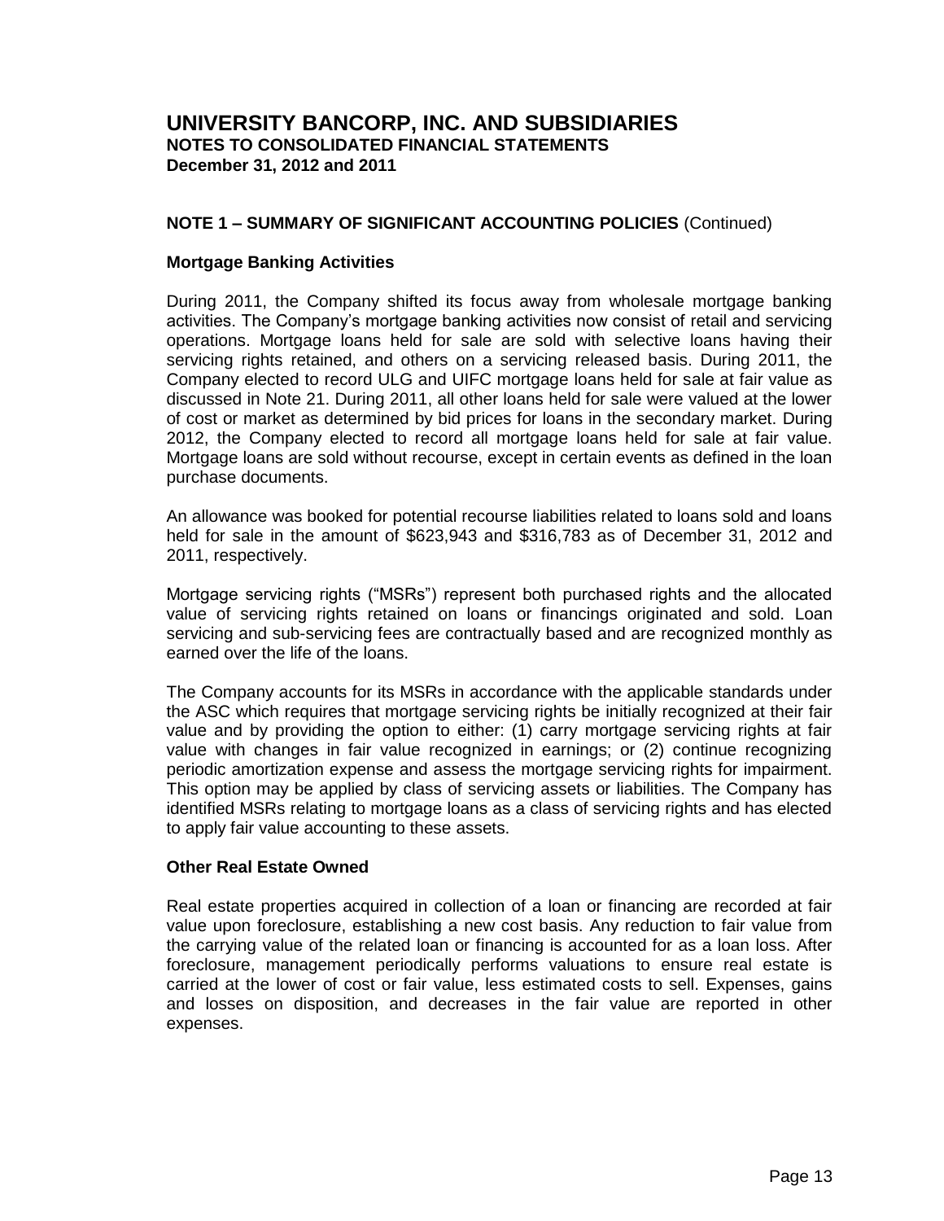## NOTE 1 – SUMMARY OF SIGNIFICANT ACCOUNTING POLICIES (Continued)

### Mortgage Banking Activities

During 2011, the Company shifted its focus away from wholesale mortgage banking activities. The Company's mortgage banking activities now consist of retail and servicing operations. Mortgage loans held for sale are sold with selective loans having their servicing rights retained, and others on a servicing released basis. During 2011, the Company elected to record ULG and UIFC mortgage loans held for sale at fair value as discussed in Note 21. During 2011, all other loans held for sale were valued at the lower of cost or market as determined by bid prices for loans in the secondary market. During 2012, the Company elected to record all mortgage loans held for sale at fair value. Mortgage loans are sold without recourse, except in certain events as defined in the loan purchase documents.

An allowance was booked for potential recourse liabilities related to loans sold and loans held for sale in the amount of $623,943 and $316,783 as of December 31, 2012 and 2011, respectively.

Mortgage servicing rights ("MSRs") represent both purchased rights and the allocated value of servicing rights retained on loans or financings originated and sold. Loan servicing and sub-servicing fees are contractually based and are recognized monthly as earned over the life of the loans.

The Company accounts for its MSRs in accordance with the applicable standards under the ASC which requires that mortgage servicing rights be initially recognized at their fair value and by providing the option to either: (1) carry mortgage servicing rights at fair value with changes in fair value recognized in earnings; or (2) continue recognizing periodic amortization expense and assess the mortgage servicing rights for impairment. This option may be applied by class of servicing assets or liabilities. The Company has identified MSRs relating to mortgage loans as a class of servicing rights and has elected to apply fair value accounting to these assets.

### Other Real Estate Owned

Real estate properties acquired in collection of a loan or financing are recorded at fair value upon foreclosure, establishing a new cost basis. Any reduction to fair value from the carrying value of the related loan or financing is accounted for as a loan loss. After foreclosure, management periodically performs valuations to ensure real estate is carried at the lower of cost or fair value, less estimated costs to sell. Expenses, gains and losses on disposition, and decreases in the fair value are reported in other expenses.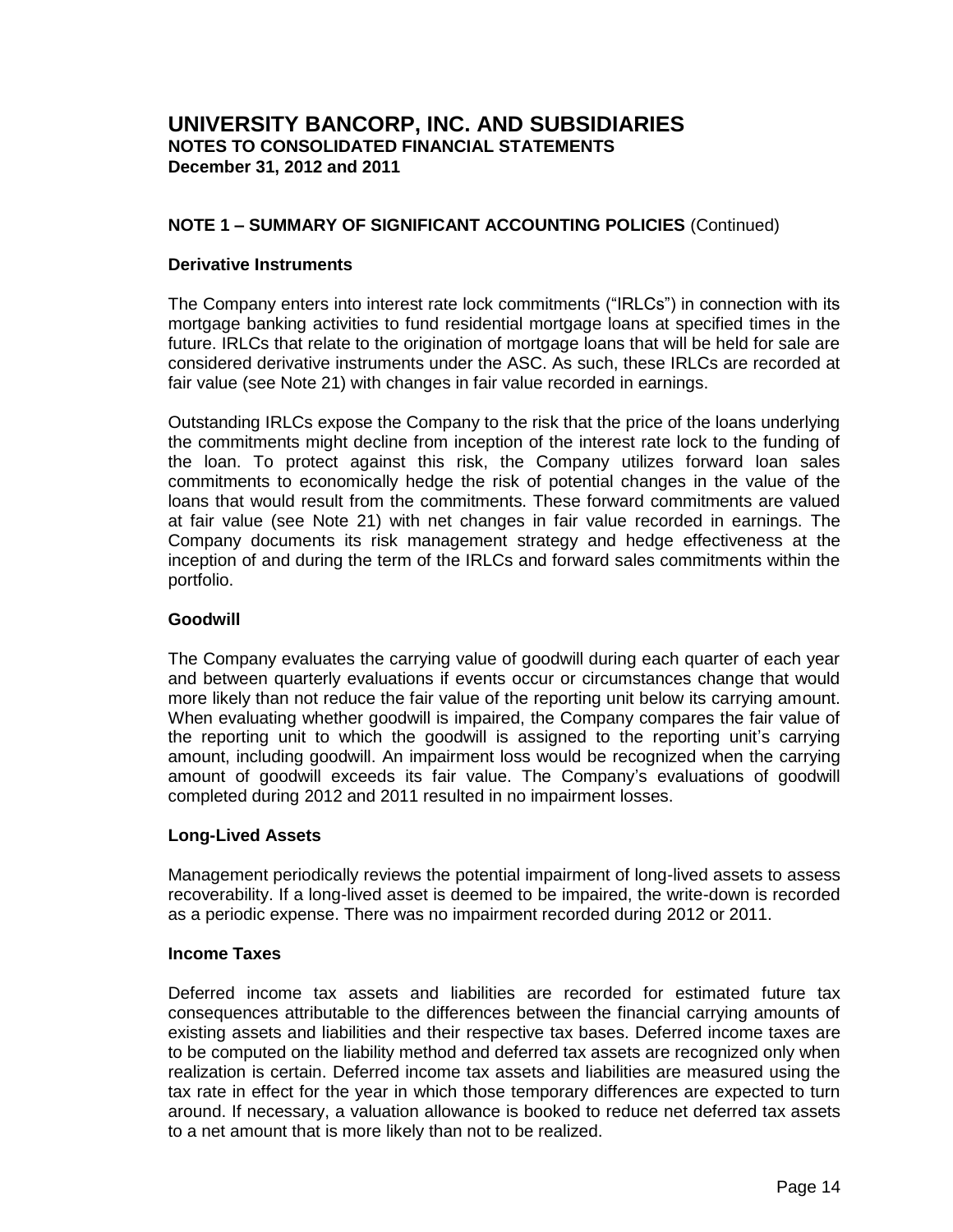## NOTE 1 – SUMMARY OF SIGNIFICANT ACCOUNTING POLICIES (Continued)

### Derivative Instruments

The Company enters into interest rate lock commitments ("IRLCs") in connection with its mortgage banking activities to fund residential mortgage loans at specified times in the future. IRLCs that relate to the origination of mortgage loans that will be held for sale are considered derivative instruments under the ASC. As such, these IRLCs are recorded at fair value (see Note 21) with changes in fair value recorded in earnings.

Outstanding IRLCs expose the Company to the risk that the price of the loans underlying the commitments might decline from inception of the interest rate lock to the funding of the loan. To protect against this risk, the Company utilizes forward loan sales commitments to economically hedge the risk of potential changes in the value of the loans that would result from the commitments. These forward commitments are valued at fair value (see Note 21) with net changes in fair value recorded in earnings. The Company documents its risk management strategy and hedge effectiveness at the inception of and during the term of the IRLCs and forward sales commitments within the portfolio.

### Goodwill

The Company evaluates the carrying value of goodwill during each quarter of each year and between quarterly evaluations if events occur or circumstances change that would more likely than not reduce the fair value of the reporting unit below its carrying amount. When evaluating whether goodwill is impaired, the Company compares the fair value of the reporting unit to which the goodwill is assigned to the reporting unit's carrying amount, including goodwill. An impairment loss would be recognized when the carrying amount of goodwill exceeds its fair value. The Company's evaluations of goodwill completed during 2012 and 2011 resulted in no impairment losses.

### Long-Lived Assets

Management periodically reviews the potential impairment of long-lived assets to assess recoverability. If a long-lived asset is deemed to be impaired, the write-down is recorded as a periodic expense. There was no impairment recorded during 2012 or 2011.

### Income Taxes

Deferred income tax assets and liabilities are recorded for estimated future tax consequences attributable to the differences between the financial carrying amounts of existing assets and liabilities and their respective tax bases. Deferred income taxes are to be computed on the liability method and deferred tax assets are recognized only when realization is certain. Deferred income tax assets and liabilities are measured using the tax rate in effect for the year in which those temporary differences are expected to turn around. If necessary, a valuation allowance is booked to reduce net deferred tax assets to a net amount that is more likely than not to be realized.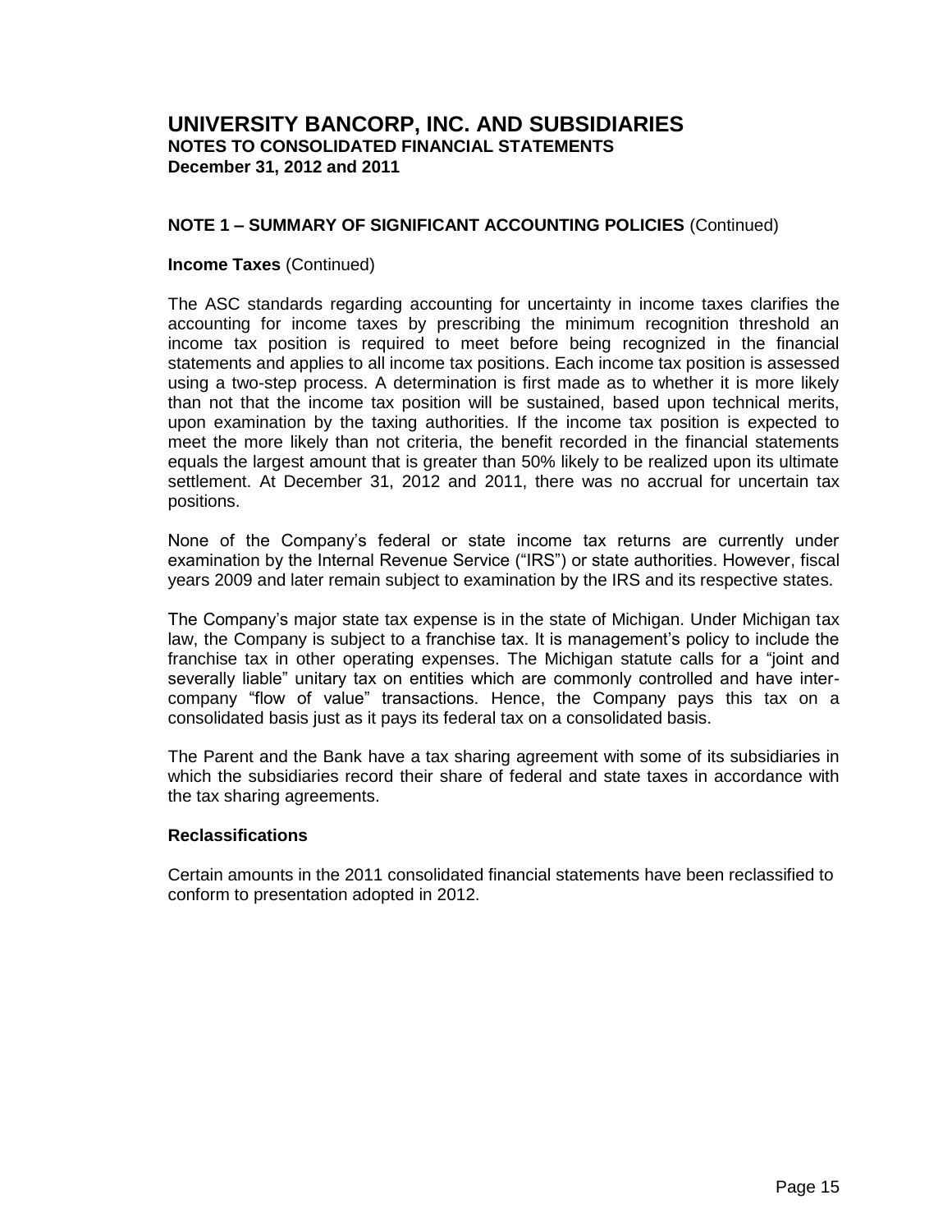# UNIVERSITY BANCORP, INC. AND SUBSIDIARIES
**NOTES TO CONSOLIDATED FINANCIAL STATEMENTS**
**December 31, 2012 and 2011**

## NOTE 1 – SUMMARY OF SIGNIFICANT ACCOUNTING POLICIES (Continued)

**Income Taxes** (Continued)

The ASC standards regarding accounting for uncertainty in income taxes clarifies the accounting for income taxes by prescribing the minimum recognition threshold an income tax position is required to meet before being recognized in the financial statements and applies to all income tax positions. Each income tax position is assessed using a two-step process. A determination is first made as to whether it is more likely than not that the income tax position will be sustained, based upon technical merits, upon examination by the taxing authorities. If the income tax position is expected to meet the more likely than not criteria, the benefit recorded in the financial statements equals the largest amount that is greater than 50% likely to be realized upon its ultimate settlement. At December 31, 2012 and 2011, there was no accrual for uncertain tax positions.

None of the Company's federal or state income tax returns are currently under examination by the Internal Revenue Service ("IRS") or state authorities. However, fiscal years 2009 and later remain subject to examination by the IRS and its respective states.

The Company's major state tax expense is in the state of Michigan. Under Michigan tax law, the Company is subject to a franchise tax. It is management's policy to include the franchise tax in other operating expenses. The Michigan statute calls for a "joint and severally liable" unitary tax on entities which are commonly controlled and have inter-company "flow of value" transactions. Hence, the Company pays this tax on a consolidated basis just as it pays its federal tax on a consolidated basis.

The Parent and the Bank have a tax sharing agreement with some of its subsidiaries in which the subsidiaries record their share of federal and state taxes in accordance with the tax sharing agreements.

**Reclassifications**

Certain amounts in the 2011 consolidated financial statements have been reclassified to conform to presentation adopted in 2012.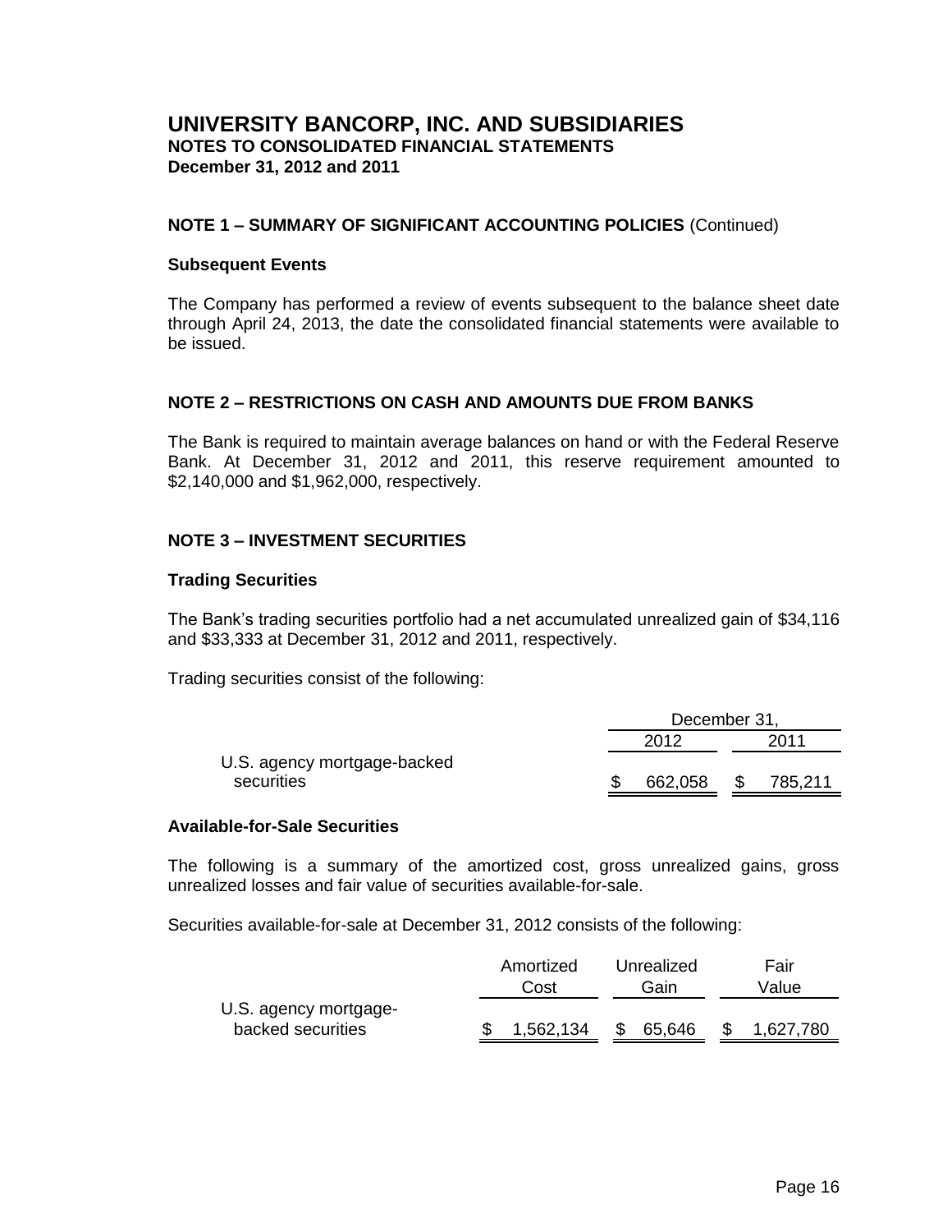# UNIVERSITY BANCORP, INC. AND SUBSIDIARIES
**NOTES TO CONSOLIDATED FINANCIAL STATEMENTS**
**December 31, 2012 and 2011**

## NOTE 1 – SUMMARY OF SIGNIFICANT ACCOUNTING POLICIES (Continued)

### Subsequent Events

The Company has performed a review of events subsequent to the balance sheet date through April 24, 2013, the date the consolidated financial statements were available to be issued.

## NOTE 2 – RESTRICTIONS ON CASH AND AMOUNTS DUE FROM BANKS

The Bank is required to maintain average balances on hand or with the Federal Reserve Bank. At December 31, 2012 and 2011, this reserve requirement amounted to $2,140,000 and $1,962,000, respectively.

## NOTE 3 – INVESTMENT SECURITIES

### Trading Securities

The Bank's trading securities portfolio had a net accumulated unrealized gain of $34,116 and $33,333 at December 31, 2012 and 2011, respectively.

Trading securities consist of the following:

| | December 31, | |
|---|---|---|
| | 2012 | 2011 |
| U.S. agency mortgage-backed securities | $ 662,058 | $ 785,211 |

### Available-for-Sale Securities

The following is a summary of the amortized cost, gross unrealized gains, gross unrealized losses and fair value of securities available-for-sale.

Securities available-for-sale at December 31, 2012 consists of the following:

| | Amortized Cost | Unrealized Gain | Fair Value |
|---|---|---|---|
| U.S. agency mortgage-backed securities | $ 1,562,134 | $ 65,646 | $ 1,627,780 |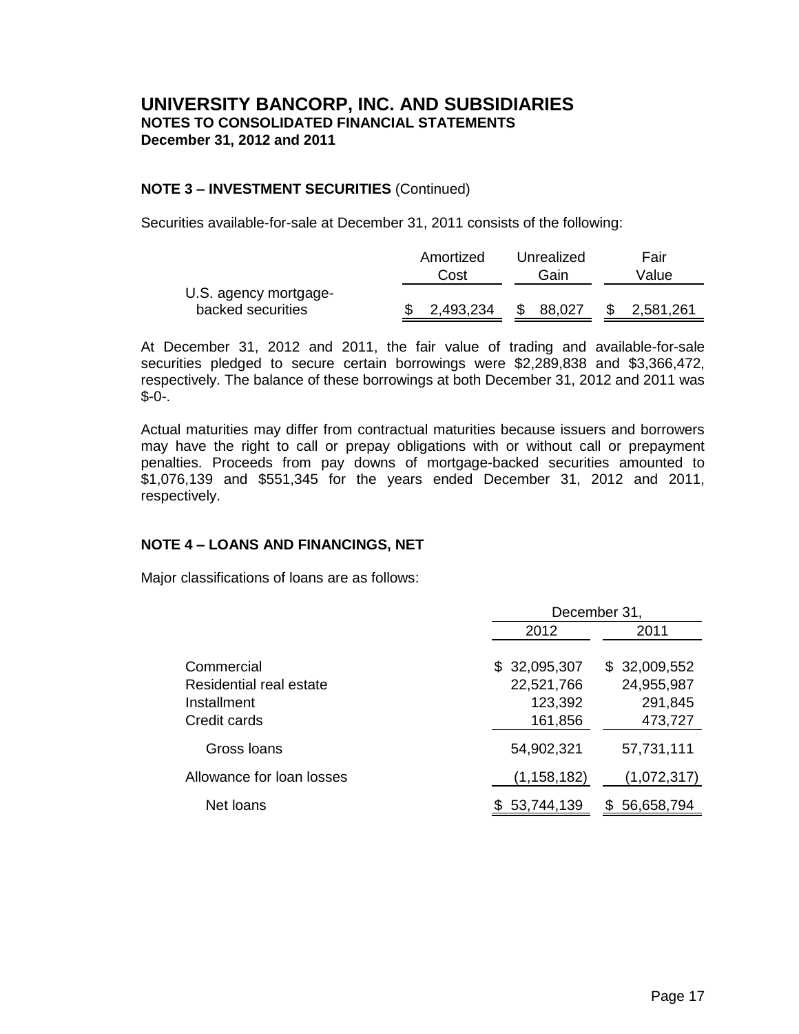# UNIVERSITY BANCORP, INC. AND SUBSIDIARIES
**NOTES TO CONSOLIDATED FINANCIAL STATEMENTS**
**December 31, 2012 and 2011**

**NOTE 3 – INVESTMENT SECURITIES** (Continued)

Securities available-for-sale at December 31, 2011 consists of the following:

| | Amortized Cost | Unrealized Gain | Fair Value |
|---|---|---|---|
| U.S. agency mortgage-backed securities | $ 2,493,234 | $ 88,027 | $ 2,581,261 |

At December 31, 2012 and 2011, the fair value of trading and available-for-sale securities pledged to secure certain borrowings were $2,289,838 and $3,366,472, respectively. The balance of these borrowings at both December 31, 2012 and 2011 was $-0-.

Actual maturities may differ from contractual maturities because issuers and borrowers may have the right to call or prepay obligations with or without call or prepayment penalties. Proceeds from pay downs of mortgage-backed securities amounted to $1,076,139 and $551,345 for the years ended December 31, 2012 and 2011, respectively.

**NOTE 4 – LOANS AND FINANCINGS, NET**

Major classifications of loans are as follows:

| | December 31, | |
|---|---|---|
| | 2012 | 2011 |
| Commercial | $ 32,095,307 | $ 32,009,552 |
| Residential real estate | 22,521,766 | 24,955,987 |
| Installment | 123,392 | 291,845 |
| Credit cards | 161,856 | 473,727 |
| Gross loans | 54,902,321 | 57,731,111 |
| Allowance for loan losses | (1,158,182) | (1,072,317) |
| Net loans | $ 53,744,139 | $ 56,658,794 |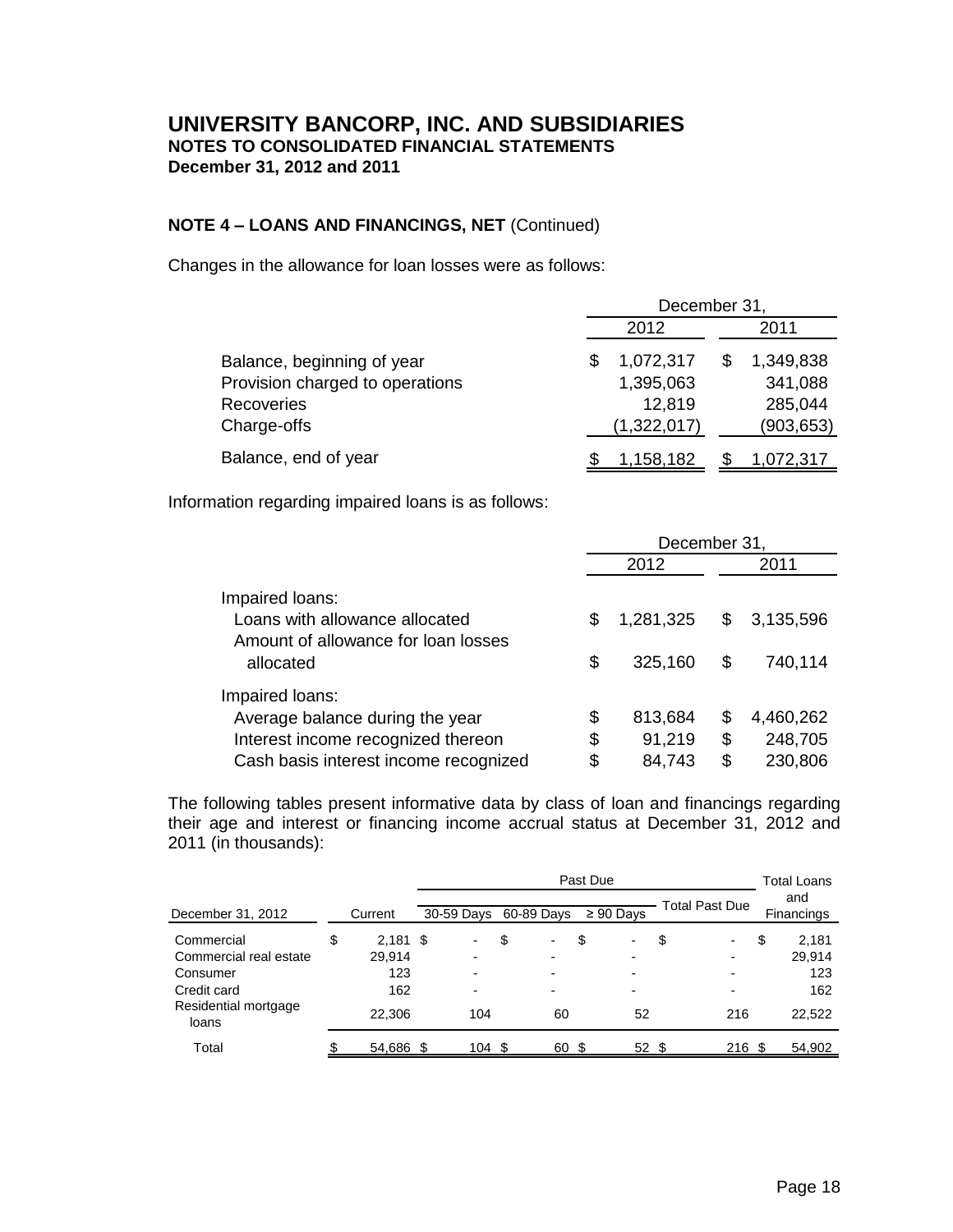# UNIVERSITY BANCORP, INC. AND SUBSIDIARIES
**NOTES TO CONSOLIDATED FINANCIAL STATEMENTS**
**December 31, 2012 and 2011**

## NOTE 4 – LOANS AND FINANCINGS, NET (Continued)

Changes in the allowance for loan losses were as follows:

| | December 31, 2012 | December 31, 2011 |
|---|---|---|
| Balance, beginning of year | $ 1,072,317 | $ 1,349,838 |
| Provision charged to operations | 1,395,063 | 341,088 |
| Recoveries | 12,819 | 285,044 |
| Charge-offs | (1,322,017) | (903,653) |
| Balance, end of year | $ 1,158,182 | $ 1,072,317 |

Information regarding impaired loans is as follows:

| | December 31, 2012 | December 31, 2011 |
|---|---|---|
| Impaired loans: | | |
| Loans with allowance allocated | $ 1,281,325 | $ 3,135,596 |
| Amount of allowance for loan losses allocated | $ 325,160 | $ 740,114 |
| Impaired loans: | | |
| Average balance during the year | $ 813,684 | $ 4,460,262 |
| Interest income recognized thereon | $ 91,219 | $ 248,705 |
| Cash basis interest income recognized | $ 84,743 | $ 230,806 |

The following tables present informative data by class of loan and financings regarding their age and interest or financing income accrual status at December 31, 2012 and 2011 (in thousands):

| | | Past Due | | | | Total Loans |
|---|---|---|---|---|---|---|
| December 31, 2012 | Current | 30-59 Days | 60-89 Days | ≥ 90 Days | Total Past Due | and Financings |
| Commercial | $ 2,181 | $ - | $ - | $ - | $ - | $ 2,181 |
| Commercial real estate | 29,914 | - | - | - | - | 29,914 |
| Consumer | 123 | - | - | - | - | 123 |
| Credit card | 162 | - | - | - | - | 162 |
| Residential mortgage loans | 22,306 | 104 | 60 | 52 | 216 | 22,522 |
| Total | $ 54,686 | $ 104 | $ 60 | $ 52 | $ 216 | $ 54,902 |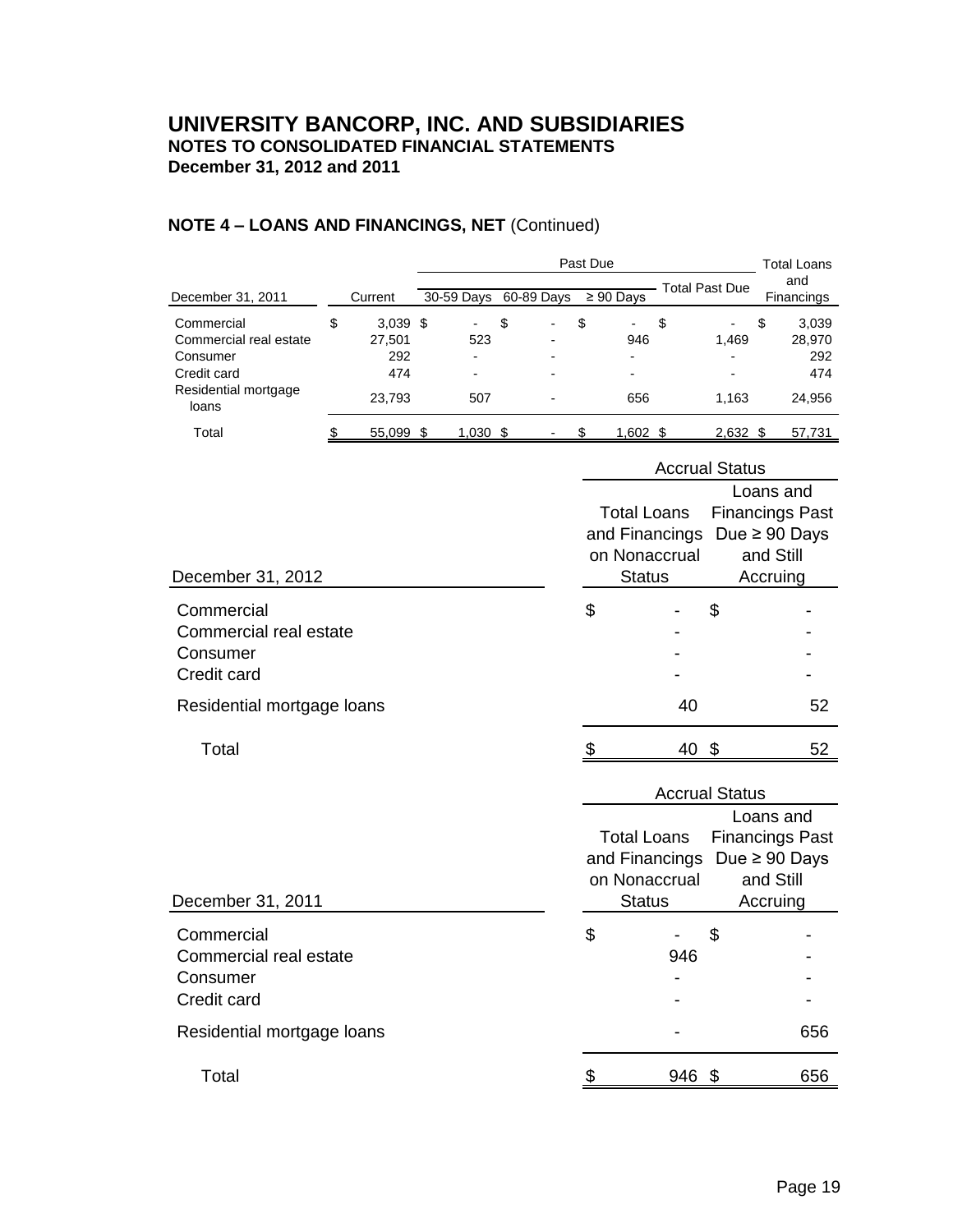# UNIVERSITY BANCORP, INC. AND SUBSIDIARIES

**NOTES TO CONSOLIDATED FINANCIAL STATEMENTS**

**December 31, 2012 and 2011**

## NOTE 4 – LOANS AND FINANCINGS, NET (Continued)

| December 31, 2011 | Current | Past Due 30-59 Days | Past Due 60-89 Days | Past Due ≥ 90 Days | Past Due Total Past Due | Total Loans and Financings |
|---|---|---|---|---|---|---|
| Commercial | $ 3,039 | $ - | $ - | $ - | $ - | $ 3,039 |
| Commercial real estate | 27,501 | 523 | - | 946 | 1,469 | 28,970 |
| Consumer | 292 | - | - | - | - | 292 |
| Credit card | 474 | - | - | - | - | 474 |
| Residential mortgage loans | 23,793 | 507 | - | 656 | 1,163 | 24,956 |
| Total | $ 55,099 | $ 1,030 | $ - | $ 1,602 | $ 2,632 | $ 57,731 |

| December 31, 2012 | Accrual Status: Total Loans and Financings on Nonaccrual Status | Accrual Status: Loans and Financings Past Due ≥ 90 Days and Still Accruing |
|---|---|---|
| Commercial | $ - | $ - |
| Commercial real estate | - | - |
| Consumer | - | - |
| Credit card | - | - |
| Residential mortgage loans | 40 | 52 |
| Total | $ 40 | $ 52 |

| December 31, 2011 | Accrual Status: Total Loans and Financings on Nonaccrual Status | Accrual Status: Loans and Financings Past Due ≥ 90 Days and Still Accruing |
|---|---|---|
| Commercial | $ - | $ - |
| Commercial real estate | 946 | - |
| Consumer | - | - |
| Credit card | - | - |
| Residential mortgage loans | - | 656 |
| Total | $ 946 | $ 656 |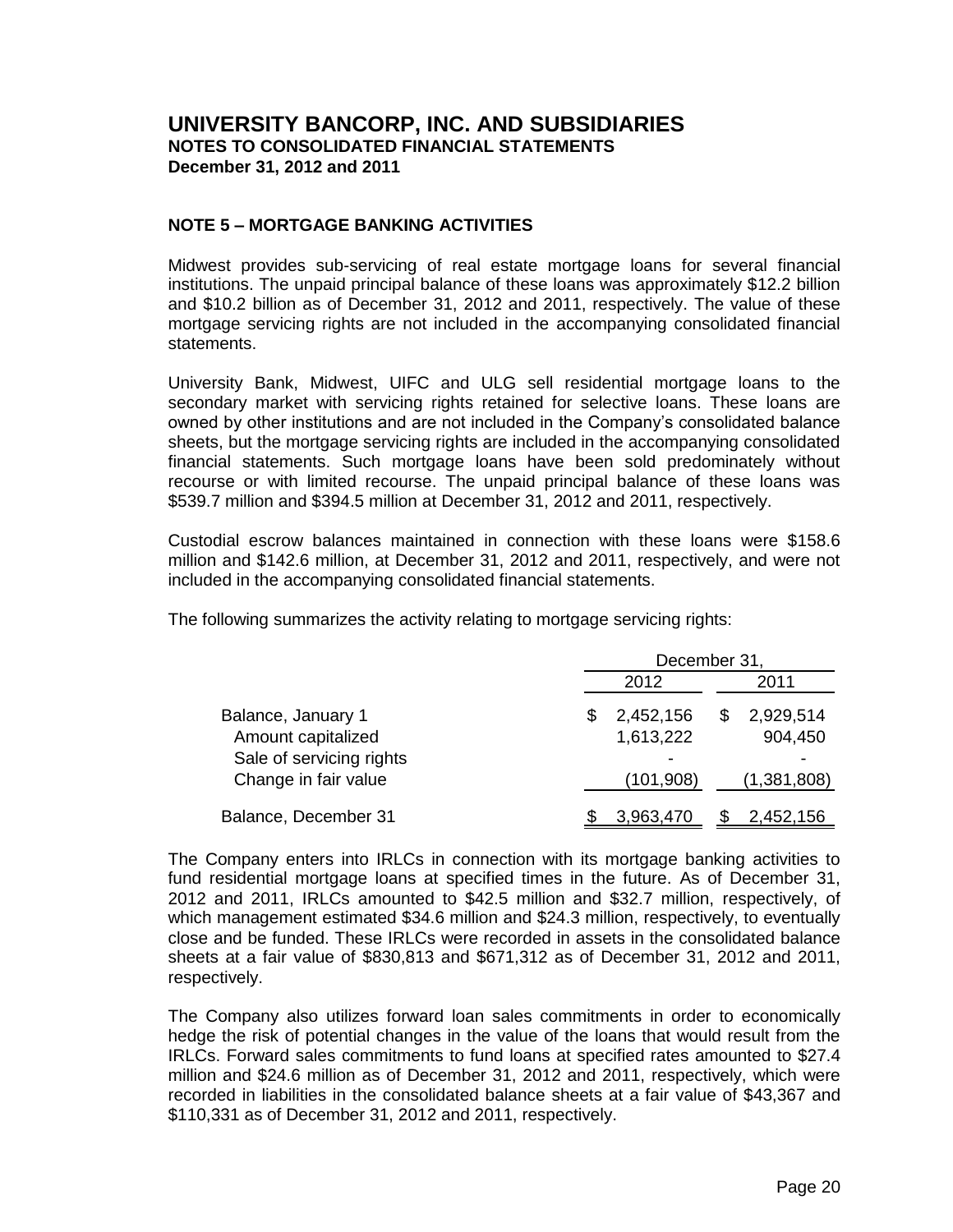# UNIVERSITY BANCORP, INC. AND SUBSIDIARIES
**NOTES TO CONSOLIDATED FINANCIAL STATEMENTS**
**December 31, 2012 and 2011**

## NOTE 5 – MORTGAGE BANKING ACTIVITIES

Midwest provides sub-servicing of real estate mortgage loans for several financial institutions. The unpaid principal balance of these loans was approximately $12.2 billion and $10.2 billion as of December 31, 2012 and 2011, respectively. The value of these mortgage servicing rights are not included in the accompanying consolidated financial statements.

University Bank, Midwest, UIFC and ULG sell residential mortgage loans to the secondary market with servicing rights retained for selective loans. These loans are owned by other institutions and are not included in the Company's consolidated balance sheets, but the mortgage servicing rights are included in the accompanying consolidated financial statements. Such mortgage loans have been sold predominately without recourse or with limited recourse. The unpaid principal balance of these loans was $539.7 million and $394.5 million at December 31, 2012 and 2011, respectively.

Custodial escrow balances maintained in connection with these loans were $158.6 million and $142.6 million, at December 31, 2012 and 2011, respectively, and were not included in the accompanying consolidated financial statements.

The following summarizes the activity relating to mortgage servicing rights:

| | December 31, | |
|---|---|---|
| | 2012 | 2011 |
| Balance, January 1 | $ 2,452,156 | $ 2,929,514 |
| Amount capitalized | 1,613,222 | 904,450 |
| Sale of servicing rights | - | - |
| Change in fair value | (101,908) | (1,381,808) |
| Balance, December 31 | $ 3,963,470 | $ 2,452,156 |

The Company enters into IRLCs in connection with its mortgage banking activities to fund residential mortgage loans at specified times in the future. As of December 31, 2012 and 2011, IRLCs amounted to $42.5 million and $32.7 million, respectively, of which management estimated $34.6 million and $24.3 million, respectively, to eventually close and be funded. These IRLCs were recorded in assets in the consolidated balance sheets at a fair value of $830,813 and $671,312 as of December 31, 2012 and 2011, respectively.

The Company also utilizes forward loan sales commitments in order to economically hedge the risk of potential changes in the value of the loans that would result from the IRLCs. Forward sales commitments to fund loans at specified rates amounted to $27.4 million and $24.6 million as of December 31, 2012 and 2011, respectively, which were recorded in liabilities in the consolidated balance sheets at a fair value of $43,367 and $110,331 as of December 31, 2012 and 2011, respectively.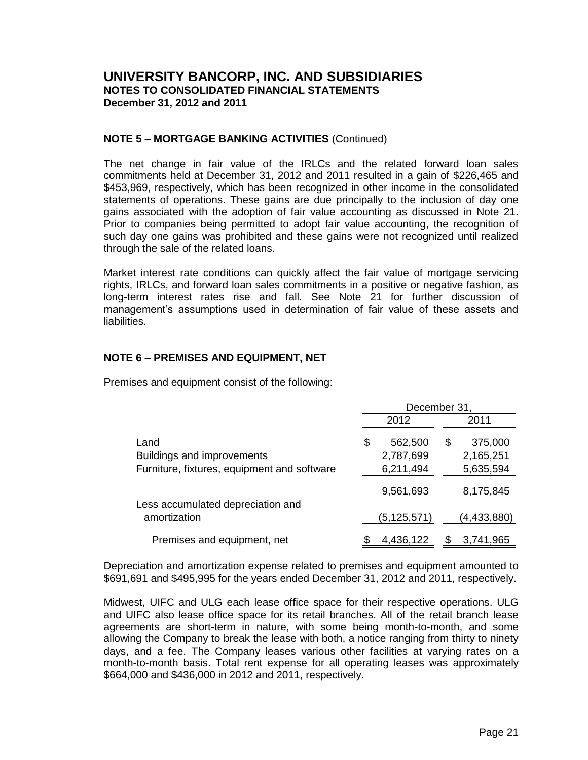# UNIVERSITY BANCORP, INC. AND SUBSIDIARIES
**NOTES TO CONSOLIDATED FINANCIAL STATEMENTS**
**December 31, 2012 and 2011**

## NOTE 5 – MORTGAGE BANKING ACTIVITIES (Continued)

The net change in fair value of the IRLCs and the related forward loan sales commitments held at December 31, 2012 and 2011 resulted in a gain of $226,465 and $453,969, respectively, which has been recognized in other income in the consolidated statements of operations. These gains are due principally to the inclusion of day one gains associated with the adoption of fair value accounting as discussed in Note 21. Prior to companies being permitted to adopt fair value accounting, the recognition of such day one gains was prohibited and these gains were not recognized until realized through the sale of the related loans.

Market interest rate conditions can quickly affect the fair value of mortgage servicing rights, IRLCs, and forward loan sales commitments in a positive or negative fashion, as long-term interest rates rise and fall. See Note 21 for further discussion of management's assumptions used in determination of fair value of these assets and liabilities.

## NOTE 6 – PREMISES AND EQUIPMENT, NET

Premises and equipment consist of the following:

| | December 31, | |
|---|---|---|
| | 2012 | 2011 |
| Land | $ 562,500 | $ 375,000 |
| Buildings and improvements | 2,787,699 | 2,165,251 |
| Furniture, fixtures, equipment and software | 6,211,494 | 5,635,594 |
| | 9,561,693 | 8,175,845 |
| Less accumulated depreciation and amortization | (5,125,571) | (4,433,880) |
| Premises and equipment, net | $ 4,436,122 | $ 3,741,965 |

Depreciation and amortization expense related to premises and equipment amounted to $691,691 and $495,995 for the years ended December 31, 2012 and 2011, respectively.

Midwest, UIFC and ULG each lease office space for their respective operations. ULG and UIFC also lease office space for its retail branches. All of the retail branch lease agreements are short-term in nature, with some being month-to-month, and some allowing the Company to break the lease with both, a notice ranging from thirty to ninety days, and a fee. The Company leases various other facilities at varying rates on a month-to-month basis. Total rent expense for all operating leases was approximately $664,000 and $436,000 in 2012 and 2011, respectively.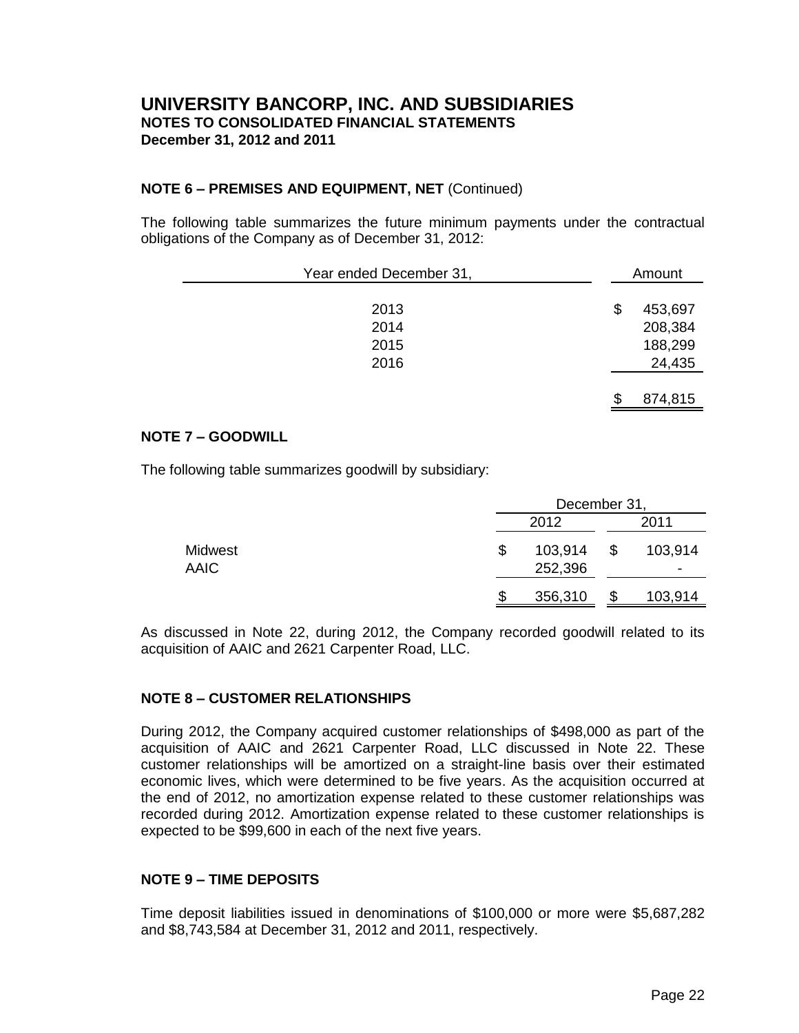# UNIVERSITY BANCORP, INC. AND SUBSIDIARIES
**NOTES TO CONSOLIDATED FINANCIAL STATEMENTS**
**December 31, 2012 and 2011**

## NOTE 6 – PREMISES AND EQUIPMENT, NET (Continued)

The following table summarizes the future minimum payments under the contractual obligations of the Company as of December 31, 2012:

| Year ended December 31, | Amount |
|---|---|
| 2013 | $ 453,697 |
| 2014 | 208,384 |
| 2015 | 188,299 |
| 2016 | 24,435 |
| | $ 874,815 |

## NOTE 7 – GOODWILL

The following table summarizes goodwill by subsidiary:

| | December 31, 2012 | December 31, 2011 |
|---|---|---|
| Midwest | $ 103,914 | $ 103,914 |
| AAIC | 252,396 | - |
| | $ 356,310 | $ 103,914 |

As discussed in Note 22, during 2012, the Company recorded goodwill related to its acquisition of AAIC and 2621 Carpenter Road, LLC.

## NOTE 8 – CUSTOMER RELATIONSHIPS

During 2012, the Company acquired customer relationships of $498,000 as part of the acquisition of AAIC and 2621 Carpenter Road, LLC discussed in Note 22. These customer relationships will be amortized on a straight-line basis over their estimated economic lives, which were determined to be five years. As the acquisition occurred at the end of 2012, no amortization expense related to these customer relationships was recorded during 2012. Amortization expense related to these customer relationships is expected to be $99,600 in each of the next five years.

## NOTE 9 – TIME DEPOSITS

Time deposit liabilities issued in denominations of $100,000 or more were $5,687,282 and $8,743,584 at December 31, 2012 and 2011, respectively.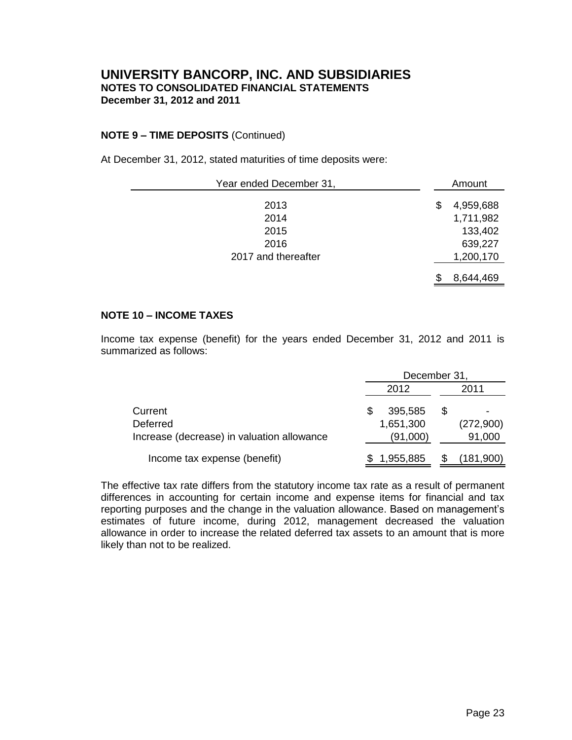# UNIVERSITY BANCORP, INC. AND SUBSIDIARIES
**NOTES TO CONSOLIDATED FINANCIAL STATEMENTS**
**December 31, 2012 and 2011**

**NOTE 9 – TIME DEPOSITS** (Continued)

At December 31, 2012, stated maturities of time deposits were:

| Year ended December 31, | Amount |
|---|---|
| 2013 | $ 4,959,688 |
| 2014 | 1,711,982 |
| 2015 | 133,402 |
| 2016 | 639,227 |
| 2017 and thereafter | 1,200,170 |
| | $ 8,644,469 |

**NOTE 10 – INCOME TAXES**

Income tax expense (benefit) for the years ended December 31, 2012 and 2011 is summarized as follows:

| | December 31, | |
|---|---|---|
| | 2012 | 2011 |
| Current | $ 395,585 | $ - |
| Deferred | 1,651,300 | (272,900) |
| Increase (decrease) in valuation allowance | (91,000) | 91,000 |
| Income tax expense (benefit) | $ 1,955,885 | $ (181,900) |

The effective tax rate differs from the statutory income tax rate as a result of permanent differences in accounting for certain income and expense items for financial and tax reporting purposes and the change in the valuation allowance. Based on management's estimates of future income, during 2012, management decreased the valuation allowance in order to increase the related deferred tax assets to an amount that is more likely than not to be realized.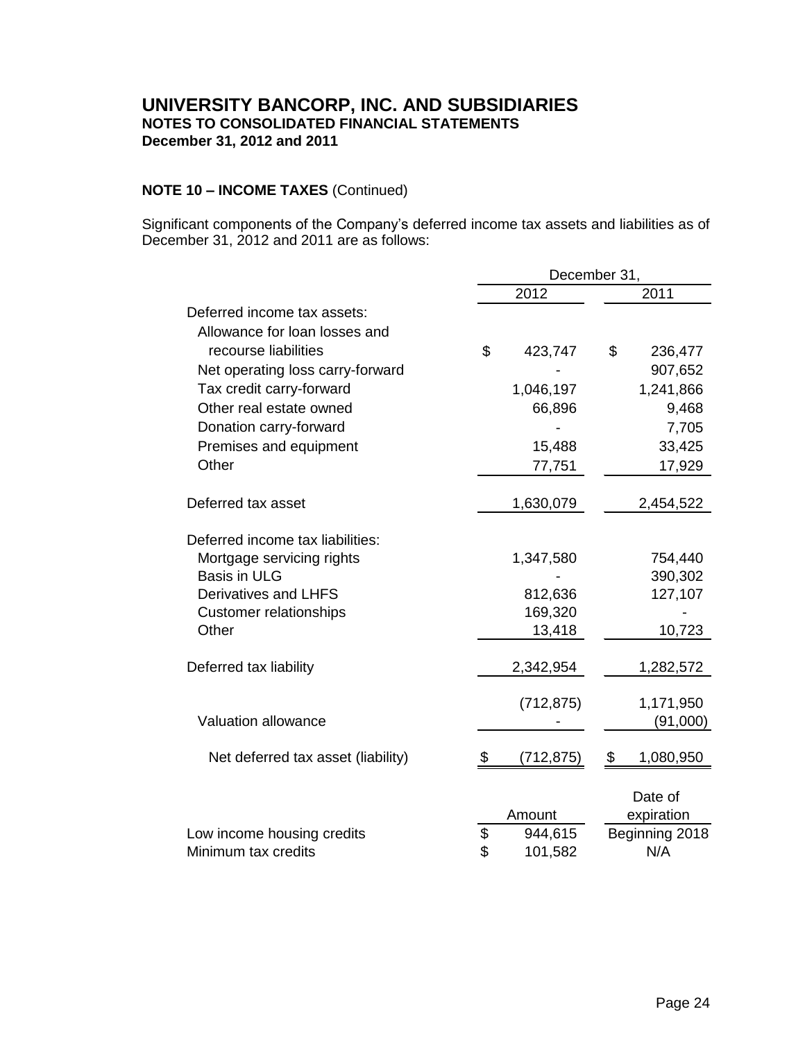# UNIVERSITY BANCORP, INC. AND SUBSIDIARIES
## NOTES TO CONSOLIDATED FINANCIAL STATEMENTS
**December 31, 2012 and 2011**

**NOTE 10 – INCOME TAXES** (Continued)

Significant components of the Company's deferred income tax assets and liabilities as of December 31, 2012 and 2011 are as follows:

| | December 31, | |
|---|---|---|
| | 2012 | 2011 |
| Deferred income tax assets: | | |
| Allowance for loan losses and recourse liabilities | $ 423,747 | $ 236,477 |
| Net operating loss carry-forward | - | 907,652 |
| Tax credit carry-forward | 1,046,197 | 1,241,866 |
| Other real estate owned | 66,896 | 9,468 |
| Donation carry-forward | - | 7,705 |
| Premises and equipment | 15,488 | 33,425 |
| Other | 77,751 | 17,929 |
| Deferred tax asset | 1,630,079 | 2,454,522 |
| Deferred income tax liabilities: | | |
| Mortgage servicing rights | 1,347,580 | 754,440 |
| Basis in ULG | - | 390,302 |
| Derivatives and LHFS | 812,636 | 127,107 |
| Customer relationships | 169,320 | - |
| Other | 13,418 | 10,723 |
| Deferred tax liability | 2,342,954 | 1,282,572 |
| | (712,875) | 1,171,950 |
| Valuation allowance | - | (91,000) |
| Net deferred tax asset (liability) | $ (712,875) | $ 1,080,950 |

| | Amount | Date of expiration |
|---|---|---|
| Low income housing credits | $ 944,615 | Beginning 2018 |
| Minimum tax credits | $ 101,582 | N/A |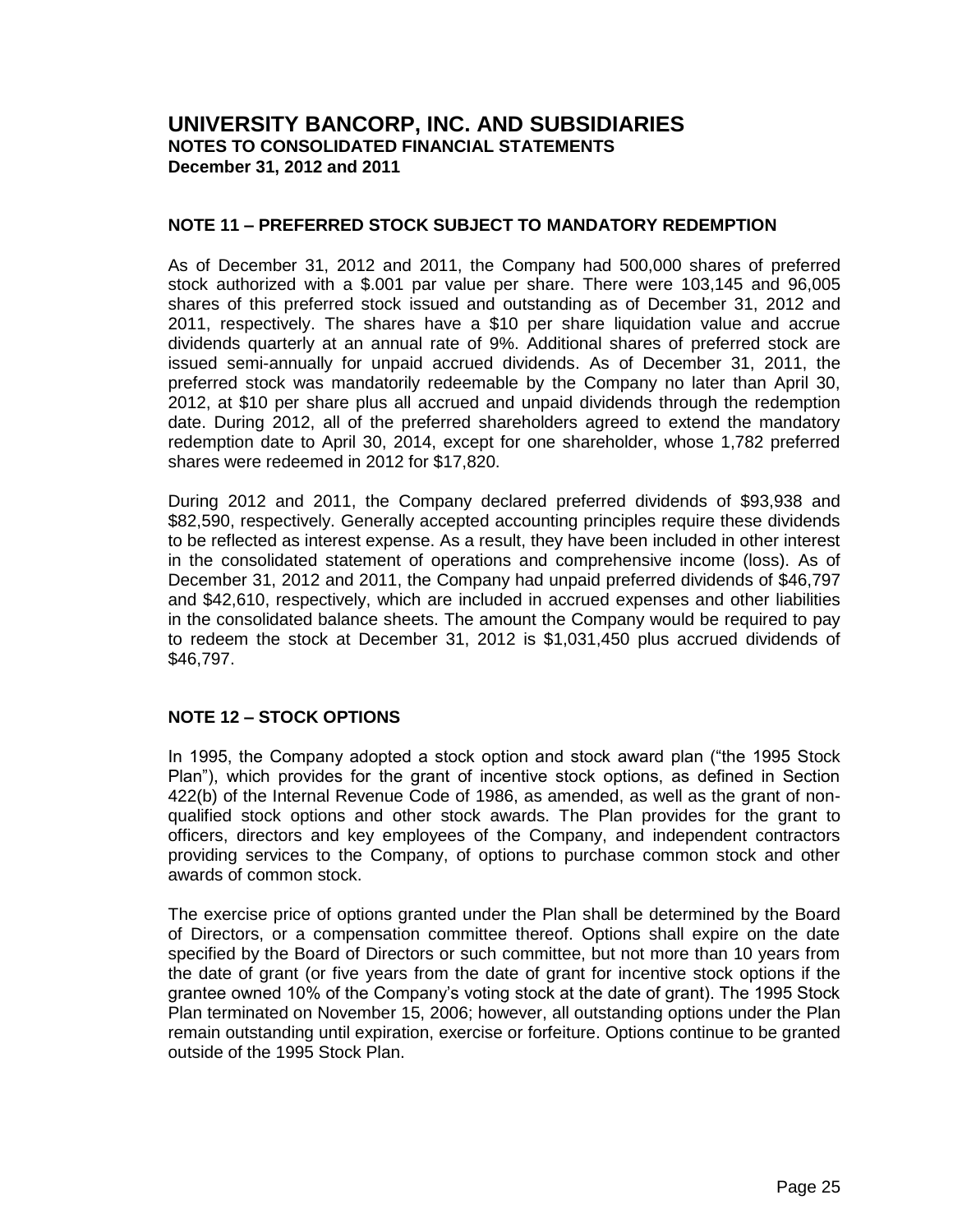# UNIVERSITY BANCORP, INC. AND SUBSIDIARIES
**NOTES TO CONSOLIDATED FINANCIAL STATEMENTS**
**December 31, 2012 and 2011**

## NOTE 11 – PREFERRED STOCK SUBJECT TO MANDATORY REDEMPTION

As of December 31, 2012 and 2011, the Company had 500,000 shares of preferred stock authorized with a $.001 par value per share. There were 103,145 and 96,005 shares of this preferred stock issued and outstanding as of December 31, 2012 and 2011, respectively. The shares have a $10 per share liquidation value and accrue dividends quarterly at an annual rate of 9%. Additional shares of preferred stock are issued semi-annually for unpaid accrued dividends. As of December 31, 2011, the preferred stock was mandatorily redeemable by the Company no later than April 30, 2012, at $10 per share plus all accrued and unpaid dividends through the redemption date. During 2012, all of the preferred shareholders agreed to extend the mandatory redemption date to April 30, 2014, except for one shareholder, whose 1,782 preferred shares were redeemed in 2012 for $17,820.

During 2012 and 2011, the Company declared preferred dividends of $93,938 and $82,590, respectively. Generally accepted accounting principles require these dividends to be reflected as interest expense. As a result, they have been included in other interest in the consolidated statement of operations and comprehensive income (loss). As of December 31, 2012 and 2011, the Company had unpaid preferred dividends of $46,797 and $42,610, respectively, which are included in accrued expenses and other liabilities in the consolidated balance sheets. The amount the Company would be required to pay to redeem the stock at December 31, 2012 is $1,031,450 plus accrued dividends of $46,797.

## NOTE 12 – STOCK OPTIONS

In 1995, the Company adopted a stock option and stock award plan ("the 1995 Stock Plan"), which provides for the grant of incentive stock options, as defined in Section 422(b) of the Internal Revenue Code of 1986, as amended, as well as the grant of non-qualified stock options and other stock awards. The Plan provides for the grant to officers, directors and key employees of the Company, and independent contractors providing services to the Company, of options to purchase common stock and other awards of common stock.

The exercise price of options granted under the Plan shall be determined by the Board of Directors, or a compensation committee thereof. Options shall expire on the date specified by the Board of Directors or such committee, but not more than 10 years from the date of grant (or five years from the date of grant for incentive stock options if the grantee owned 10% of the Company's voting stock at the date of grant). The 1995 Stock Plan terminated on November 15, 2006; however, all outstanding options under the Plan remain outstanding until expiration, exercise or forfeiture. Options continue to be granted outside of the 1995 Stock Plan.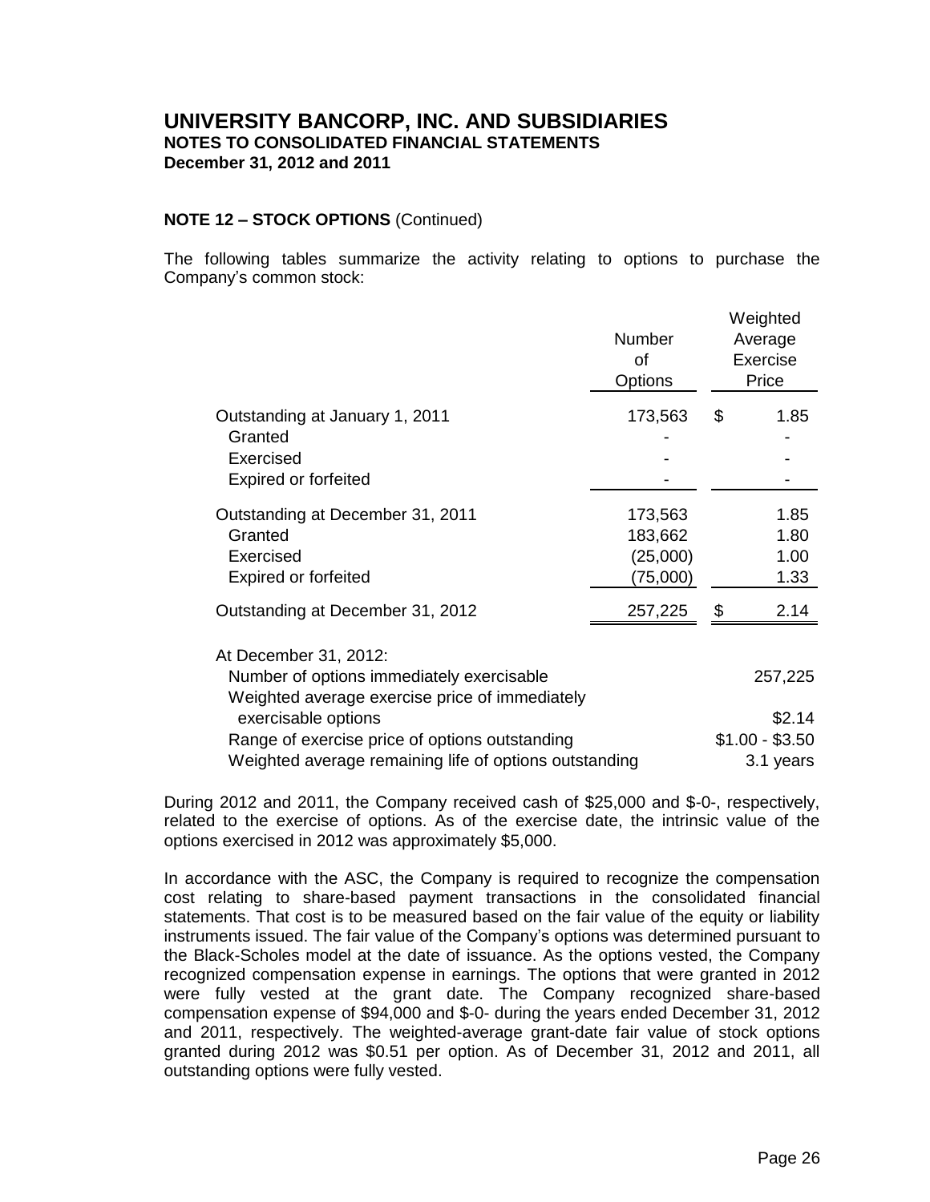# UNIVERSITY BANCORP, INC. AND SUBSIDIARIES

**NOTES TO CONSOLIDATED FINANCIAL STATEMENTS**

**December 31, 2012 and 2011**

**NOTE 12 – STOCK OPTIONS** (Continued)

The following tables summarize the activity relating to options to purchase the Company's common stock:

| | Number of Options | Weighted Average Exercise Price |
|---|---|---|
| Outstanding at January 1, 2011 | 173,563 | $ 1.85 |
| Granted | - | - |
| Exercised | - | - |
| Expired or forfeited | - | - |
| Outstanding at December 31, 2011 | 173,563 | 1.85 |
| Granted | 183,662 | 1.80 |
| Exercised | (25,000) | 1.00 |
| Expired or forfeited | (75,000) | 1.33 |
| Outstanding at December 31, 2012 | 257,225 | $ 2.14 |

| At December 31, 2012: | |
|---|---|
| Number of options immediately exercisable | 257,225 |
| Weighted average exercise price of immediately exercisable options | $2.14 |
| Range of exercise price of options outstanding | $1.00 - $3.50 |
| Weighted average remaining life of options outstanding | 3.1 years |

During 2012 and 2011, the Company received cash of $25,000 and $-0-, respectively, related to the exercise of options. As of the exercise date, the intrinsic value of the options exercised in 2012 was approximately $5,000.

In accordance with the ASC, the Company is required to recognize the compensation cost relating to share-based payment transactions in the consolidated financial statements. That cost is to be measured based on the fair value of the equity or liability instruments issued. The fair value of the Company's options was determined pursuant to the Black-Scholes model at the date of issuance. As the options vested, the Company recognized compensation expense in earnings. The options that were granted in 2012 were fully vested at the grant date. The Company recognized share-based compensation expense of $94,000 and $-0- during the years ended December 31, 2012 and 2011, respectively. The weighted-average grant-date fair value of stock options granted during 2012 was $0.51 per option. As of December 31, 2012 and 2011, all outstanding options were fully vested.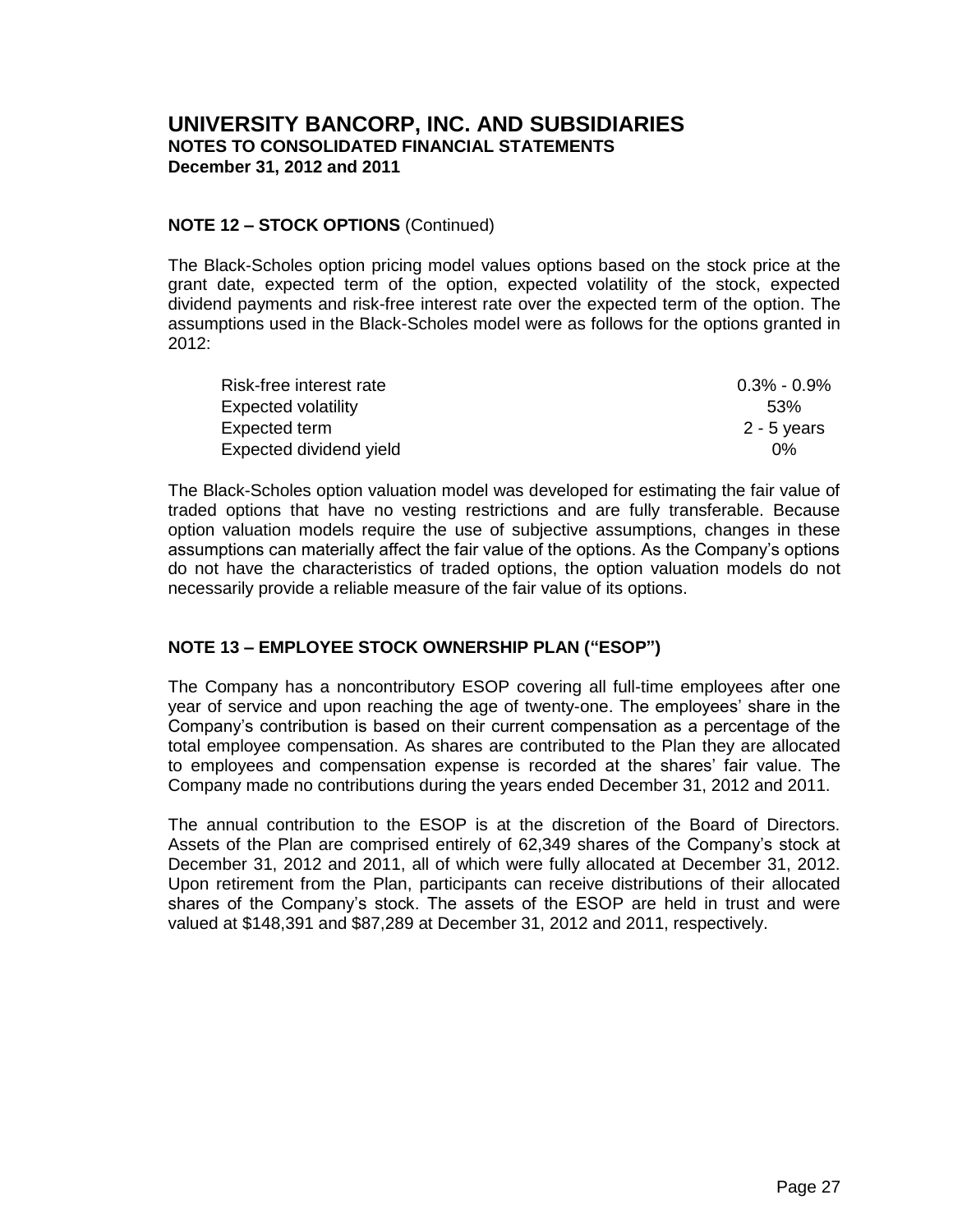# UNIVERSITY BANCORP, INC. AND SUBSIDIARIES
**NOTES TO CONSOLIDATED FINANCIAL STATEMENTS**
**December 31, 2012 and 2011**

## NOTE 12 – STOCK OPTIONS (Continued)

The Black-Scholes option pricing model values options based on the stock price at the grant date, expected term of the option, expected volatility of the stock, expected dividend payments and risk-free interest rate over the expected term of the option. The assumptions used in the Black-Scholes model were as follows for the options granted in 2012:

| | |
|---|---|
| Risk-free interest rate | 0.3% - 0.9% |
| Expected volatility | 53% |
| Expected term | 2 - 5 years |
| Expected dividend yield | 0% |

The Black-Scholes option valuation model was developed for estimating the fair value of traded options that have no vesting restrictions and are fully transferable. Because option valuation models require the use of subjective assumptions, changes in these assumptions can materially affect the fair value of the options. As the Company's options do not have the characteristics of traded options, the option valuation models do not necessarily provide a reliable measure of the fair value of its options.

## NOTE 13 – EMPLOYEE STOCK OWNERSHIP PLAN ("ESOP")

The Company has a noncontributory ESOP covering all full-time employees after one year of service and upon reaching the age of twenty-one. The employees' share in the Company's contribution is based on their current compensation as a percentage of the total employee compensation. As shares are contributed to the Plan they are allocated to employees and compensation expense is recorded at the shares' fair value. The Company made no contributions during the years ended December 31, 2012 and 2011.

The annual contribution to the ESOP is at the discretion of the Board of Directors. Assets of the Plan are comprised entirely of 62,349 shares of the Company's stock at December 31, 2012 and 2011, all of which were fully allocated at December 31, 2012. Upon retirement from the Plan, participants can receive distributions of their allocated shares of the Company's stock. The assets of the ESOP are held in trust and were valued at $148,391 and $87,289 at December 31, 2012 and 2011, respectively.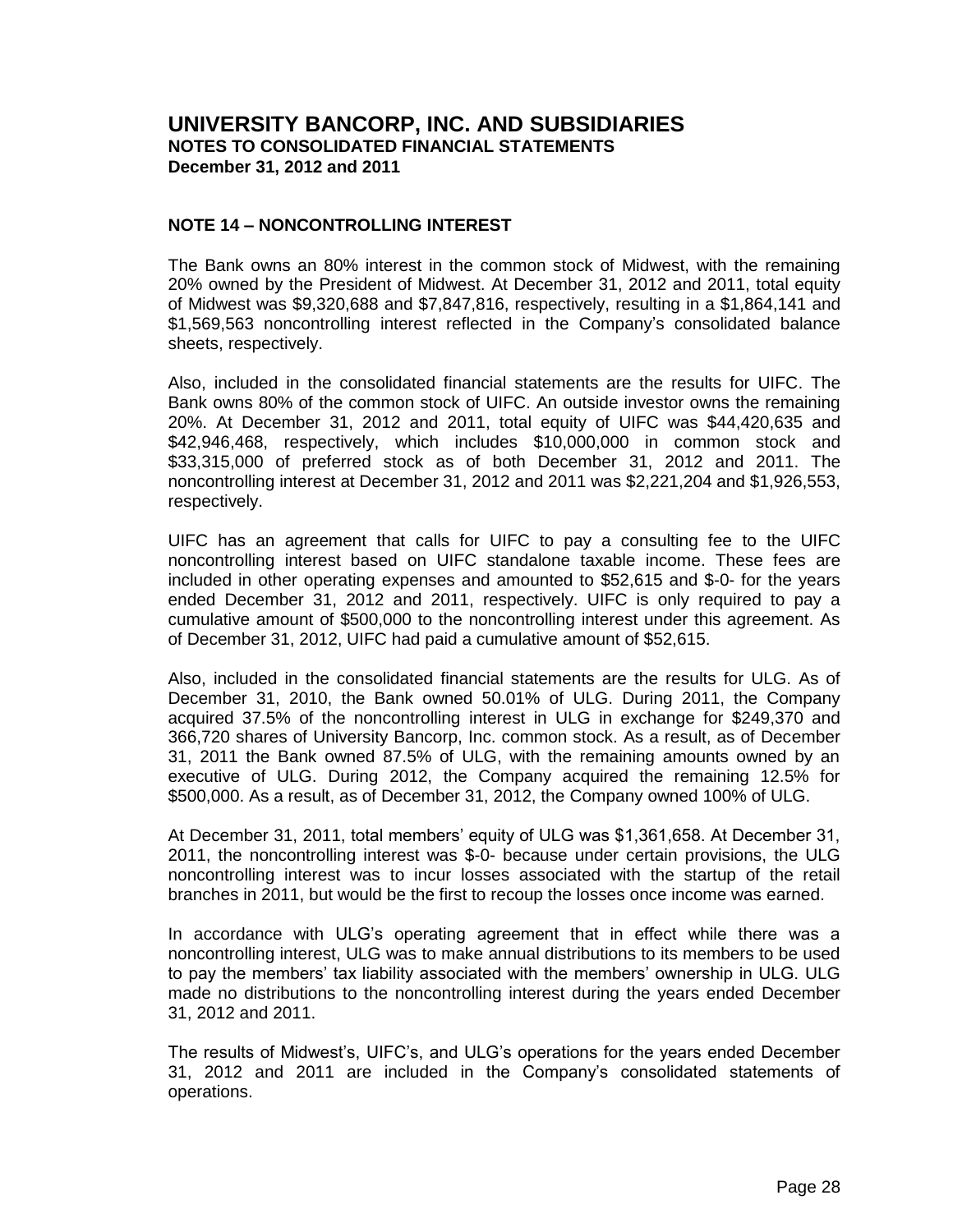## NOTE 14 – NONCONTROLLING INTEREST

The Bank owns an 80% interest in the common stock of Midwest, with the remaining 20% owned by the President of Midwest. At December 31, 2012 and 2011, total equity of Midwest was $9,320,688 and $7,847,816, respectively, resulting in a $1,864,141 and $1,569,563 noncontrolling interest reflected in the Company's consolidated balance sheets, respectively.

Also, included in the consolidated financial statements are the results for UIFC. The Bank owns 80% of the common stock of UIFC. An outside investor owns the remaining 20%. At December 31, 2012 and 2011, total equity of UIFC was $44,420,635 and $42,946,468, respectively, which includes $10,000,000 in common stock and $33,315,000 of preferred stock as of both December 31, 2012 and 2011. The noncontrolling interest at December 31, 2012 and 2011 was $2,221,204 and $1,926,553, respectively.

UIFC has an agreement that calls for UIFC to pay a consulting fee to the UIFC noncontrolling interest based on UIFC standalone taxable income. These fees are included in other operating expenses and amounted to $52,615 and $-0- for the years ended December 31, 2012 and 2011, respectively. UIFC is only required to pay a cumulative amount of $500,000 to the noncontrolling interest under this agreement. As of December 31, 2012, UIFC had paid a cumulative amount of $52,615.

Also, included in the consolidated financial statements are the results for ULG. As of December 31, 2010, the Bank owned 50.01% of ULG. During 2011, the Company acquired 37.5% of the noncontrolling interest in ULG in exchange for $249,370 and 366,720 shares of University Bancorp, Inc. common stock. As a result, as of December 31, 2011 the Bank owned 87.5% of ULG, with the remaining amounts owned by an executive of ULG. During 2012, the Company acquired the remaining 12.5% for $500,000. As a result, as of December 31, 2012, the Company owned 100% of ULG.

At December 31, 2011, total members' equity of ULG was $1,361,658. At December 31, 2011, the noncontrolling interest was $-0- because under certain provisions, the ULG noncontrolling interest was to incur losses associated with the startup of the retail branches in 2011, but would be the first to recoup the losses once income was earned.

In accordance with ULG's operating agreement that in effect while there was a noncontrolling interest, ULG was to make annual distributions to its members to be used to pay the members' tax liability associated with the members' ownership in ULG. ULG made no distributions to the noncontrolling interest during the years ended December 31, 2012 and 2011.

The results of Midwest's, UIFC's, and ULG's operations for the years ended December 31, 2012 and 2011 are included in the Company's consolidated statements of operations.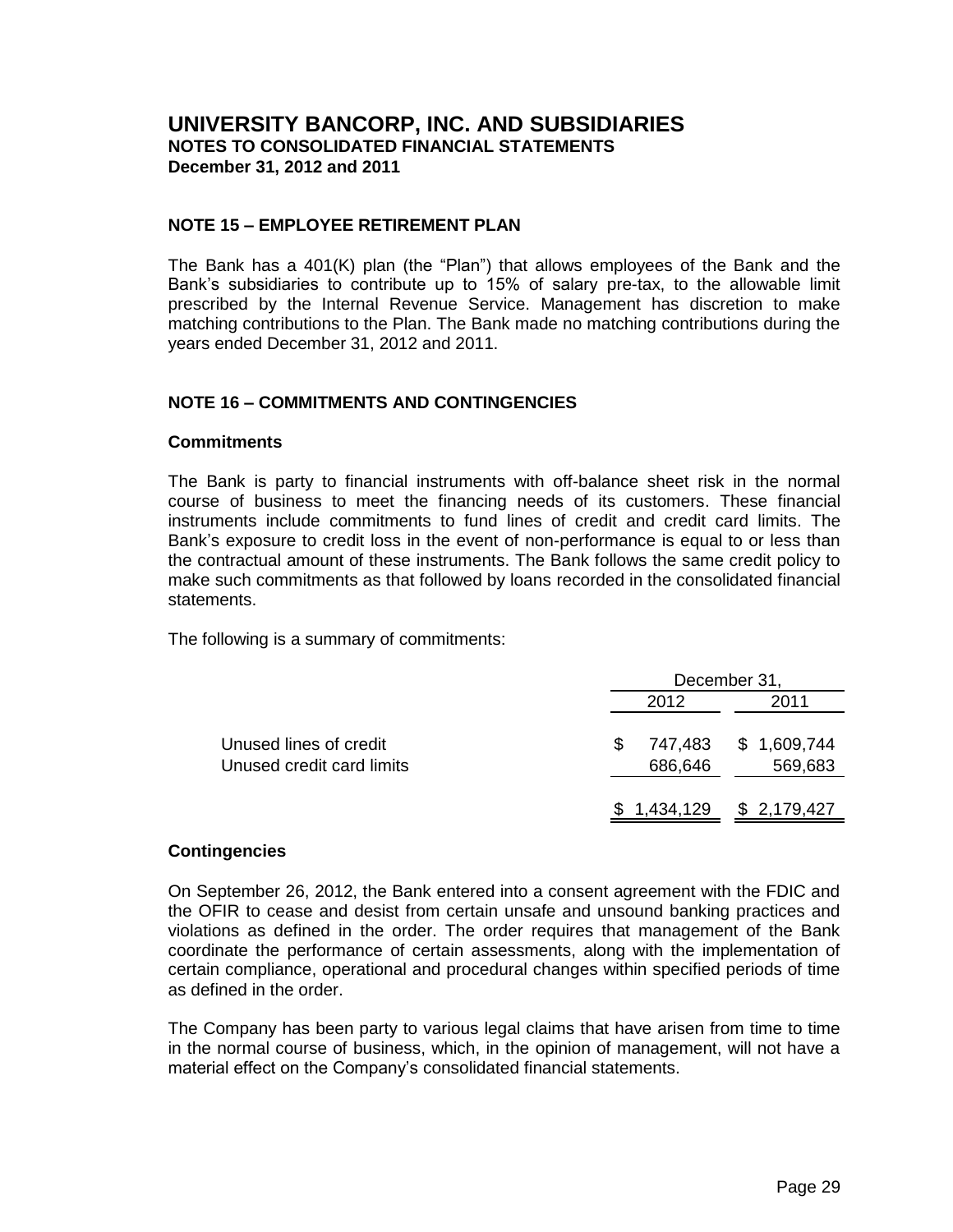# UNIVERSITY BANCORP, INC. AND SUBSIDIARIES
**NOTES TO CONSOLIDATED FINANCIAL STATEMENTS**
**December 31, 2012 and 2011**

## NOTE 15 – EMPLOYEE RETIREMENT PLAN

The Bank has a 401(K) plan (the "Plan") that allows employees of the Bank and the Bank's subsidiaries to contribute up to 15% of salary pre-tax, to the allowable limit prescribed by the Internal Revenue Service. Management has discretion to make matching contributions to the Plan. The Bank made no matching contributions during the years ended December 31, 2012 and 2011.

## NOTE 16 – COMMITMENTS AND CONTINGENCIES

### Commitments

The Bank is party to financial instruments with off-balance sheet risk in the normal course of business to meet the financing needs of its customers. These financial instruments include commitments to fund lines of credit and credit card limits. The Bank's exposure to credit loss in the event of non-performance is equal to or less than the contractual amount of these instruments. The Bank follows the same credit policy to make such commitments as that followed by loans recorded in the consolidated financial statements.

The following is a summary of commitments:

| | December 31, | |
|---|---|---|
| | 2012 | 2011 |
| Unused lines of credit | $ 747,483 | $ 1,609,744 |
| Unused credit card limits | 686,646 | 569,683 |
| | $ 1,434,129 | $ 2,179,427 |

### Contingencies

On September 26, 2012, the Bank entered into a consent agreement with the FDIC and the OFIR to cease and desist from certain unsafe and unsound banking practices and violations as defined in the order. The order requires that management of the Bank coordinate the performance of certain assessments, along with the implementation of certain compliance, operational and procedural changes within specified periods of time as defined in the order.

The Company has been party to various legal claims that have arisen from time to time in the normal course of business, which, in the opinion of management, will not have a material effect on the Company's consolidated financial statements.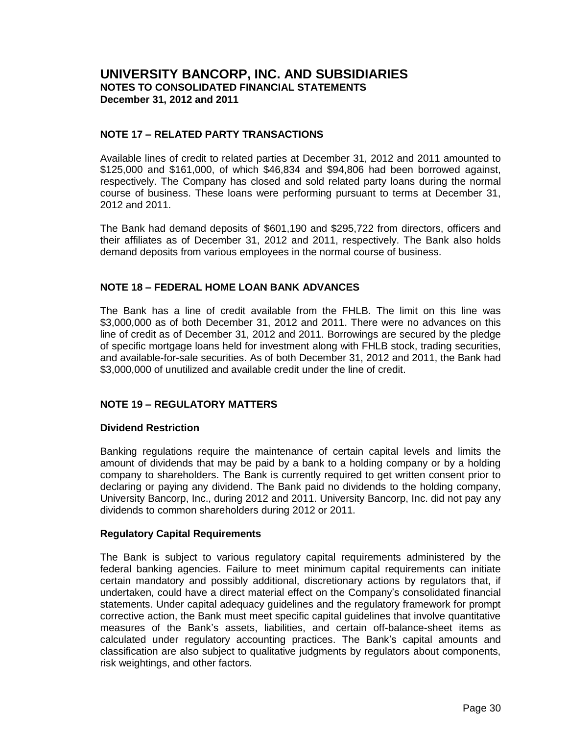# UNIVERSITY BANCORP, INC. AND SUBSIDIARIES

**NOTES TO CONSOLIDATED FINANCIAL STATEMENTS**
**December 31, 2012 and 2011**

## NOTE 17 – RELATED PARTY TRANSACTIONS

Available lines of credit to related parties at December 31, 2012 and 2011 amounted to $125,000 and $161,000, of which $46,834 and $94,806 had been borrowed against, respectively. The Company has closed and sold related party loans during the normal course of business. These loans were performing pursuant to terms at December 31, 2012 and 2011.

The Bank had demand deposits of $601,190 and $295,722 from directors, officers and their affiliates as of December 31, 2012 and 2011, respectively. The Bank also holds demand deposits from various employees in the normal course of business.

## NOTE 18 – FEDERAL HOME LOAN BANK ADVANCES

The Bank has a line of credit available from the FHLB. The limit on this line was $3,000,000 as of both December 31, 2012 and 2011. There were no advances on this line of credit as of December 31, 2012 and 2011. Borrowings are secured by the pledge of specific mortgage loans held for investment along with FHLB stock, trading securities, and available-for-sale securities. As of both December 31, 2012 and 2011, the Bank had $3,000,000 of unutilized and available credit under the line of credit.

## NOTE 19 – REGULATORY MATTERS

### Dividend Restriction

Banking regulations require the maintenance of certain capital levels and limits the amount of dividends that may be paid by a bank to a holding company or by a holding company to shareholders. The Bank is currently required to get written consent prior to declaring or paying any dividend. The Bank paid no dividends to the holding company, University Bancorp, Inc., during 2012 and 2011. University Bancorp, Inc. did not pay any dividends to common shareholders during 2012 or 2011.

### Regulatory Capital Requirements

The Bank is subject to various regulatory capital requirements administered by the federal banking agencies. Failure to meet minimum capital requirements can initiate certain mandatory and possibly additional, discretionary actions by regulators that, if undertaken, could have a direct material effect on the Company's consolidated financial statements. Under capital adequacy guidelines and the regulatory framework for prompt corrective action, the Bank must meet specific capital guidelines that involve quantitative measures of the Bank's assets, liabilities, and certain off-balance-sheet items as calculated under regulatory accounting practices. The Bank's capital amounts and classification are also subject to qualitative judgments by regulators about components, risk weightings, and other factors.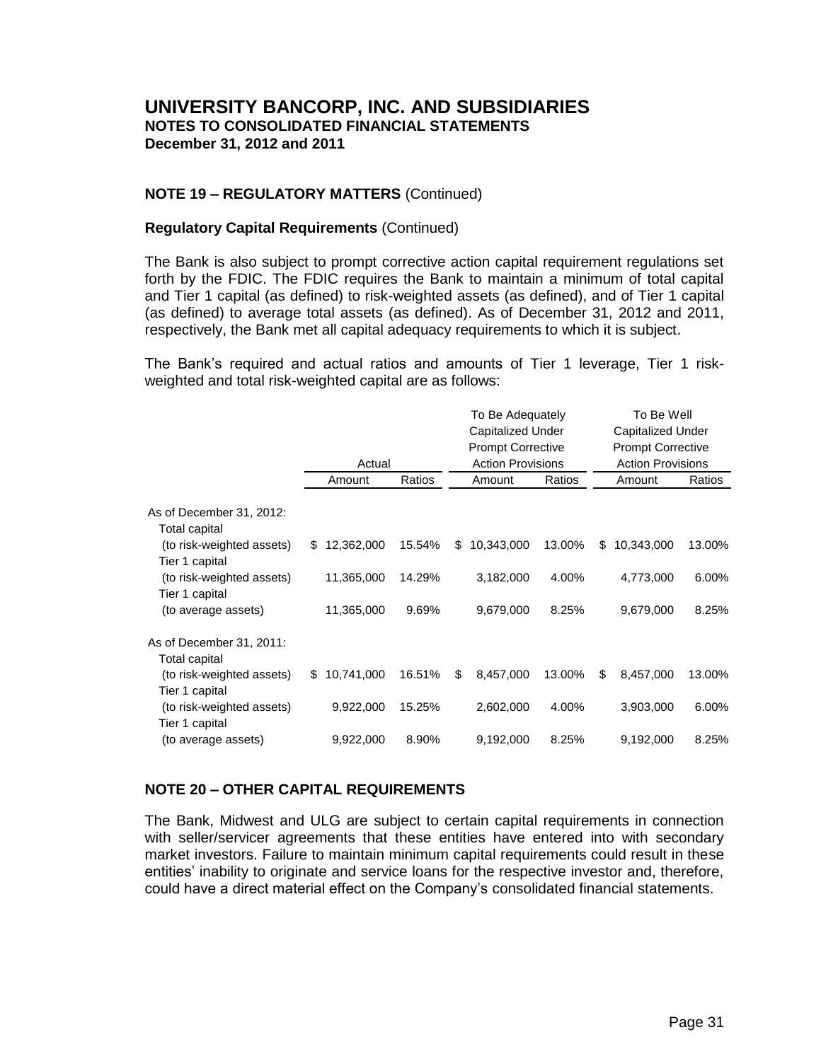# UNIVERSITY BANCORP, INC. AND SUBSIDIARIES
**NOTES TO CONSOLIDATED FINANCIAL STATEMENTS**
**December 31, 2012 and 2011**

## NOTE 19 – REGULATORY MATTERS (Continued)

### Regulatory Capital Requirements (Continued)

The Bank is also subject to prompt corrective action capital requirement regulations set forth by the FDIC. The FDIC requires the Bank to maintain a minimum of total capital and Tier 1 capital (as defined) to risk-weighted assets (as defined), and of Tier 1 capital (as defined) to average total assets (as defined). As of December 31, 2012 and 2011, respectively, the Bank met all capital adequacy requirements to which it is subject.

The Bank's required and actual ratios and amounts of Tier 1 leverage, Tier 1 risk-weighted and total risk-weighted capital are as follows:

| | Actual | | To Be Adequately Capitalized Under Prompt Corrective Action Provisions | | To Be Well Capitalized Under Prompt Corrective Action Provisions | |
|---|---|---|---|---|---|---|
| | Amount | Ratios | Amount | Ratios | Amount | Ratios |
| As of December 31, 2012: | | | | | | |
| Total capital (to risk-weighted assets) | $ 12,362,000 | 15.54% | $ 10,343,000 | 13.00% | $ 10,343,000 | 13.00% |
| Tier 1 capital (to risk-weighted assets) | 11,365,000 | 14.29% | 3,182,000 | 4.00% | 4,773,000 | 6.00% |
| Tier 1 capital (to average assets) | 11,365,000 | 9.69% | 9,679,000 | 8.25% | 9,679,000 | 8.25% |
| As of December 31, 2011: | | | | | | |
| Total capital (to risk-weighted assets) | $ 10,741,000 | 16.51% | $ 8,457,000 | 13.00% | $ 8,457,000 | 13.00% |
| Tier 1 capital (to risk-weighted assets) | 9,922,000 | 15.25% | 2,602,000 | 4.00% | 3,903,000 | 6.00% |
| Tier 1 capital (to average assets) | 9,922,000 | 8.90% | 9,192,000 | 8.25% | 9,192,000 | 8.25% |

## NOTE 20 – OTHER CAPITAL REQUIREMENTS

The Bank, Midwest and ULG are subject to certain capital requirements in connection with seller/servicer agreements that these entities have entered into with secondary market investors. Failure to maintain minimum capital requirements could result in these entities' inability to originate and service loans for the respective investor and, therefore, could have a direct material effect on the Company's consolidated financial statements.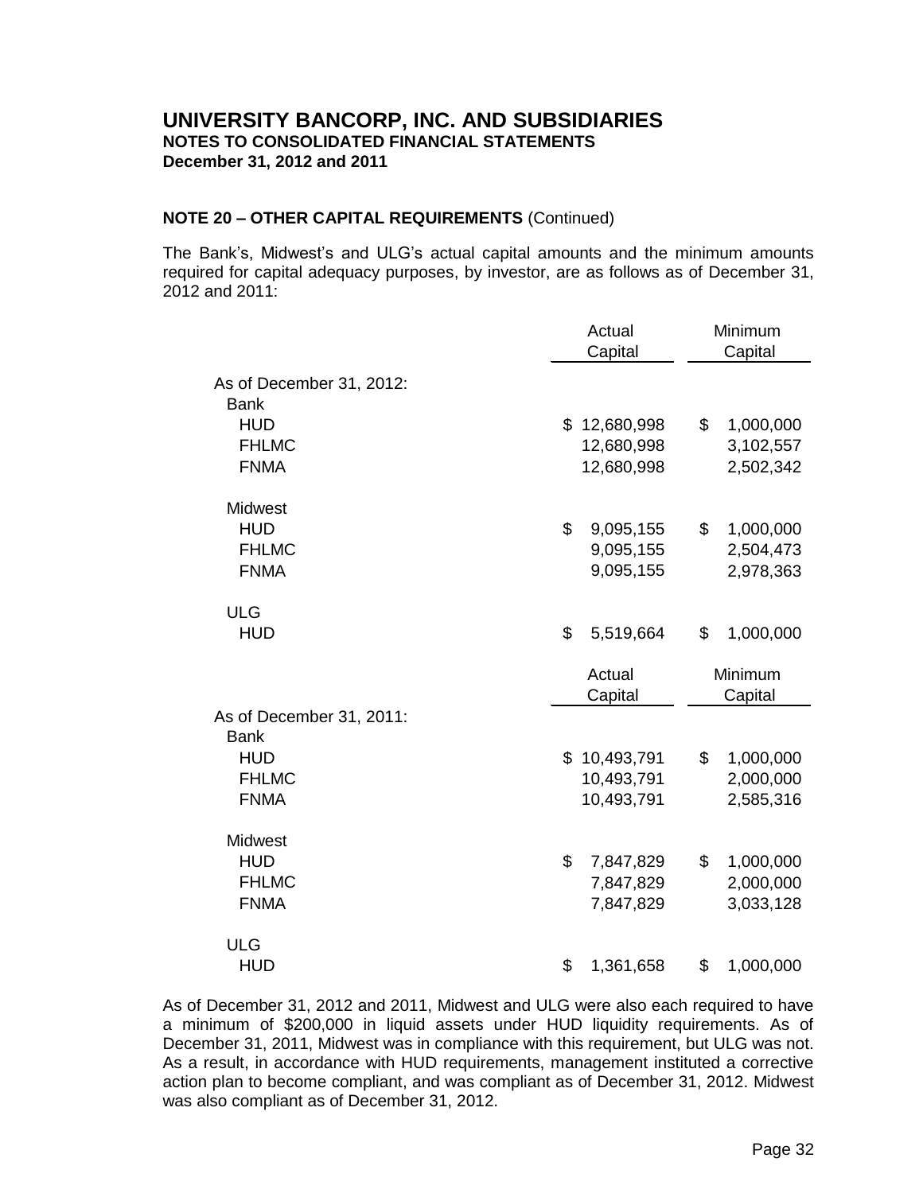# UNIVERSITY BANCORP, INC. AND SUBSIDIARIES

**NOTES TO CONSOLIDATED FINANCIAL STATEMENTS**
**December 31, 2012 and 2011**

**NOTE 20 – OTHER CAPITAL REQUIREMENTS** (Continued)

The Bank's, Midwest's and ULG's actual capital amounts and the minimum amounts required for capital adequacy purposes, by investor, are as follows as of December 31, 2012 and 2011:

| | Actual Capital | Minimum Capital |
|---|---|---|
| As of December 31, 2012: | | |
| Bank | | |
| HUD | $ 12,680,998 | $ 1,000,000 |
| FHLMC | 12,680,998 | 3,102,557 |
| FNMA | 12,680,998 | 2,502,342 |
| Midwest | | |
| HUD | $ 9,095,155 | $ 1,000,000 |
| FHLMC | 9,095,155 | 2,504,473 |
| FNMA | 9,095,155 | 2,978,363 |
| ULG | | |
| HUD | $ 5,519,664 | $ 1,000,000 |

| | Actual Capital | Minimum Capital |
|---|---|---|
| As of December 31, 2011: | | |
| Bank | | |
| HUD | $ 10,493,791 | $ 1,000,000 |
| FHLMC | 10,493,791 | 2,000,000 |
| FNMA | 10,493,791 | 2,585,316 |
| Midwest | | |
| HUD | $ 7,847,829 | $ 1,000,000 |
| FHLMC | 7,847,829 | 2,000,000 |
| FNMA | 7,847,829 | 3,033,128 |
| ULG | | |
| HUD | $ 1,361,658 | $ 1,000,000 |

As of December 31, 2012 and 2011, Midwest and ULG were also each required to have a minimum of $200,000 in liquid assets under HUD liquidity requirements. As of December 31, 2011, Midwest was in compliance with this requirement, but ULG was not. As a result, in accordance with HUD requirements, management instituted a corrective action plan to become compliant, and was compliant as of December 31, 2012. Midwest was also compliant as of December 31, 2012.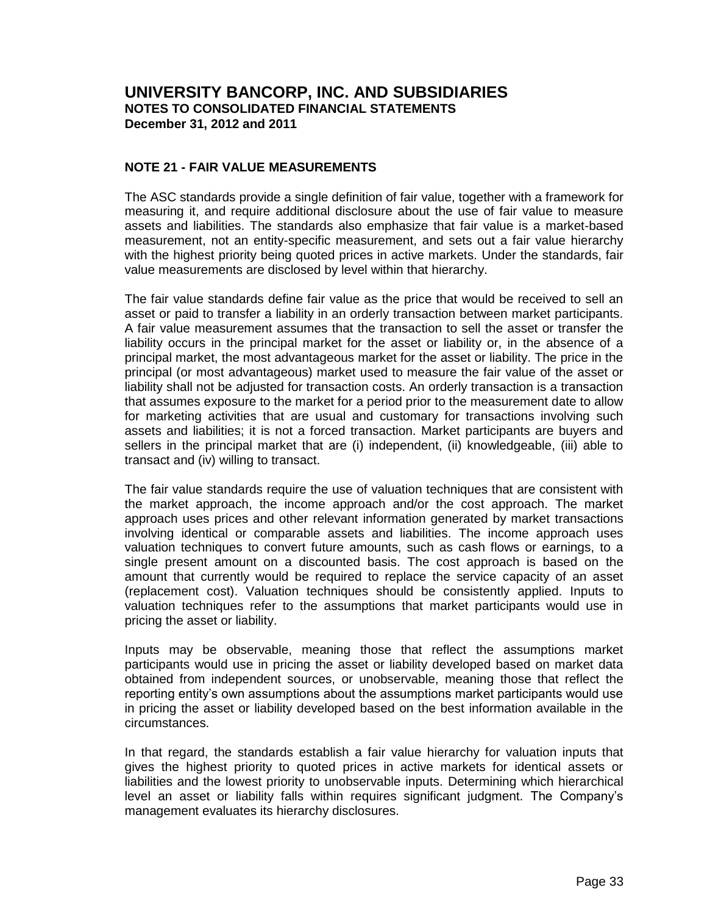# UNIVERSITY BANCORP, INC. AND SUBSIDIARIES
**NOTES TO CONSOLIDATED FINANCIAL STATEMENTS**
**December 31, 2012 and 2011**

## NOTE 21 - FAIR VALUE MEASUREMENTS

The ASC standards provide a single definition of fair value, together with a framework for measuring it, and require additional disclosure about the use of fair value to measure assets and liabilities. The standards also emphasize that fair value is a market-based measurement, not an entity-specific measurement, and sets out a fair value hierarchy with the highest priority being quoted prices in active markets. Under the standards, fair value measurements are disclosed by level within that hierarchy.

The fair value standards define fair value as the price that would be received to sell an asset or paid to transfer a liability in an orderly transaction between market participants. A fair value measurement assumes that the transaction to sell the asset or transfer the liability occurs in the principal market for the asset or liability or, in the absence of a principal market, the most advantageous market for the asset or liability. The price in the principal (or most advantageous) market used to measure the fair value of the asset or liability shall not be adjusted for transaction costs. An orderly transaction is a transaction that assumes exposure to the market for a period prior to the measurement date to allow for marketing activities that are usual and customary for transactions involving such assets and liabilities; it is not a forced transaction. Market participants are buyers and sellers in the principal market that are (i) independent, (ii) knowledgeable, (iii) able to transact and (iv) willing to transact.

The fair value standards require the use of valuation techniques that are consistent with the market approach, the income approach and/or the cost approach. The market approach uses prices and other relevant information generated by market transactions involving identical or comparable assets and liabilities. The income approach uses valuation techniques to convert future amounts, such as cash flows or earnings, to a single present amount on a discounted basis. The cost approach is based on the amount that currently would be required to replace the service capacity of an asset (replacement cost). Valuation techniques should be consistently applied. Inputs to valuation techniques refer to the assumptions that market participants would use in pricing the asset or liability.

Inputs may be observable, meaning those that reflect the assumptions market participants would use in pricing the asset or liability developed based on market data obtained from independent sources, or unobservable, meaning those that reflect the reporting entity's own assumptions about the assumptions market participants would use in pricing the asset or liability developed based on the best information available in the circumstances.

In that regard, the standards establish a fair value hierarchy for valuation inputs that gives the highest priority to quoted prices in active markets for identical assets or liabilities and the lowest priority to unobservable inputs. Determining which hierarchical level an asset or liability falls within requires significant judgment. The Company's management evaluates its hierarchy disclosures.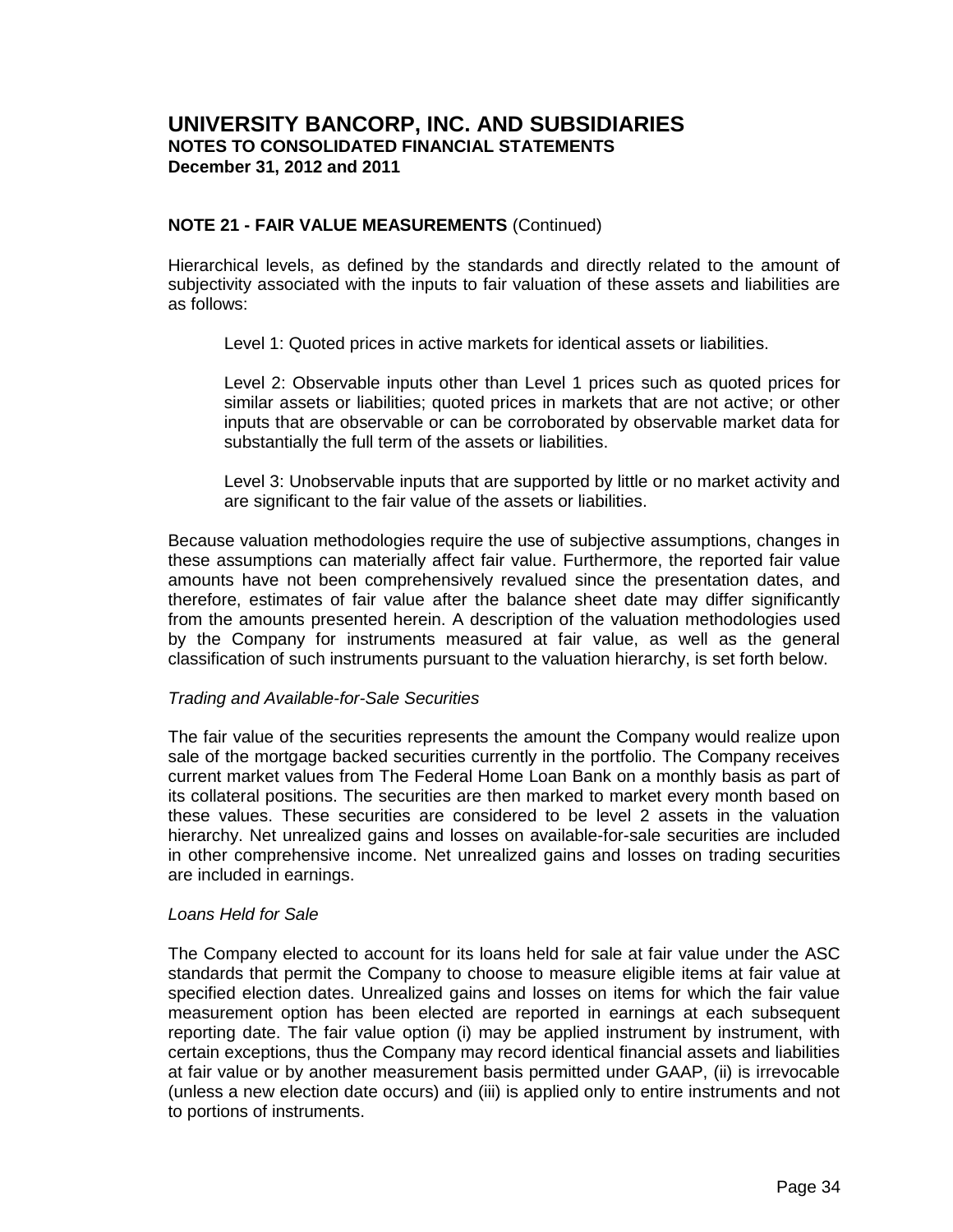# UNIVERSITY BANCORP, INC. AND SUBSIDIARIES

**NOTES TO CONSOLIDATED FINANCIAL STATEMENTS**
**December 31, 2012 and 2011**

## NOTE 21 - FAIR VALUE MEASUREMENTS (Continued)

Hierarchical levels, as defined by the standards and directly related to the amount of subjectivity associated with the inputs to fair valuation of these assets and liabilities are as follows:

Level 1: Quoted prices in active markets for identical assets or liabilities.

Level 2: Observable inputs other than Level 1 prices such as quoted prices for similar assets or liabilities; quoted prices in markets that are not active; or other inputs that are observable or can be corroborated by observable market data for substantially the full term of the assets or liabilities.

Level 3: Unobservable inputs that are supported by little or no market activity and are significant to the fair value of the assets or liabilities.

Because valuation methodologies require the use of subjective assumptions, changes in these assumptions can materially affect fair value. Furthermore, the reported fair value amounts have not been comprehensively revalued since the presentation dates, and therefore, estimates of fair value after the balance sheet date may differ significantly from the amounts presented herein. A description of the valuation methodologies used by the Company for instruments measured at fair value, as well as the general classification of such instruments pursuant to the valuation hierarchy, is set forth below.

*Trading and Available-for-Sale Securities*

The fair value of the securities represents the amount the Company would realize upon sale of the mortgage backed securities currently in the portfolio. The Company receives current market values from The Federal Home Loan Bank on a monthly basis as part of its collateral positions. The securities are then marked to market every month based on these values. These securities are considered to be level 2 assets in the valuation hierarchy. Net unrealized gains and losses on available-for-sale securities are included in other comprehensive income. Net unrealized gains and losses on trading securities are included in earnings.

*Loans Held for Sale*

The Company elected to account for its loans held for sale at fair value under the ASC standards that permit the Company to choose to measure eligible items at fair value at specified election dates. Unrealized gains and losses on items for which the fair value measurement option has been elected are reported in earnings at each subsequent reporting date. The fair value option (i) may be applied instrument by instrument, with certain exceptions, thus the Company may record identical financial assets and liabilities at fair value or by another measurement basis permitted under GAAP, (ii) is irrevocable (unless a new election date occurs) and (iii) is applied only to entire instruments and not to portions of instruments.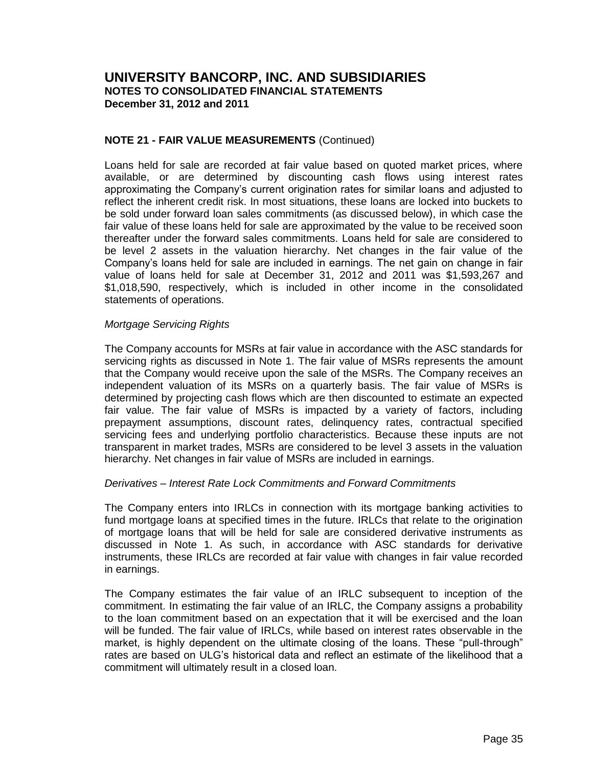# UNIVERSITY BANCORP, INC. AND SUBSIDIARIES
**NOTES TO CONSOLIDATED FINANCIAL STATEMENTS**
**December 31, 2012 and 2011**

## NOTE 21 - FAIR VALUE MEASUREMENTS (Continued)

Loans held for sale are recorded at fair value based on quoted market prices, where available, or are determined by discounting cash flows using interest rates approximating the Company's current origination rates for similar loans and adjusted to reflect the inherent credit risk. In most situations, these loans are locked into buckets to be sold under forward loan sales commitments (as discussed below), in which case the fair value of these loans held for sale are approximated by the value to be received soon thereafter under the forward sales commitments. Loans held for sale are considered to be level 2 assets in the valuation hierarchy. Net changes in the fair value of the Company's loans held for sale are included in earnings. The net gain on change in fair value of loans held for sale at December 31, 2012 and 2011 was $1,593,267 and $1,018,590, respectively, which is included in other income in the consolidated statements of operations.

*Mortgage Servicing Rights*

The Company accounts for MSRs at fair value in accordance with the ASC standards for servicing rights as discussed in Note 1. The fair value of MSRs represents the amount that the Company would receive upon the sale of the MSRs. The Company receives an independent valuation of its MSRs on a quarterly basis. The fair value of MSRs is determined by projecting cash flows which are then discounted to estimate an expected fair value. The fair value of MSRs is impacted by a variety of factors, including prepayment assumptions, discount rates, delinquency rates, contractual specified servicing fees and underlying portfolio characteristics. Because these inputs are not transparent in market trades, MSRs are considered to be level 3 assets in the valuation hierarchy. Net changes in fair value of MSRs are included in earnings.

*Derivatives – Interest Rate Lock Commitments and Forward Commitments*

The Company enters into IRLCs in connection with its mortgage banking activities to fund mortgage loans at specified times in the future. IRLCs that relate to the origination of mortgage loans that will be held for sale are considered derivative instruments as discussed in Note 1. As such, in accordance with ASC standards for derivative instruments, these IRLCs are recorded at fair value with changes in fair value recorded in earnings.

The Company estimates the fair value of an IRLC subsequent to inception of the commitment. In estimating the fair value of an IRLC, the Company assigns a probability to the loan commitment based on an expectation that it will be exercised and the loan will be funded. The fair value of IRLCs, while based on interest rates observable in the market, is highly dependent on the ultimate closing of the loans. These "pull-through" rates are based on ULG's historical data and reflect an estimate of the likelihood that a commitment will ultimately result in a closed loan.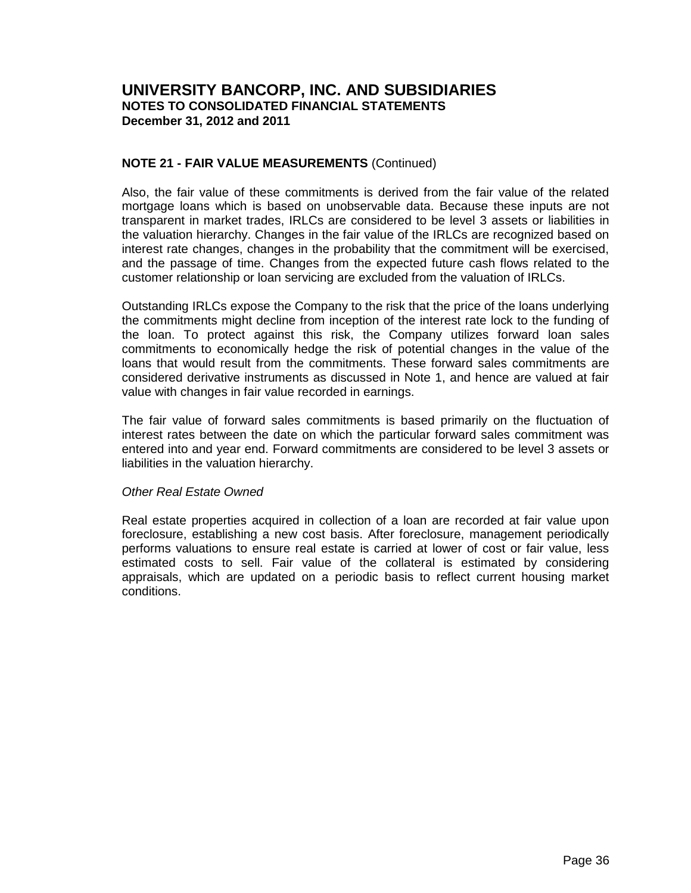**NOTE 21 - FAIR VALUE MEASUREMENTS** (Continued)

Also, the fair value of these commitments is derived from the fair value of the related mortgage loans which is based on unobservable data. Because these inputs are not transparent in market trades, IRLCs are considered to be level 3 assets or liabilities in the valuation hierarchy. Changes in the fair value of the IRLCs are recognized based on interest rate changes, changes in the probability that the commitment will be exercised, and the passage of time. Changes from the expected future cash flows related to the customer relationship or loan servicing are excluded from the valuation of IRLCs.

Outstanding IRLCs expose the Company to the risk that the price of the loans underlying the commitments might decline from inception of the interest rate lock to the funding of the loan. To protect against this risk, the Company utilizes forward loan sales commitments to economically hedge the risk of potential changes in the value of the loans that would result from the commitments. These forward sales commitments are considered derivative instruments as discussed in Note 1, and hence are valued at fair value with changes in fair value recorded in earnings.

The fair value of forward sales commitments is based primarily on the fluctuation of interest rates between the date on which the particular forward sales commitment was entered into and year end. Forward commitments are considered to be level 3 assets or liabilities in the valuation hierarchy.

*Other Real Estate Owned*

Real estate properties acquired in collection of a loan are recorded at fair value upon foreclosure, establishing a new cost basis. After foreclosure, management periodically performs valuations to ensure real estate is carried at lower of cost or fair value, less estimated costs to sell. Fair value of the collateral is estimated by considering appraisals, which are updated on a periodic basis to reflect current housing market conditions.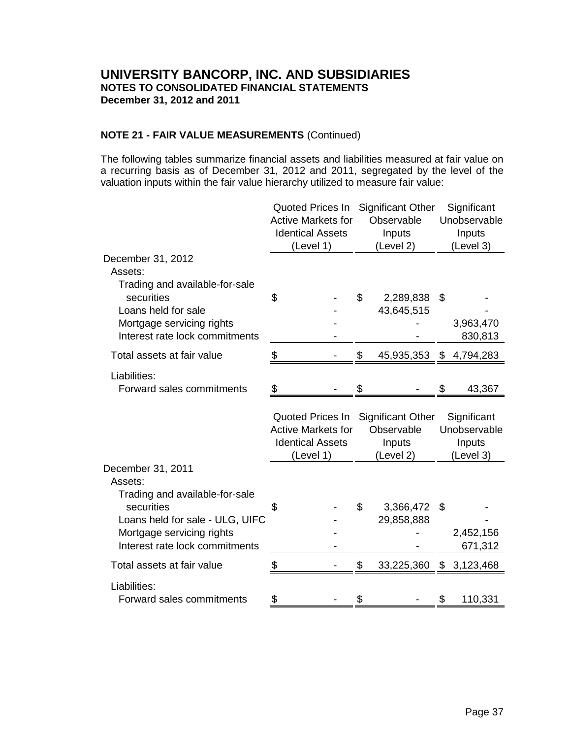# UNIVERSITY BANCORP, INC. AND SUBSIDIARIES

**NOTES TO CONSOLIDATED FINANCIAL STATEMENTS**

**December 31, 2012 and 2011**

**NOTE 21 - FAIR VALUE MEASUREMENTS** (Continued)

The following tables summarize financial assets and liabilities measured at fair value on a recurring basis as of December 31, 2012 and 2011, segregated by the level of the valuation inputs within the fair value hierarchy utilized to measure fair value:

| | Quoted Prices In Active Markets for Identical Assets (Level 1) | Significant Other Observable Inputs (Level 2) | Significant Unobservable Inputs (Level 3) |
|---|---|---|---|
| December 31, 2012 | | | |
| Assets: | | | |
| Trading and available-for-sale securities | $ - | $ 2,289,838 | $ - |
| Loans held for sale | - | 43,645,515 | - |
| Mortgage servicing rights | - | - | 3,963,470 |
| Interest rate lock commitments | - | - | 830,813 |
| Total assets at fair value | $ - | $ 45,935,353 | $ 4,794,283 |
| Liabilities: | | | |
| Forward sales commitments | $ - | $ - | $ 43,367 |

| | Quoted Prices In Active Markets for Identical Assets (Level 1) | Significant Other Observable Inputs (Level 2) | Significant Unobservable Inputs (Level 3) |
|---|---|---|---|
| December 31, 2011 | | | |
| Assets: | | | |
| Trading and available-for-sale securities | $ - | $ 3,366,472 | $ - |
| Loans held for sale - ULG, UIFC | - | 29,858,888 | - |
| Mortgage servicing rights | - | - | 2,452,156 |
| Interest rate lock commitments | - | - | 671,312 |
| Total assets at fair value | $ - | $ 33,225,360 | $ 3,123,468 |
| Liabilities: | | | |
| Forward sales commitments | $ - | $ - | $ 110,331 |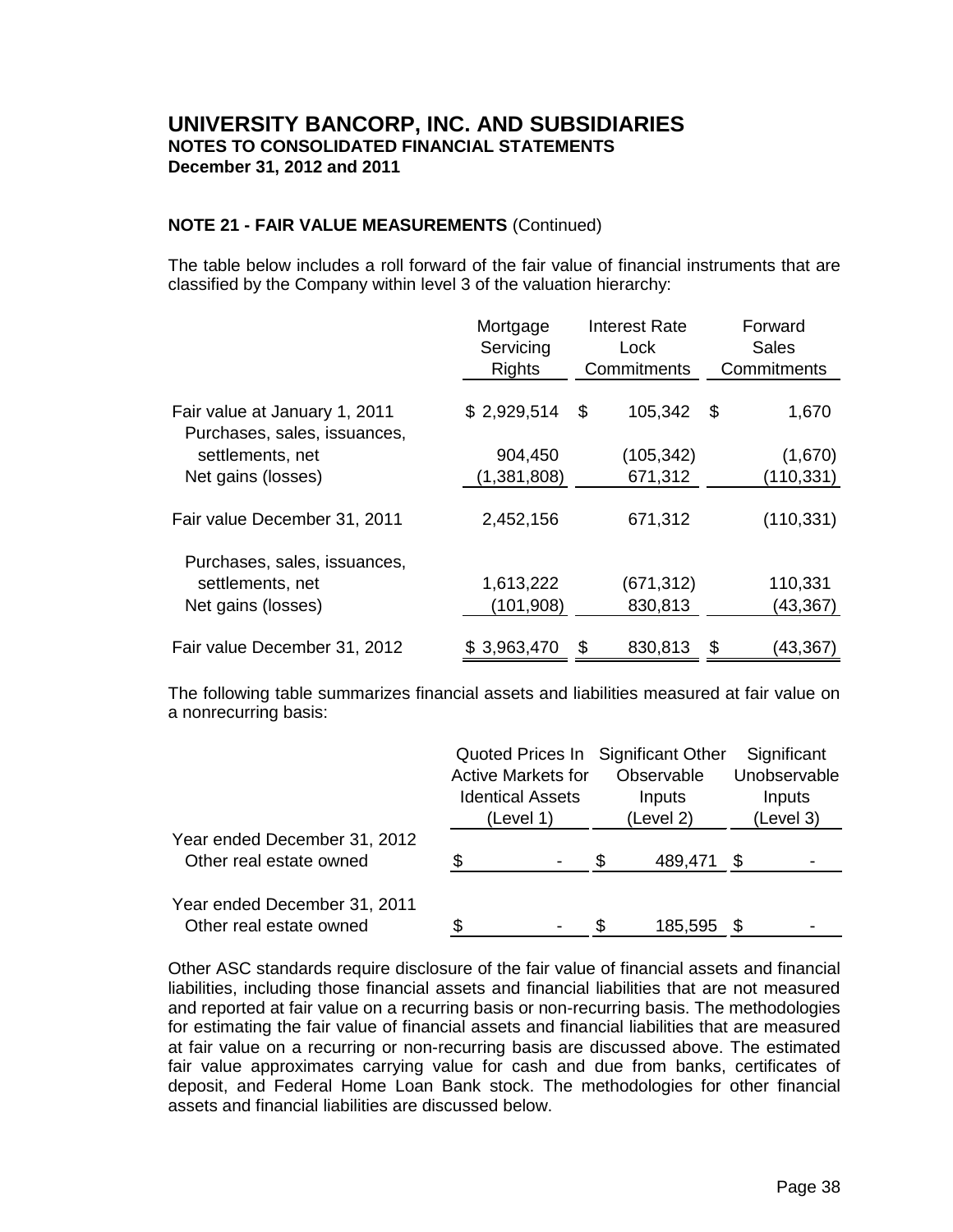# UNIVERSITY BANCORP, INC. AND SUBSIDIARIES
**NOTES TO CONSOLIDATED FINANCIAL STATEMENTS**
**December 31, 2012 and 2011**

**NOTE 21 - FAIR VALUE MEASUREMENTS** (Continued)

The table below includes a roll forward of the fair value of financial instruments that are classified by the Company within level 3 of the valuation hierarchy:

| | Mortgage Servicing Rights | Interest Rate Lock Commitments | Forward Sales Commitments |
|---|---|---|---|
| Fair value at January 1, 2011 | $ 2,929,514 | $ 105,342 | $ 1,670 |
| Purchases, sales, issuances, settlements, net | 904,450 | (105,342) | (1,670) |
| Net gains (losses) | (1,381,808) | 671,312 | (110,331) |
| Fair value December 31, 2011 | 2,452,156 | 671,312 | (110,331) |
| Purchases, sales, issuances, settlements, net | 1,613,222 | (671,312) | 110,331 |
| Net gains (losses) | (101,908) | 830,813 | (43,367) |
| Fair value December 31, 2012 | $ 3,963,470 | $ 830,813 | $ (43,367) |

The following table summarizes financial assets and liabilities measured at fair value on a nonrecurring basis:

| | Quoted Prices In Active Markets for Identical Assets (Level 1) | Significant Other Observable Inputs (Level 2) | Significant Unobservable Inputs (Level 3) |
|---|---|---|---|
| Year ended December 31, 2012 | | | |
| Other real estate owned | $ - | $ 489,471 | $ - |
| Year ended December 31, 2011 | | | |
| Other real estate owned | $ - | $ 185,595 | $ - |

Other ASC standards require disclosure of the fair value of financial assets and financial liabilities, including those financial assets and financial liabilities that are not measured and reported at fair value on a recurring basis or non-recurring basis. The methodologies for estimating the fair value of financial assets and financial liabilities that are measured at fair value on a recurring or non-recurring basis are discussed above. The estimated fair value approximates carrying value for cash and due from banks, certificates of deposit, and Federal Home Loan Bank stock. The methodologies for other financial assets and financial liabilities are discussed below.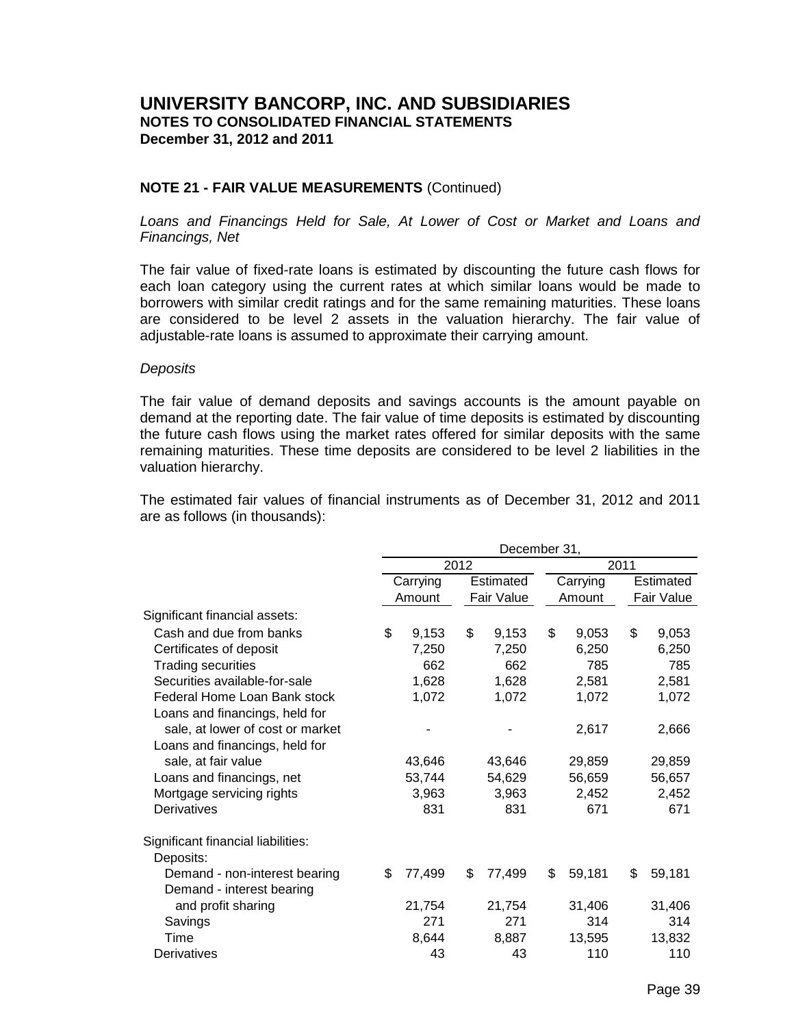# UNIVERSITY BANCORP, INC. AND SUBSIDIARIES
**NOTES TO CONSOLIDATED FINANCIAL STATEMENTS**
**December 31, 2012 and 2011**

**NOTE 21 - FAIR VALUE MEASUREMENTS** (Continued)

*Loans and Financings Held for Sale, At Lower of Cost or Market and Loans and Financings, Net*

The fair value of fixed-rate loans is estimated by discounting the future cash flows for each loan category using the current rates at which similar loans would be made to borrowers with similar credit ratings and for the same remaining maturities. These loans are considered to be level 2 assets in the valuation hierarchy. The fair value of adjustable-rate loans is assumed to approximate their carrying amount.

*Deposits*

The fair value of demand deposits and savings accounts is the amount payable on demand at the reporting date. The fair value of time deposits is estimated by discounting the future cash flows using the market rates offered for similar deposits with the same remaining maturities. These time deposits are considered to be level 2 liabilities in the valuation hierarchy.

The estimated fair values of financial instruments as of December 31, 2012 and 2011 are as follows (in thousands):

| | December 31, | | | |
|---|---|---|---|---|
| | 2012 | | 2011 | |
| | Carrying Amount | Estimated Fair Value | Carrying Amount | Estimated Fair Value |
| Significant financial assets: | | | | |
| Cash and due from banks | $ 9,153 | $ 9,153 | $ 9,053 | $ 9,053 |
| Certificates of deposit | 7,250 | 7,250 | 6,250 | 6,250 |
| Trading securities | 662 | 662 | 785 | 785 |
| Securities available-for-sale | 1,628 | 1,628 | 2,581 | 2,581 |
| Federal Home Loan Bank stock | 1,072 | 1,072 | 1,072 | 1,072 |
| Loans and financings, held for sale, at lower of cost or market | - | - | 2,617 | 2,666 |
| Loans and financings, held for sale, at fair value | 43,646 | 43,646 | 29,859 | 29,859 |
| Loans and financings, net | 53,744 | 54,629 | 56,659 | 56,657 |
| Mortgage servicing rights | 3,963 | 3,963 | 2,452 | 2,452 |
| Derivatives | 831 | 831 | 671 | 671 |
| Significant financial liabilities: | | | | |
| Deposits: | | | | |
| Demand - non-interest bearing | $ 77,499 | $ 77,499 | $ 59,181 | $ 59,181 |
| Demand - interest bearing and profit sharing | 21,754 | 21,754 | 31,406 | 31,406 |
| Savings | 271 | 271 | 314 | 314 |
| Time | 8,644 | 8,887 | 13,595 | 13,832 |
| Derivatives | 43 | 43 | 110 | 110 |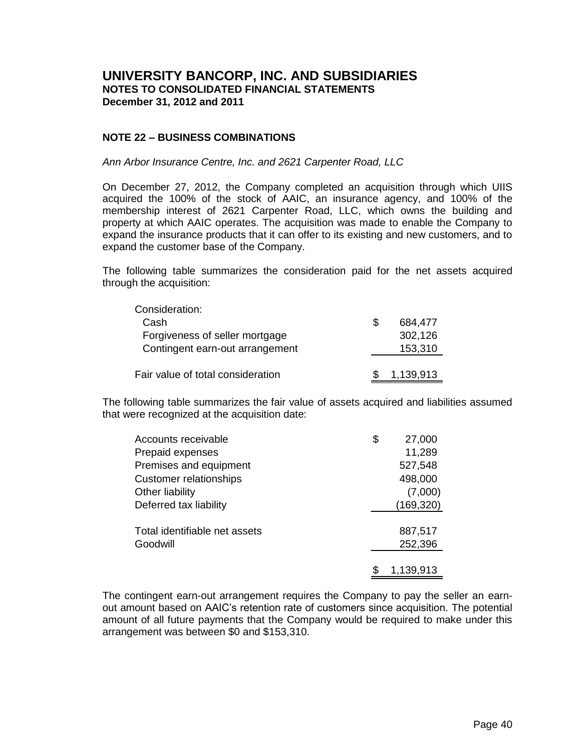# UNIVERSITY BANCORP, INC. AND SUBSIDIARIES
**NOTES TO CONSOLIDATED FINANCIAL STATEMENTS**
**December 31, 2012 and 2011**

## NOTE 22 – BUSINESS COMBINATIONS

*Ann Arbor Insurance Centre, Inc. and 2621 Carpenter Road, LLC*

On December 27, 2012, the Company completed an acquisition through which UIIS acquired the 100% of the stock of AAIC, an insurance agency, and 100% of the membership interest of 2621 Carpenter Road, LLC, which owns the building and property at which AAIC operates. The acquisition was made to enable the Company to expand the insurance products that it can offer to its existing and new customers, and to expand the customer base of the Company.

The following table summarizes the consideration paid for the net assets acquired through the acquisition:

| | |
|---|---|
| Consideration: | |
| Cash | $ 684,477 |
| Forgiveness of seller mortgage | 302,126 |
| Contingent earn-out arrangement | 153,310 |
| Fair value of total consideration | $ 1,139,913 |

The following table summarizes the fair value of assets acquired and liabilities assumed that were recognized at the acquisition date:

| | |
|---|---|
| Accounts receivable | $ 27,000 |
| Prepaid expenses | 11,289 |
| Premises and equipment | 527,548 |
| Customer relationships | 498,000 |
| Other liability | (7,000) |
| Deferred tax liability | (169,320) |
| Total identifiable net assets | 887,517 |
| Goodwill | 252,396 |
| | $ 1,139,913 |

The contingent earn-out arrangement requires the Company to pay the seller an earn-out amount based on AAIC's retention rate of customers since acquisition. The potential amount of all future payments that the Company would be required to make under this arrangement was between $0 and $153,310.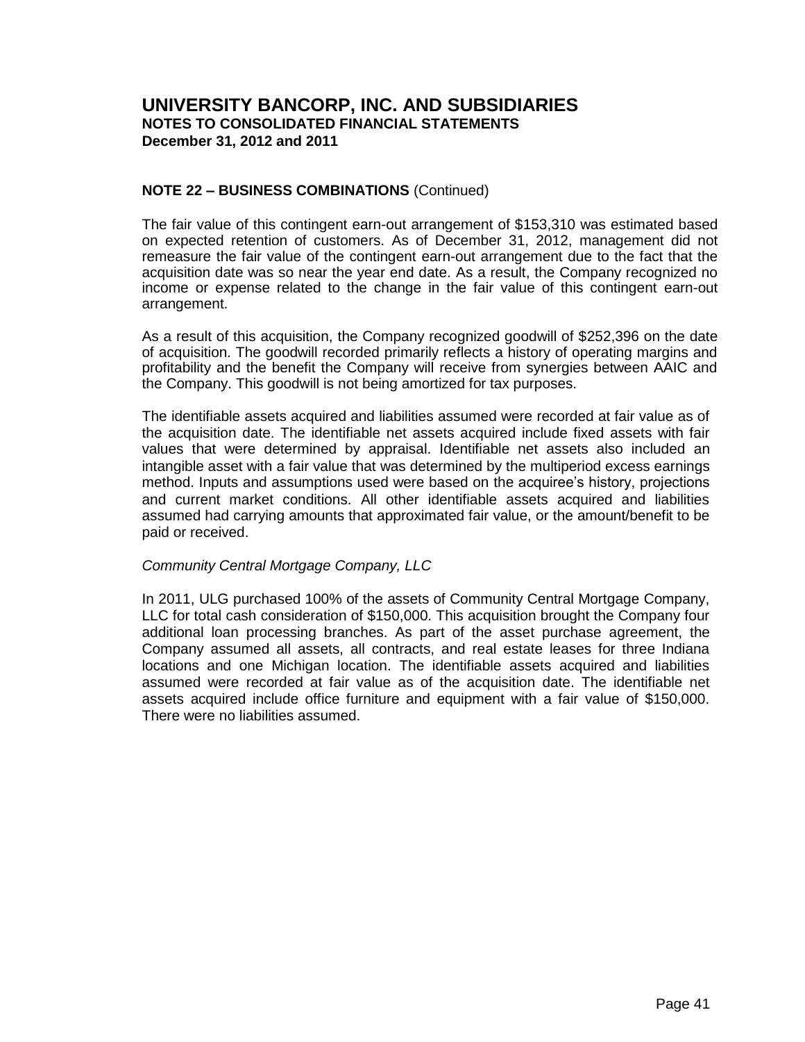## NOTE 22 – BUSINESS COMBINATIONS (Continued)

The fair value of this contingent earn-out arrangement of $153,310 was estimated based on expected retention of customers. As of December 31, 2012, management did not remeasure the fair value of the contingent earn-out arrangement due to the fact that the acquisition date was so near the year end date. As a result, the Company recognized no income or expense related to the change in the fair value of this contingent earn-out arrangement.

As a result of this acquisition, the Company recognized goodwill of $252,396 on the date of acquisition. The goodwill recorded primarily reflects a history of operating margins and profitability and the benefit the Company will receive from synergies between AAIC and the Company. This goodwill is not being amortized for tax purposes.

The identifiable assets acquired and liabilities assumed were recorded at fair value as of the acquisition date. The identifiable net assets acquired include fixed assets with fair values that were determined by appraisal. Identifiable net assets also included an intangible asset with a fair value that was determined by the multiperiod excess earnings method. Inputs and assumptions used were based on the acquiree's history, projections and current market conditions. All other identifiable assets acquired and liabilities assumed had carrying amounts that approximated fair value, or the amount/benefit to be paid or received.

*Community Central Mortgage Company, LLC*

In 2011, ULG purchased 100% of the assets of Community Central Mortgage Company, LLC for total cash consideration of $150,000. This acquisition brought the Company four additional loan processing branches. As part of the asset purchase agreement, the Company assumed all assets, all contracts, and real estate leases for three Indiana locations and one Michigan location. The identifiable assets acquired and liabilities assumed were recorded at fair value as of the acquisition date. The identifiable net assets acquired include office furniture and equipment with a fair value of $150,000. There were no liabilities assumed.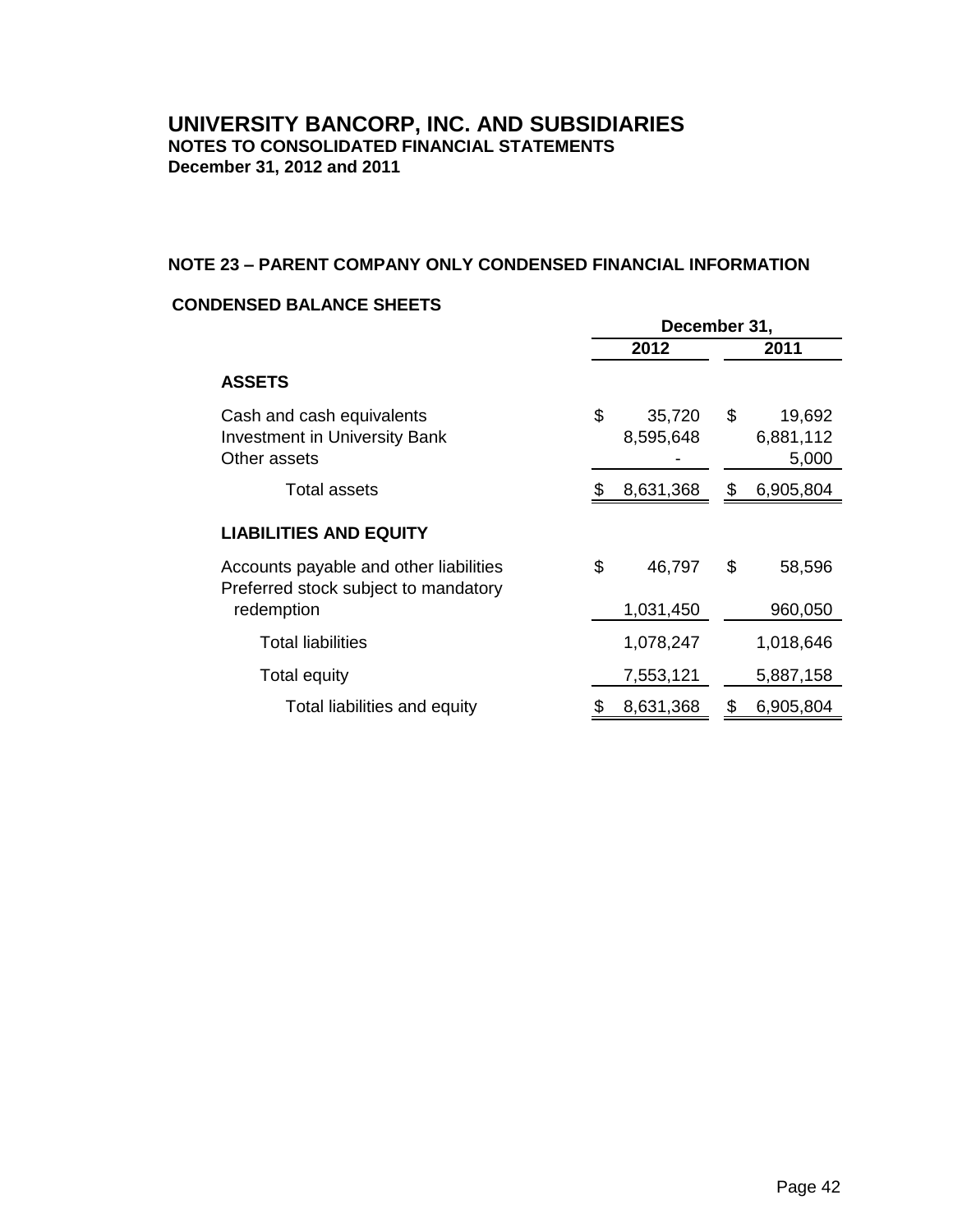# UNIVERSITY BANCORP, INC. AND SUBSIDIARIES
**NOTES TO CONSOLIDATED FINANCIAL STATEMENTS**
**December 31, 2012 and 2011**

## NOTE 23 – PARENT COMPANY ONLY CONDENSED FINANCIAL INFORMATION

### CONDENSED BALANCE SHEETS

| | December 31, | |
|---|---|---|
| | 2012 | 2011 |
| **ASSETS** | | |
| Cash and cash equivalents | $ 35,720 | $ 19,692 |
| Investment in University Bank | 8,595,648 | 6,881,112 |
| Other assets | - | 5,000 |
| Total assets | $ 8,631,368 | $ 6,905,804 |
| **LIABILITIES AND EQUITY** | | |
| Accounts payable and other liabilities | $ 46,797 | $ 58,596 |
| Preferred stock subject to mandatory redemption | 1,031,450 | 960,050 |
| Total liabilities | 1,078,247 | 1,018,646 |
| Total equity | 7,553,121 | 5,887,158 |
| Total liabilities and equity | $ 8,631,368 | $ 6,905,804 |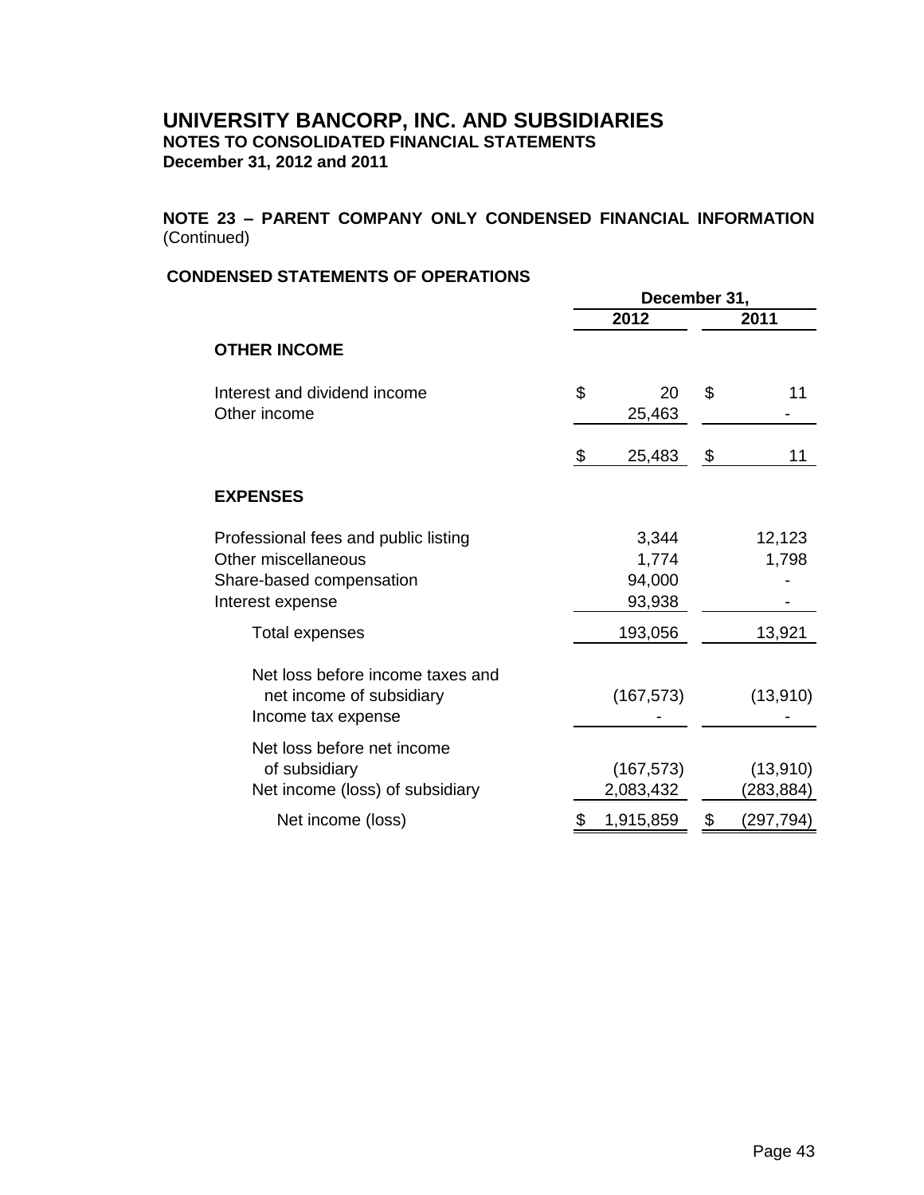# UNIVERSITY BANCORP, INC. AND SUBSIDIARIES

**NOTES TO CONSOLIDATED FINANCIAL STATEMENTS**
**December 31, 2012 and 2011**

**NOTE 23 – PARENT COMPANY ONLY CONDENSED FINANCIAL INFORMATION** (Continued)

**CONDENSED STATEMENTS OF OPERATIONS**

| | December 31, | |
|---|---|---|
| | 2012 | 2011 |
| **OTHER INCOME** | | |
| Interest and dividend income | $ 20 | $ 11 |
| Other income | 25,463 | - |
| | $ 25,483 | $ 11 |
| **EXPENSES** | | |
| Professional fees and public listing | 3,344 | 12,123 |
| Other miscellaneous | 1,774 | 1,798 |
| Share-based compensation | 94,000 | - |
| Interest expense | 93,938 | - |
| Total expenses | 193,056 | 13,921 |
| Net loss before income taxes and net income of subsidiary | (167,573) | (13,910) |
| Income tax expense | - | - |
| Net loss before net income of subsidiary | (167,573) | (13,910) |
| Net income (loss) of subsidiary | 2,083,432 | (283,884) |
| Net income (loss) | $ 1,915,859 | $ (297,794) |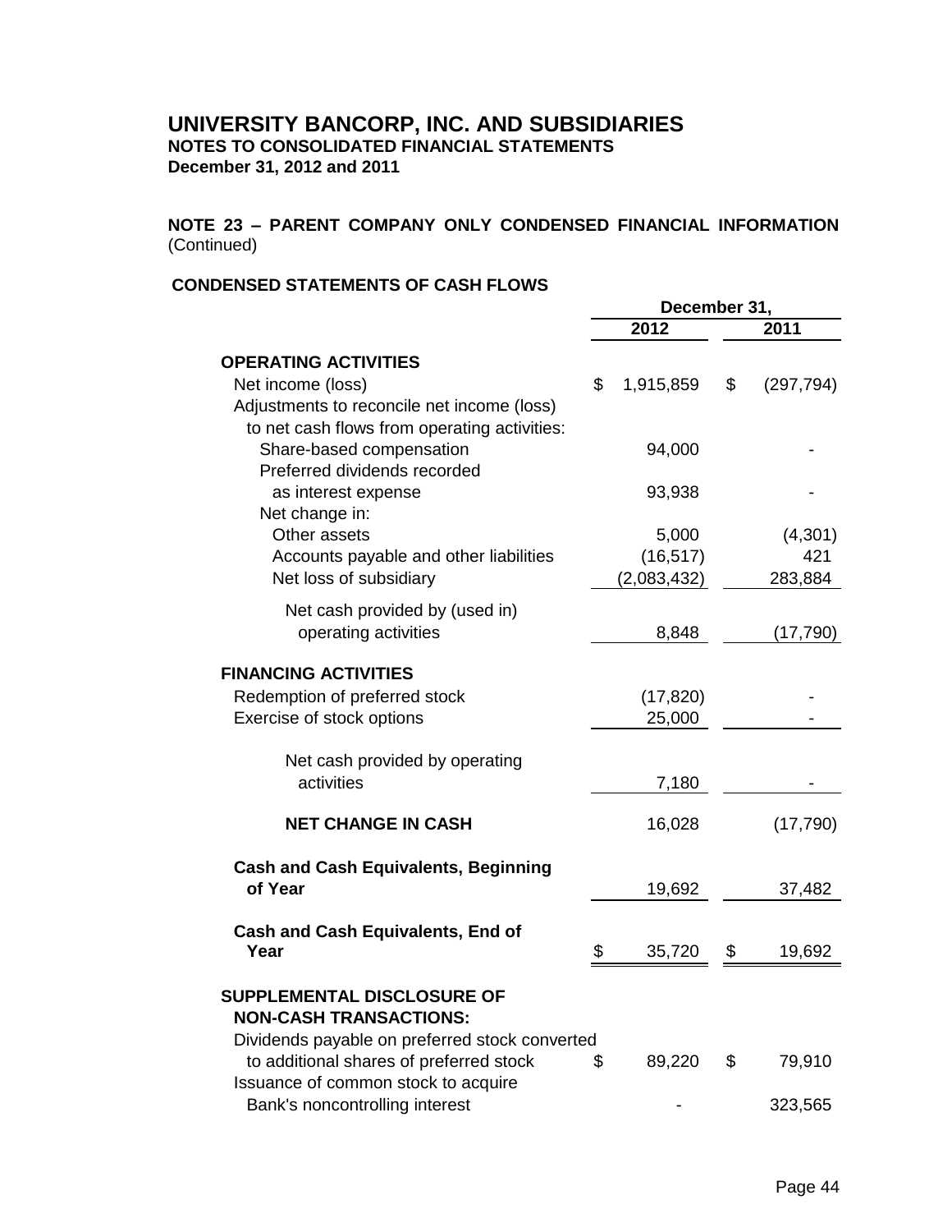# UNIVERSITY BANCORP, INC. AND SUBSIDIARIES

**NOTES TO CONSOLIDATED FINANCIAL STATEMENTS**
**December 31, 2012 and 2011**

**NOTE 23 – PARENT COMPANY ONLY CONDENSED FINANCIAL INFORMATION** (Continued)

**CONDENSED STATEMENTS OF CASH FLOWS**

| | December 31, | |
|---|---|---|
| | 2012 | 2011 |
| **OPERATING ACTIVITIES** | | |
| Net income (loss) | $ 1,915,859 | $ (297,794) |
| Adjustments to reconcile net income (loss) to net cash flows from operating activities: | | |
| Share-based compensation | 94,000 | - |
| Preferred dividends recorded as interest expense | 93,938 | - |
| Net change in: | | |
| Other assets | 5,000 | (4,301) |
| Accounts payable and other liabilities | (16,517) | 421 |
| Net loss of subsidiary | (2,083,432) | 283,884 |
| Net cash provided by (used in) operating activities | 8,848 | (17,790) |
| **FINANCING ACTIVITIES** | | |
| Redemption of preferred stock | (17,820) | - |
| Exercise of stock options | 25,000 | - |
| Net cash provided by operating activities | 7,180 | - |
| **NET CHANGE IN CASH** | 16,028 | (17,790) |
| **Cash and Cash Equivalents, Beginning of Year** | 19,692 | 37,482 |
| **Cash and Cash Equivalents, End of Year** | $ 35,720 | $ 19,692 |
| **SUPPLEMENTAL DISCLOSURE OF NON-CASH TRANSACTIONS:** | | |
| Dividends payable on preferred stock converted to additional shares of preferred stock | $ 89,220 | $ 79,910 |
| Issuance of common stock to acquire Bank's noncontrolling interest | - | 323,565 |